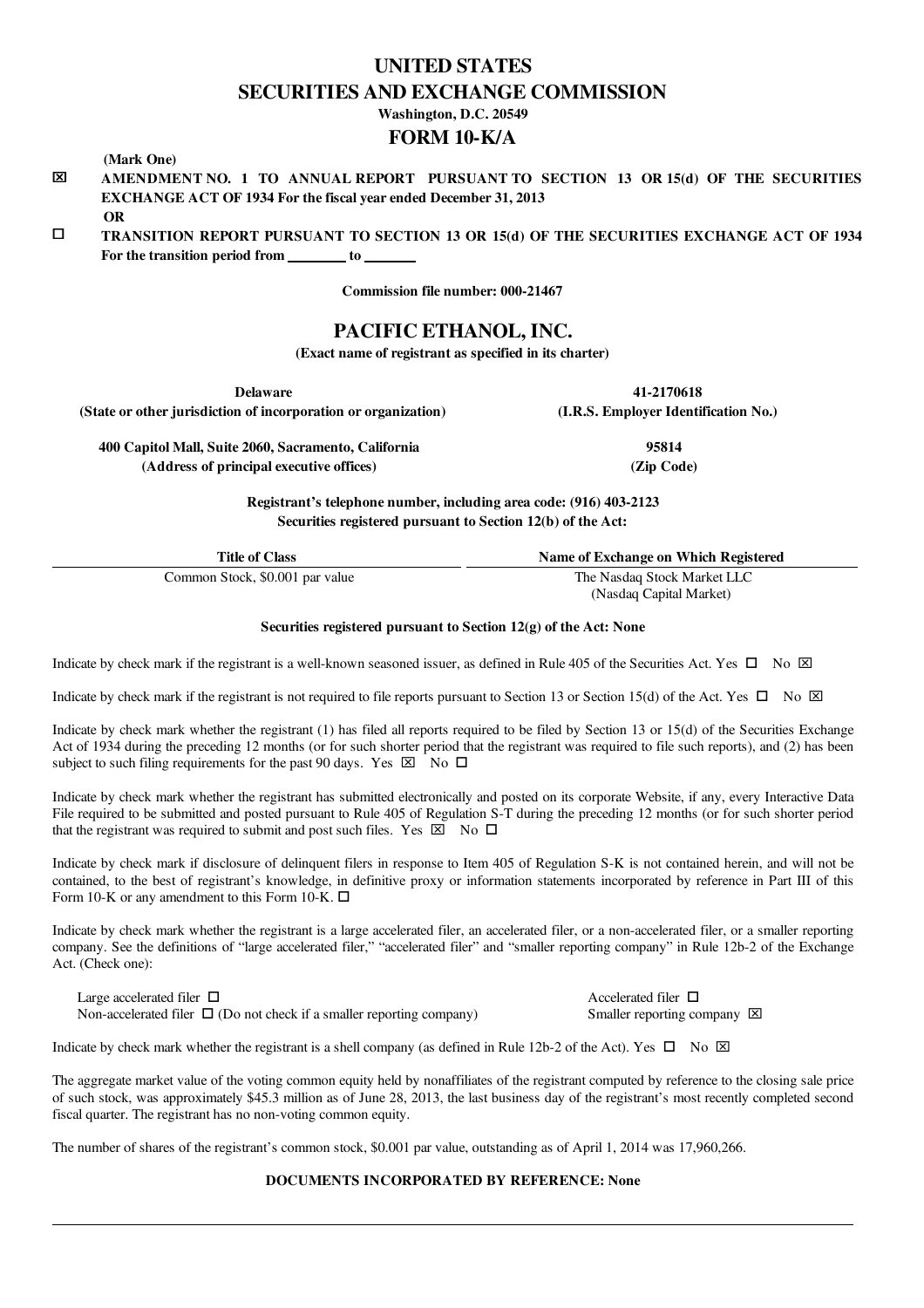# UNITED STATES
# SECURITIES AND EXCHANGE COMMISSION

**Washington, D.C. 20549**

## FORM 10-K/A

**(Mark One)**

☒ **AMENDMENT NO. 1 TO ANNUAL REPORT PURSUANT TO SECTION 13 OR 15(d) OF THE SECURITIES EXCHANGE ACT OF 1934 For the fiscal year ended December 31, 2013**

**OR**

☐ **TRANSITION REPORT PURSUANT TO SECTION 13 OR 15(d) OF THE SECURITIES EXCHANGE ACT OF 1934 For the transition period from ________ to _______**

**Commission file number: 000-21467**

## PACIFIC ETHANOL, INC.

**(Exact name of registrant as specified in its charter)**

| **Delaware** | **41-2170618** |
|---|---|
| **(State or other jurisdiction of incorporation or organization)** | **(I.R.S. Employer Identification No.)** |
| **400 Capitol Mall, Suite 2060, Sacramento, California** | **95814** |
| **(Address of principal executive offices)** | **(Zip Code)** |

**Registrant's telephone number, including area code: (916) 403-2123**
**Securities registered pursuant to Section 12(b) of the Act:**

| Title of Class | Name of Exchange on Which Registered |
|---|---|
| Common Stock, $0.001 par value | The Nasdaq Stock Market LLC (Nasdaq Capital Market) |

**Securities registered pursuant to Section 12(g) of the Act: None**

Indicate by check mark if the registrant is a well-known seasoned issuer, as defined in Rule 405 of the Securities Act. Yes ☐ No ☒

Indicate by check mark if the registrant is not required to file reports pursuant to Section 13 or Section 15(d) of the Act. Yes ☐ No ☒

Indicate by check mark whether the registrant (1) has filed all reports required to be filed by Section 13 or 15(d) of the Securities Exchange Act of 1934 during the preceding 12 months (or for such shorter period that the registrant was required to file such reports), and (2) has been subject to such filing requirements for the past 90 days. Yes ☒ No ☐

Indicate by check mark whether the registrant has submitted electronically and posted on its corporate Website, if any, every Interactive Data File required to be submitted and posted pursuant to Rule 405 of Regulation S-T during the preceding 12 months (or for such shorter period that the registrant was required to submit and post such files. Yes ☒ No ☐

Indicate by check mark if disclosure of delinquent filers in response to Item 405 of Regulation S-K is not contained herein, and will not be contained, to the best of registrant's knowledge, in definitive proxy or information statements incorporated by reference in Part III of this Form 10-K or any amendment to this Form 10-K. ☐

Indicate by check mark whether the registrant is a large accelerated filer, an accelerated filer, or a non-accelerated filer, or a smaller reporting company. See the definitions of "large accelerated filer," "accelerated filer" and "smaller reporting company" in Rule 12b-2 of the Exchange Act. (Check one):

| | |
|---|---|
| Large accelerated filer ☐ | Accelerated filer ☐ |
| Non-accelerated filer ☐ (Do not check if a smaller reporting company) | Smaller reporting company ☒ |

Indicate by check mark whether the registrant is a shell company (as defined in Rule 12b-2 of the Act). Yes ☐ No ☒

The aggregate market value of the voting common equity held by nonaffiliates of the registrant computed by reference to the closing sale price of such stock, was approximately $45.3 million as of June 28, 2013, the last business day of the registrant's most recently completed second fiscal quarter. The registrant has no non-voting common equity.

The number of shares of the registrant's common stock, $0.001 par value, outstanding as of April 1, 2014 was 17,960,266.

**DOCUMENTS INCORPORATED BY REFERENCE: None**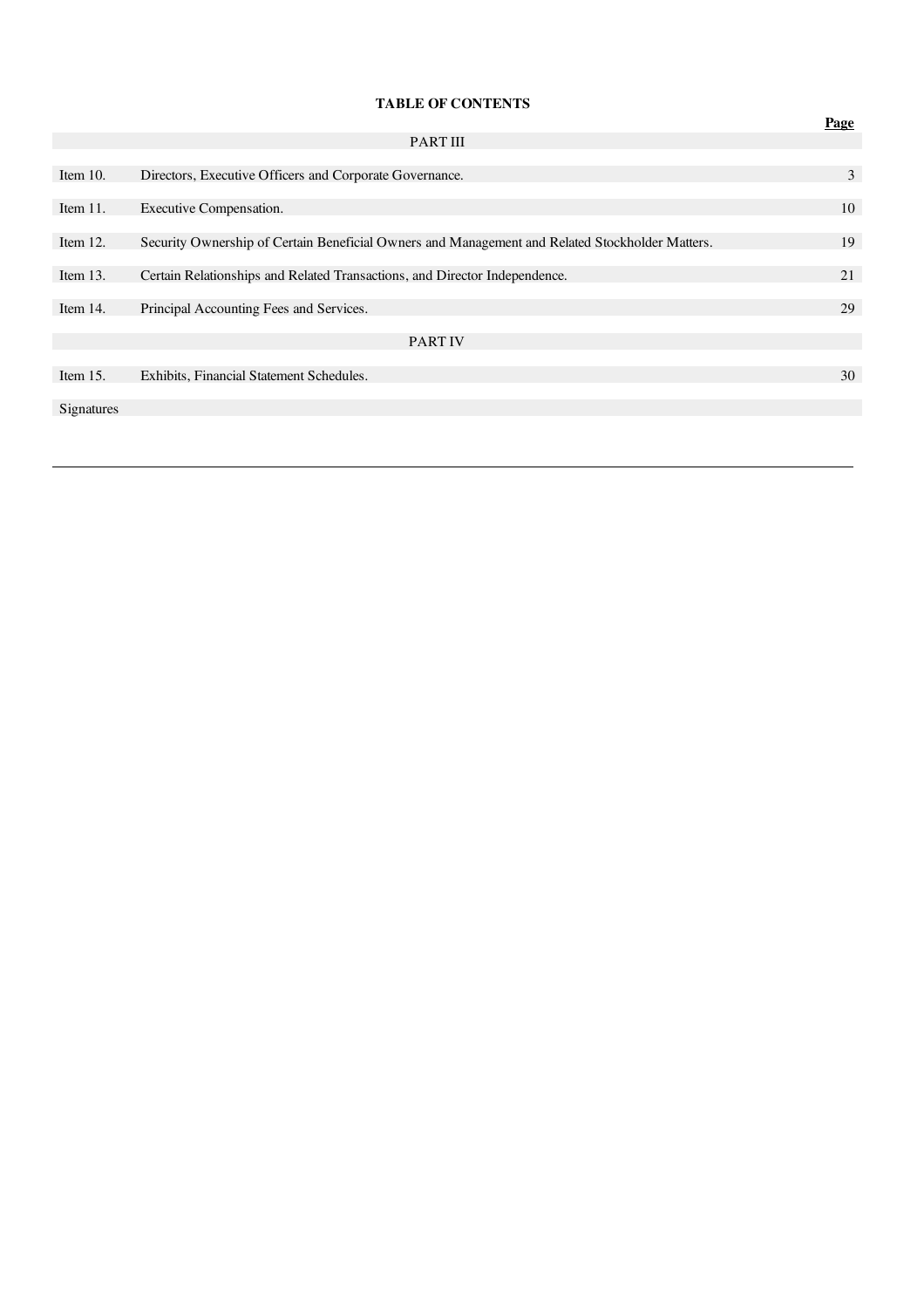**TABLE OF CONTENTS**

| | | Page |
|---|---|---|
| | PART III | |
| Item 10. | Directors, Executive Officers and Corporate Governance. | 3 |
| Item 11. | Executive Compensation. | 10 |
| Item 12. | Security Ownership of Certain Beneficial Owners and Management and Related Stockholder Matters. | 19 |
| Item 13. | Certain Relationships and Related Transactions, and Director Independence. | 21 |
| Item 14. | Principal Accounting Fees and Services. | 29 |
| | PART IV | |
| Item 15. | Exhibits, Financial Statement Schedules. | 30 |
| Signatures | | |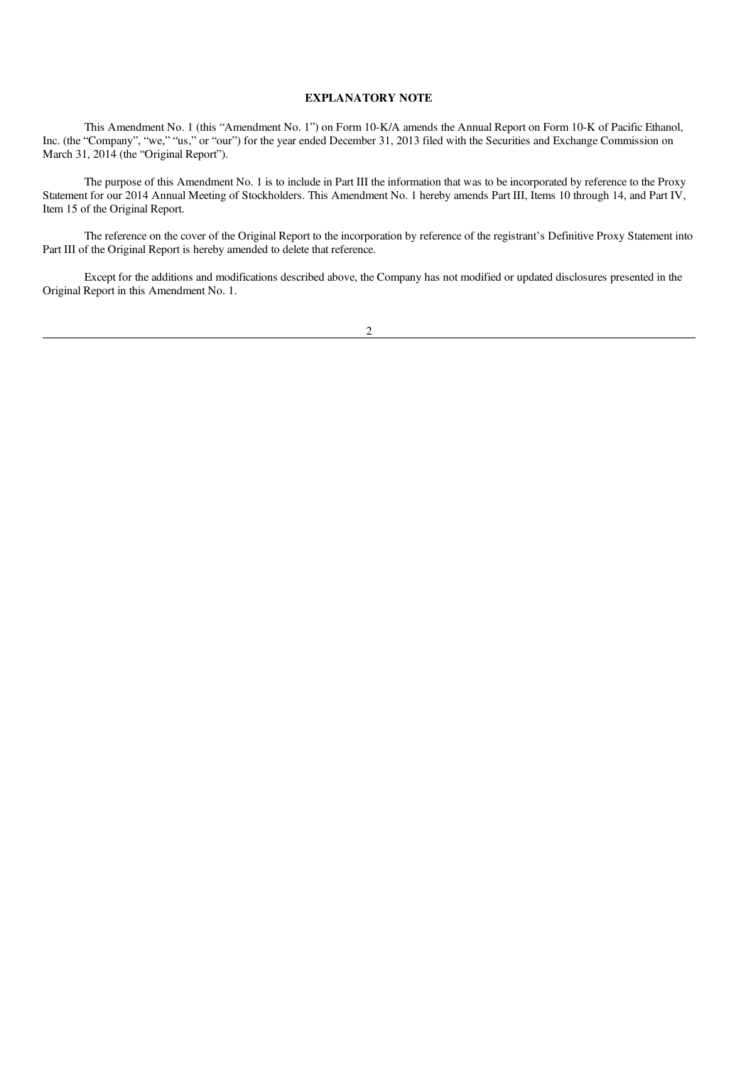## EXPLANATORY NOTE

This Amendment No. 1 (this "Amendment No. 1") on Form 10-K/A amends the Annual Report on Form 10-K of Pacific Ethanol, Inc. (the "Company", "we," "us," or "our") for the year ended December 31, 2013 filed with the Securities and Exchange Commission on March 31, 2014 (the "Original Report").

The purpose of this Amendment No. 1 is to include in Part III the information that was to be incorporated by reference to the Proxy Statement for our 2014 Annual Meeting of Stockholders. This Amendment No. 1 hereby amends Part III, Items 10 through 14, and Part IV, Item 15 of the Original Report.

The reference on the cover of the Original Report to the incorporation by reference of the registrant's Definitive Proxy Statement into Part III of the Original Report is hereby amended to delete that reference.

Except for the additions and modifications described above, the Company has not modified or updated disclosures presented in the Original Report in this Amendment No. 1.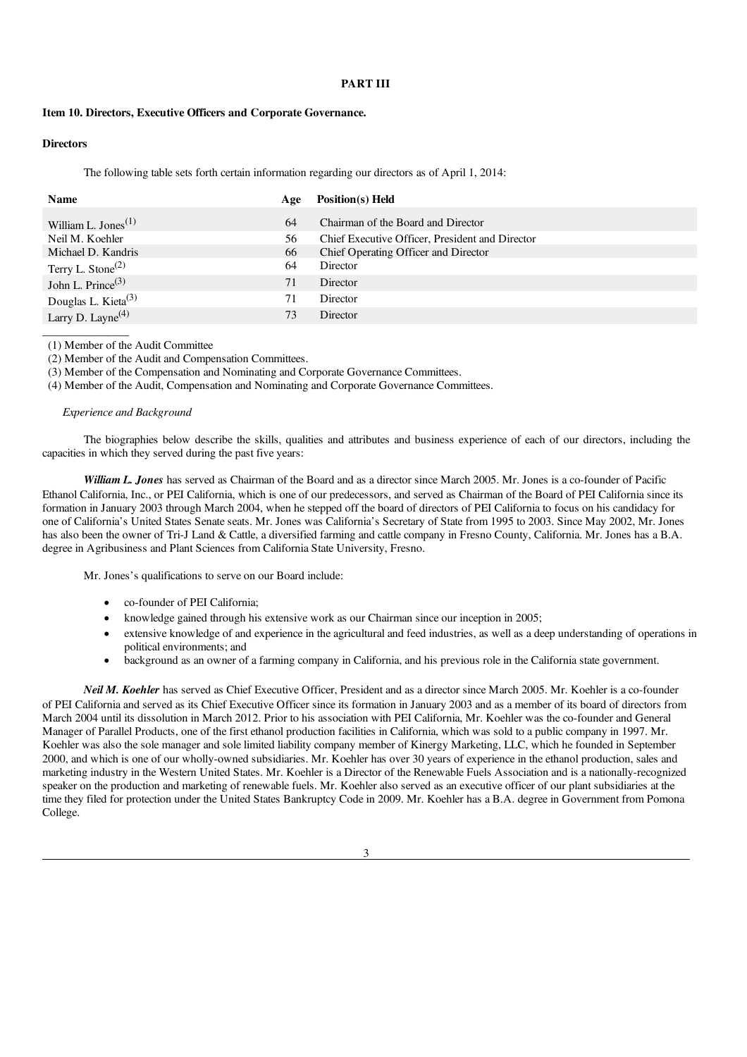**PART III**

**Item 10. Directors, Executive Officers and Corporate Governance.**

**Directors**

The following table sets forth certain information regarding our directors as of April 1, 2014:

| Name | Age | Position(s) Held |
|---|---|---|
| William L. Jones[(1)] | 64 | Chairman of the Board and Director |
| Neil M. Koehler | 56 | Chief Executive Officer, President and Director |
| Michael D. Kandris | 66 | Chief Operating Officer and Director |
| Terry L. Stone[(2)] | 64 | Director |
| John L. Prince[(3)] | 71 | Director |
| Douglas L. Kieta[(3)] | 71 | Director |
| Larry D. Layne[(4)] | 73 | Director |

(1) Member of the Audit Committee

(2) Member of the Audit and Compensation Committees.

(3) Member of the Compensation and Nominating and Corporate Governance Committees.

(4) Member of the Audit, Compensation and Nominating and Corporate Governance Committees.

*Experience and Background*

The biographies below describe the skills, qualities and attributes and business experience of each of our directors, including the capacities in which they served during the past five years:

***William L. Jones*** has served as Chairman of the Board and as a director since March 2005. Mr. Jones is a co-founder of Pacific Ethanol California, Inc., or PEI California, which is one of our predecessors, and served as Chairman of the Board of PEI California since its formation in January 2003 through March 2004, when he stepped off the board of directors of PEI California to focus on his candidacy for one of California's United States Senate seats. Mr. Jones was California's Secretary of State from 1995 to 2003. Since May 2002, Mr. Jones has also been the owner of Tri-J Land & Cattle, a diversified farming and cattle company in Fresno County, California. Mr. Jones has a B.A. degree in Agribusiness and Plant Sciences from California State University, Fresno.

Mr. Jones's qualifications to serve on our Board include:

- co-founder of PEI California;
- knowledge gained through his extensive work as our Chairman since our inception in 2005;
- extensive knowledge of and experience in the agricultural and feed industries, as well as a deep understanding of operations in political environments; and
- background as an owner of a farming company in California, and his previous role in the California state government.

***Neil M. Koehler*** has served as Chief Executive Officer, President and as a director since March 2005. Mr. Koehler is a co-founder of PEI California and served as its Chief Executive Officer since its formation in January 2003 and as a member of its board of directors from March 2004 until its dissolution in March 2012. Prior to his association with PEI California, Mr. Koehler was the co-founder and General Manager of Parallel Products, one of the first ethanol production facilities in California, which was sold to a public company in 1997. Mr. Koehler was also the sole manager and sole limited liability company member of Kinergy Marketing, LLC, which he founded in September 2000, and which is one of our wholly-owned subsidiaries. Mr. Koehler has over 30 years of experience in the ethanol production, sales and marketing industry in the Western United States. Mr. Koehler is a Director of the Renewable Fuels Association and is a nationally-recognized speaker on the production and marketing of renewable fuels. Mr. Koehler also served as an executive officer of our plant subsidiaries at the time they filed for protection under the United States Bankruptcy Code in 2009. Mr. Koehler has a B.A. degree in Government from Pomona College.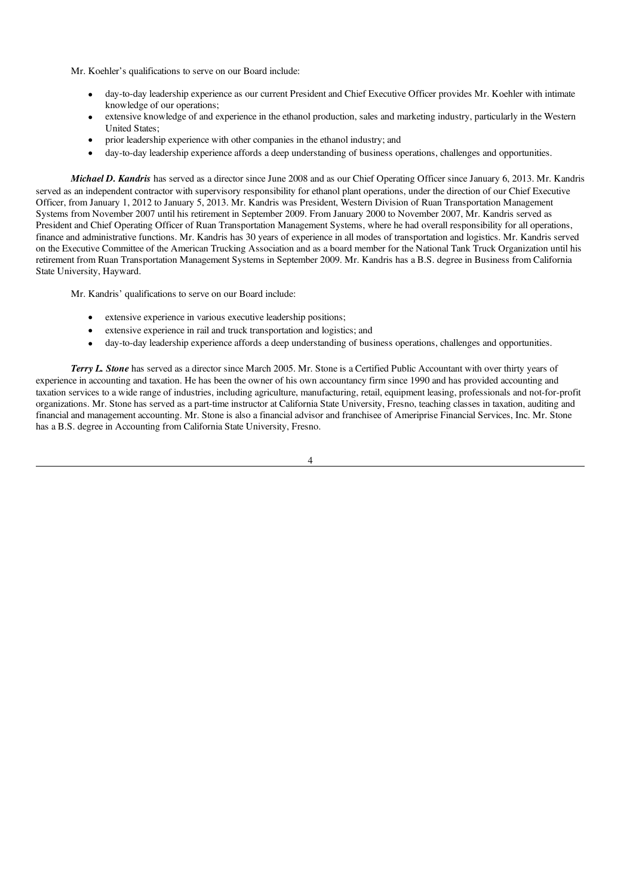Mr. Koehler's qualifications to serve on our Board include:

- day-to-day leadership experience as our current President and Chief Executive Officer provides Mr. Koehler with intimate knowledge of our operations;
- extensive knowledge of and experience in the ethanol production, sales and marketing industry, particularly in the Western United States;
- prior leadership experience with other companies in the ethanol industry; and
- day-to-day leadership experience affords a deep understanding of business operations, challenges and opportunities.

***Michael D. Kandris*** has served as a director since June 2008 and as our Chief Operating Officer since January 6, 2013. Mr. Kandris served as an independent contractor with supervisory responsibility for ethanol plant operations, under the direction of our Chief Executive Officer, from January 1, 2012 to January 5, 2013. Mr. Kandris was President, Western Division of Ruan Transportation Management Systems from November 2007 until his retirement in September 2009. From January 2000 to November 2007, Mr. Kandris served as President and Chief Operating Officer of Ruan Transportation Management Systems, where he had overall responsibility for all operations, finance and administrative functions. Mr. Kandris has 30 years of experience in all modes of transportation and logistics. Mr. Kandris served on the Executive Committee of the American Trucking Association and as a board member for the National Tank Truck Organization until his retirement from Ruan Transportation Management Systems in September 2009. Mr. Kandris has a B.S. degree in Business from California State University, Hayward.

Mr. Kandris' qualifications to serve on our Board include:

- extensive experience in various executive leadership positions;
- extensive experience in rail and truck transportation and logistics; and
- day-to-day leadership experience affords a deep understanding of business operations, challenges and opportunities.

***Terry L. Stone*** has served as a director since March 2005. Mr. Stone is a Certified Public Accountant with over thirty years of experience in accounting and taxation. He has been the owner of his own accountancy firm since 1990 and has provided accounting and taxation services to a wide range of industries, including agriculture, manufacturing, retail, equipment leasing, professionals and not-for-profit organizations. Mr. Stone has served as a part-time instructor at California State University, Fresno, teaching classes in taxation, auditing and financial and management accounting. Mr. Stone is also a financial advisor and franchisee of Ameriprise Financial Services, Inc. Mr. Stone has a B.S. degree in Accounting from California State University, Fresno.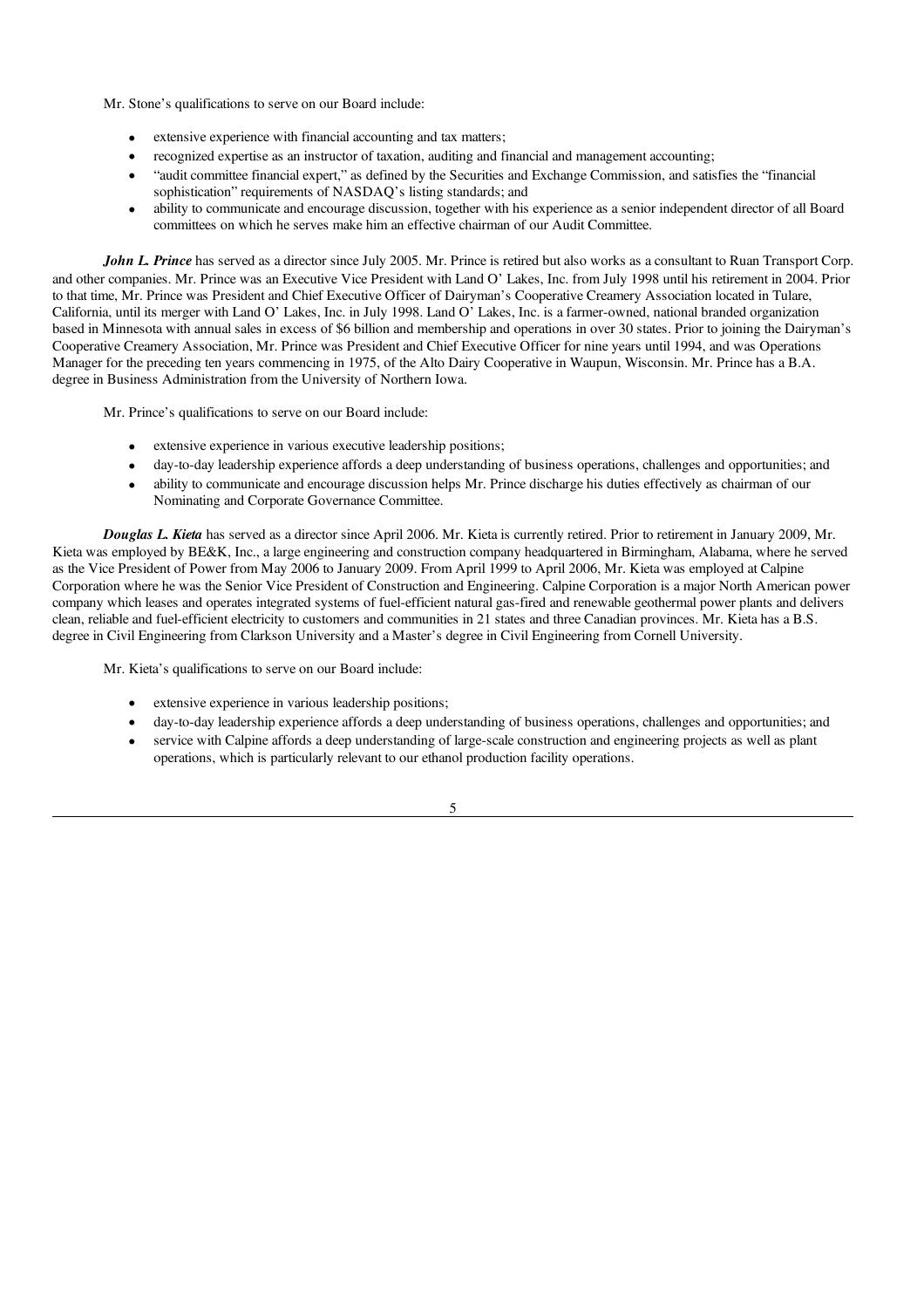Mr. Stone's qualifications to serve on our Board include:

- extensive experience with financial accounting and tax matters;
- recognized expertise as an instructor of taxation, auditing and financial and management accounting;
- "audit committee financial expert," as defined by the Securities and Exchange Commission, and satisfies the "financial sophistication" requirements of NASDAQ's listing standards; and
- ability to communicate and encourage discussion, together with his experience as a senior independent director of all Board committees on which he serves make him an effective chairman of our Audit Committee.

***John L. Prince*** has served as a director since July 2005. Mr. Prince is retired but also works as a consultant to Ruan Transport Corp. and other companies. Mr. Prince was an Executive Vice President with Land O' Lakes, Inc. from July 1998 until his retirement in 2004. Prior to that time, Mr. Prince was President and Chief Executive Officer of Dairyman's Cooperative Creamery Association located in Tulare, California, until its merger with Land O' Lakes, Inc. in July 1998. Land O' Lakes, Inc. is a farmer-owned, national branded organization based in Minnesota with annual sales in excess of $6 billion and membership and operations in over 30 states. Prior to joining the Dairyman's Cooperative Creamery Association, Mr. Prince was President and Chief Executive Officer for nine years until 1994, and was Operations Manager for the preceding ten years commencing in 1975, of the Alto Dairy Cooperative in Waupun, Wisconsin. Mr. Prince has a B.A. degree in Business Administration from the University of Northern Iowa.

Mr. Prince's qualifications to serve on our Board include:

- extensive experience in various executive leadership positions;
- day-to-day leadership experience affords a deep understanding of business operations, challenges and opportunities; and
- ability to communicate and encourage discussion helps Mr. Prince discharge his duties effectively as chairman of our Nominating and Corporate Governance Committee.

***Douglas L. Kieta*** has served as a director since April 2006. Mr. Kieta is currently retired. Prior to retirement in January 2009, Mr. Kieta was employed by BE&K, Inc., a large engineering and construction company headquartered in Birmingham, Alabama, where he served as the Vice President of Power from May 2006 to January 2009. From April 1999 to April 2006, Mr. Kieta was employed at Calpine Corporation where he was the Senior Vice President of Construction and Engineering. Calpine Corporation is a major North American power company which leases and operates integrated systems of fuel-efficient natural gas-fired and renewable geothermal power plants and delivers clean, reliable and fuel-efficient electricity to customers and communities in 21 states and three Canadian provinces. Mr. Kieta has a B.S. degree in Civil Engineering from Clarkson University and a Master's degree in Civil Engineering from Cornell University.

Mr. Kieta's qualifications to serve on our Board include:

- extensive experience in various leadership positions;
- day-to-day leadership experience affords a deep understanding of business operations, challenges and opportunities; and
- service with Calpine affords a deep understanding of large-scale construction and engineering projects as well as plant operations, which is particularly relevant to our ethanol production facility operations.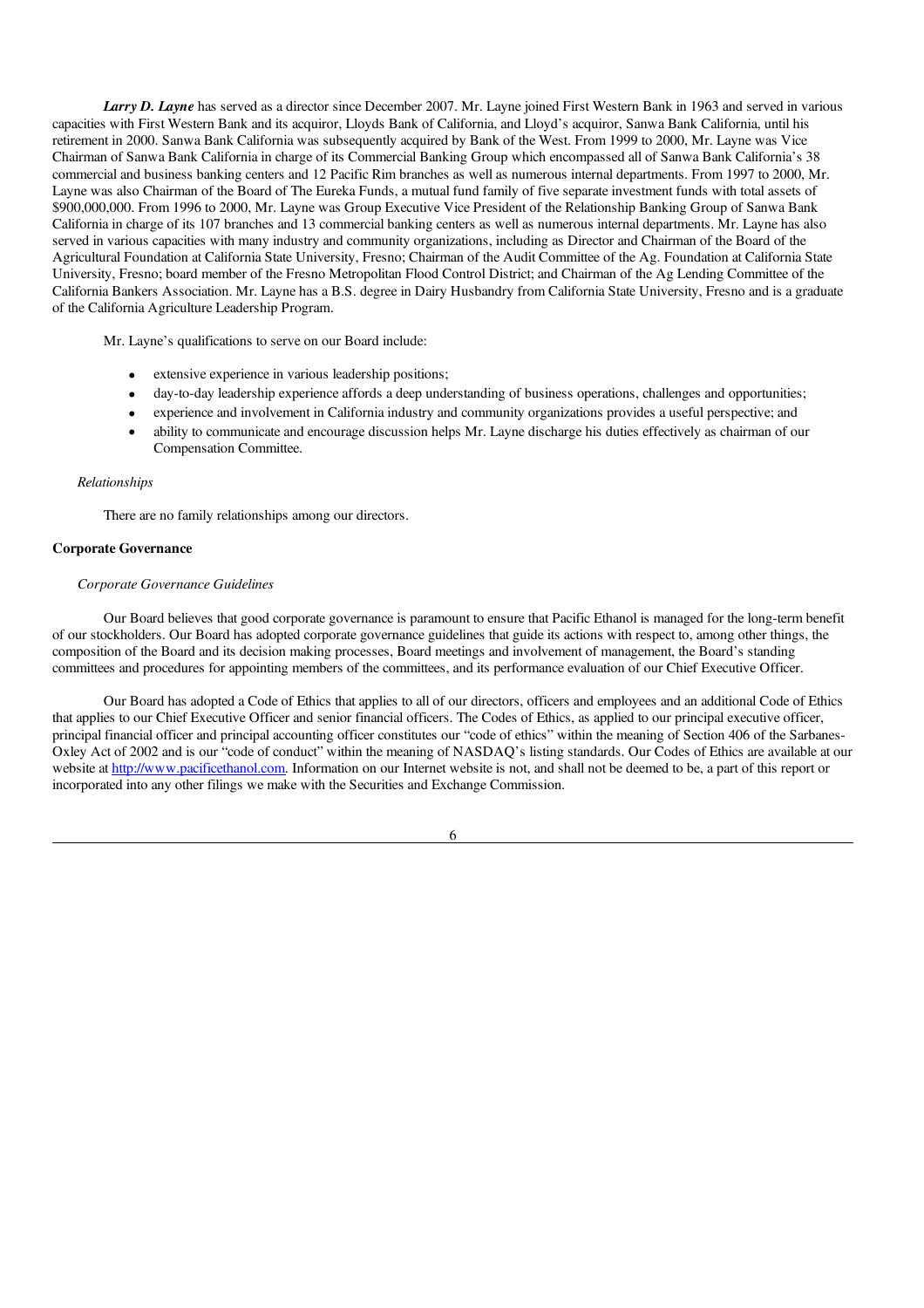***Larry D. Layne*** has served as a director since December 2007. Mr. Layne joined First Western Bank in 1963 and served in various capacities with First Western Bank and its acquiror, Lloyds Bank of California, and Lloyd's acquiror, Sanwa Bank California, until his retirement in 2000. Sanwa Bank California was subsequently acquired by Bank of the West. From 1999 to 2000, Mr. Layne was Vice Chairman of Sanwa Bank California in charge of its Commercial Banking Group which encompassed all of Sanwa Bank California's 38 commercial and business banking centers and 12 Pacific Rim branches as well as numerous internal departments. From 1997 to 2000, Mr. Layne was also Chairman of the Board of The Eureka Funds, a mutual fund family of five separate investment funds with total assets of $900,000,000. From 1996 to 2000, Mr. Layne was Group Executive Vice President of the Relationship Banking Group of Sanwa Bank California in charge of its 107 branches and 13 commercial banking centers as well as numerous internal departments. Mr. Layne has also served in various capacities with many industry and community organizations, including as Director and Chairman of the Board of the Agricultural Foundation at California State University, Fresno; Chairman of the Audit Committee of the Ag. Foundation at California State University, Fresno; board member of the Fresno Metropolitan Flood Control District; and Chairman of the Ag Lending Committee of the California Bankers Association. Mr. Layne has a B.S. degree in Dairy Husbandry from California State University, Fresno and is a graduate of the California Agriculture Leadership Program.

Mr. Layne's qualifications to serve on our Board include:

- extensive experience in various leadership positions;
- day-to-day leadership experience affords a deep understanding of business operations, challenges and opportunities;
- experience and involvement in California industry and community organizations provides a useful perspective; and
- ability to communicate and encourage discussion helps Mr. Layne discharge his duties effectively as chairman of our Compensation Committee.

*Relationships*

There are no family relationships among our directors.

**Corporate Governance**

*Corporate Governance Guidelines*

Our Board believes that good corporate governance is paramount to ensure that Pacific Ethanol is managed for the long-term benefit of our stockholders. Our Board has adopted corporate governance guidelines that guide its actions with respect to, among other things, the composition of the Board and its decision making processes, Board meetings and involvement of management, the Board's standing committees and procedures for appointing members of the committees, and its performance evaluation of our Chief Executive Officer.

Our Board has adopted a Code of Ethics that applies to all of our directors, officers and employees and an additional Code of Ethics that applies to our Chief Executive Officer and senior financial officers. The Codes of Ethics, as applied to our principal executive officer, principal financial officer and principal accounting officer constitutes our "code of ethics" within the meaning of Section 406 of the Sarbanes-Oxley Act of 2002 and is our "code of conduct" within the meaning of NASDAQ's listing standards. Our Codes of Ethics are available at our website at http://www.pacificethanol.com. Information on our Internet website is not, and shall not be deemed to be, a part of this report or incorporated into any other filings we make with the Securities and Exchange Commission.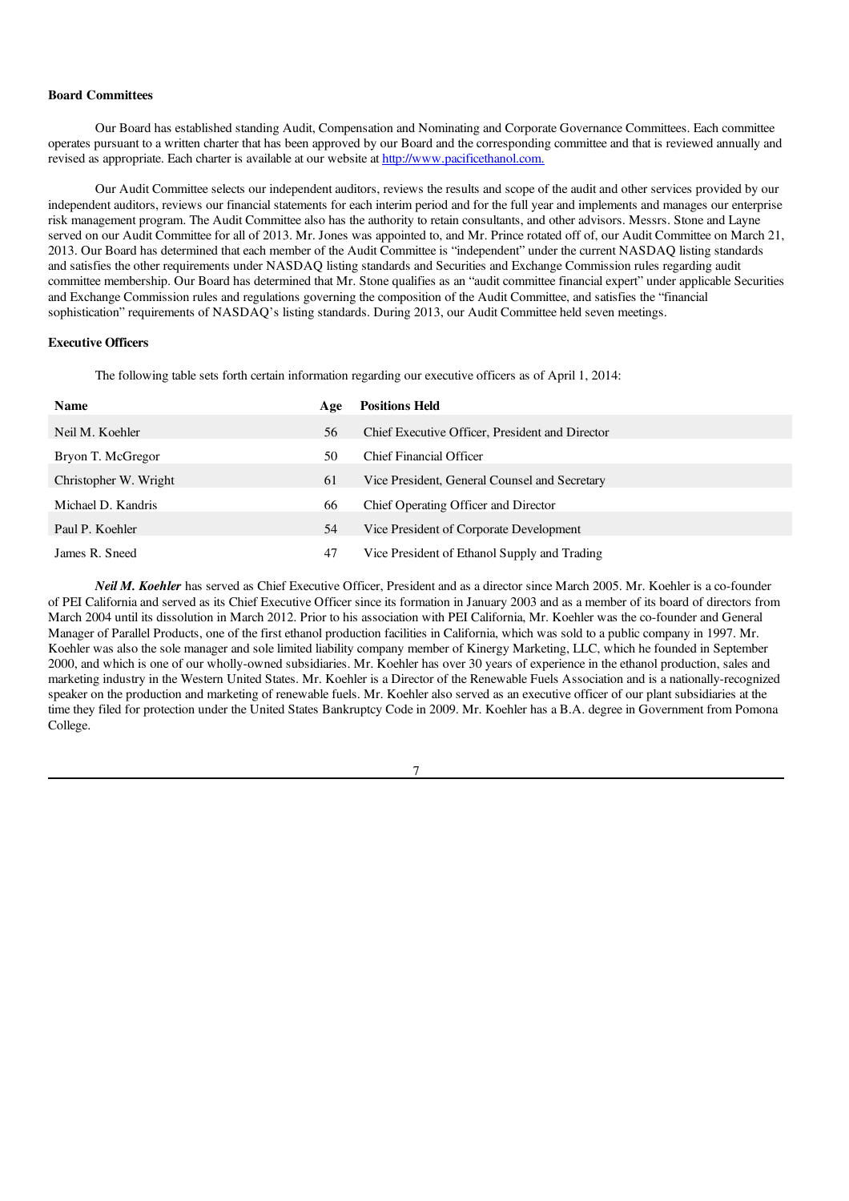**Board Committees**

Our Board has established standing Audit, Compensation and Nominating and Corporate Governance Committees. Each committee operates pursuant to a written charter that has been approved by our Board and the corresponding committee and that is reviewed annually and revised as appropriate. Each charter is available at our website at http://www.pacificethanol.com.

Our Audit Committee selects our independent auditors, reviews the results and scope of the audit and other services provided by our independent auditors, reviews our financial statements for each interim period and for the full year and implements and manages our enterprise risk management program. The Audit Committee also has the authority to retain consultants, and other advisors. Messrs. Stone and Layne served on our Audit Committee for all of 2013. Mr. Jones was appointed to, and Mr. Prince rotated off of, our Audit Committee on March 21, 2013. Our Board has determined that each member of the Audit Committee is "independent" under the current NASDAQ listing standards and satisfies the other requirements under NASDAQ listing standards and Securities and Exchange Commission rules regarding audit committee membership. Our Board has determined that Mr. Stone qualifies as an "audit committee financial expert" under applicable Securities and Exchange Commission rules and regulations governing the composition of the Audit Committee, and satisfies the "financial sophistication" requirements of NASDAQ's listing standards. During 2013, our Audit Committee held seven meetings.

**Executive Officers**

The following table sets forth certain information regarding our executive officers as of April 1, 2014:

| Name | Age | Positions Held |
|---|---|---|
| Neil M. Koehler | 56 | Chief Executive Officer, President and Director |
| Bryon T. McGregor | 50 | Chief Financial Officer |
| Christopher W. Wright | 61 | Vice President, General Counsel and Secretary |
| Michael D. Kandris | 66 | Chief Operating Officer and Director |
| Paul P. Koehler | 54 | Vice President of Corporate Development |
| James R. Sneed | 47 | Vice President of Ethanol Supply and Trading |

***Neil M. Koehler*** has served as Chief Executive Officer, President and as a director since March 2005. Mr. Koehler is a co-founder of PEI California and served as its Chief Executive Officer since its formation in January 2003 and as a member of its board of directors from March 2004 until its dissolution in March 2012. Prior to his association with PEI California, Mr. Koehler was the co-founder and General Manager of Parallel Products, one of the first ethanol production facilities in California, which was sold to a public company in 1997. Mr. Koehler was also the sole manager and sole limited liability company member of Kinergy Marketing, LLC, which he founded in September 2000, and which is one of our wholly-owned subsidiaries. Mr. Koehler has over 30 years of experience in the ethanol production, sales and marketing industry in the Western United States. Mr. Koehler is a Director of the Renewable Fuels Association and is a nationally-recognized speaker on the production and marketing of renewable fuels. Mr. Koehler also served as an executive officer of our plant subsidiaries at the time they filed for protection under the United States Bankruptcy Code in 2009. Mr. Koehler has a B.A. degree in Government from Pomona College.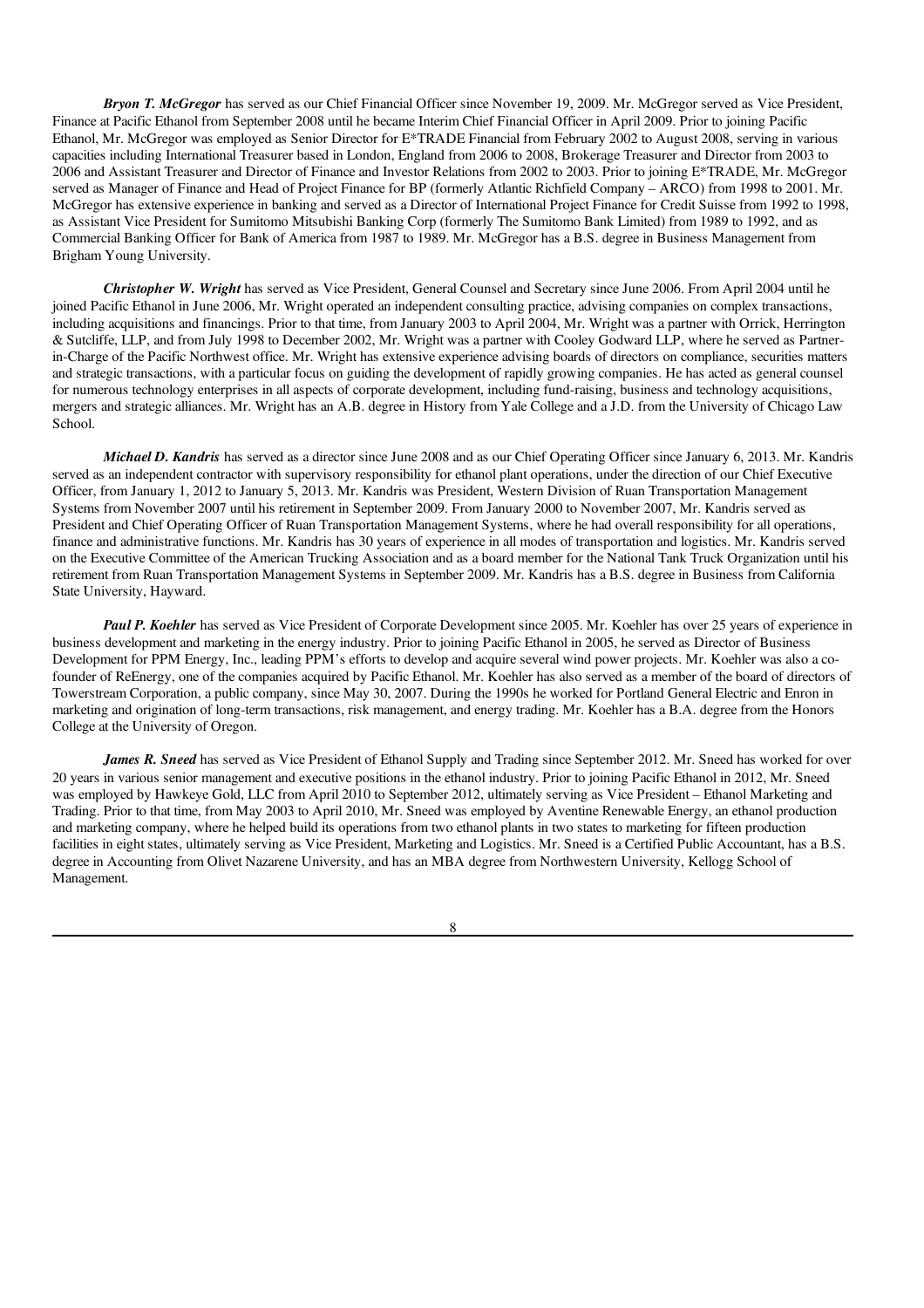***Bryon T. McGregor*** has served as our Chief Financial Officer since November 19, 2009. Mr. McGregor served as Vice President, Finance at Pacific Ethanol from September 2008 until he became Interim Chief Financial Officer in April 2009. Prior to joining Pacific Ethanol, Mr. McGregor was employed as Senior Director for E*TRADE Financial from February 2002 to August 2008, serving in various capacities including International Treasurer based in London, England from 2006 to 2008, Brokerage Treasurer and Director from 2003 to 2006 and Assistant Treasurer and Director of Finance and Investor Relations from 2002 to 2003. Prior to joining E*TRADE, Mr. McGregor served as Manager of Finance and Head of Project Finance for BP (formerly Atlantic Richfield Company – ARCO) from 1998 to 2001. Mr. McGregor has extensive experience in banking and served as a Director of International Project Finance for Credit Suisse from 1992 to 1998, as Assistant Vice President for Sumitomo Mitsubishi Banking Corp (formerly The Sumitomo Bank Limited) from 1989 to 1992, and as Commercial Banking Officer for Bank of America from 1987 to 1989. Mr. McGregor has a B.S. degree in Business Management from Brigham Young University.

***Christopher W. Wright*** has served as Vice President, General Counsel and Secretary since June 2006. From April 2004 until he joined Pacific Ethanol in June 2006, Mr. Wright operated an independent consulting practice, advising companies on complex transactions, including acquisitions and financings. Prior to that time, from January 2003 to April 2004, Mr. Wright was a partner with Orrick, Herrington & Sutcliffe, LLP, and from July 1998 to December 2002, Mr. Wright was a partner with Cooley Godward LLP, where he served as Partner-in-Charge of the Pacific Northwest office. Mr. Wright has extensive experience advising boards of directors on compliance, securities matters and strategic transactions, with a particular focus on guiding the development of rapidly growing companies. He has acted as general counsel for numerous technology enterprises in all aspects of corporate development, including fund-raising, business and technology acquisitions, mergers and strategic alliances. Mr. Wright has an A.B. degree in History from Yale College and a J.D. from the University of Chicago Law School.

***Michael D. Kandris*** has served as a director since June 2008 and as our Chief Operating Officer since January 6, 2013. Mr. Kandris served as an independent contractor with supervisory responsibility for ethanol plant operations, under the direction of our Chief Executive Officer, from January 1, 2012 to January 5, 2013. Mr. Kandris was President, Western Division of Ruan Transportation Management Systems from November 2007 until his retirement in September 2009. From January 2000 to November 2007, Mr. Kandris served as President and Chief Operating Officer of Ruan Transportation Management Systems, where he had overall responsibility for all operations, finance and administrative functions. Mr. Kandris has 30 years of experience in all modes of transportation and logistics. Mr. Kandris served on the Executive Committee of the American Trucking Association and as a board member for the National Tank Truck Organization until his retirement from Ruan Transportation Management Systems in September 2009. Mr. Kandris has a B.S. degree in Business from California State University, Hayward.

***Paul P. Koehler*** has served as Vice President of Corporate Development since 2005. Mr. Koehler has over 25 years of experience in business development and marketing in the energy industry. Prior to joining Pacific Ethanol in 2005, he served as Director of Business Development for PPM Energy, Inc., leading PPM's efforts to develop and acquire several wind power projects. Mr. Koehler was also a co-founder of ReEnergy, one of the companies acquired by Pacific Ethanol. Mr. Koehler has also served as a member of the board of directors of Towerstream Corporation, a public company, since May 30, 2007. During the 1990s he worked for Portland General Electric and Enron in marketing and origination of long-term transactions, risk management, and energy trading. Mr. Koehler has a B.A. degree from the Honors College at the University of Oregon.

***James R. Sneed*** has served as Vice President of Ethanol Supply and Trading since September 2012. Mr. Sneed has worked for over 20 years in various senior management and executive positions in the ethanol industry. Prior to joining Pacific Ethanol in 2012, Mr. Sneed was employed by Hawkeye Gold, LLC from April 2010 to September 2012, ultimately serving as Vice President – Ethanol Marketing and Trading. Prior to that time, from May 2003 to April 2010, Mr. Sneed was employed by Aventine Renewable Energy, an ethanol production and marketing company, where he helped build its operations from two ethanol plants in two states to marketing for fifteen production facilities in eight states, ultimately serving as Vice President, Marketing and Logistics. Mr. Sneed is a Certified Public Accountant, has a B.S. degree in Accounting from Olivet Nazarene University, and has an MBA degree from Northwestern University, Kellogg School of Management.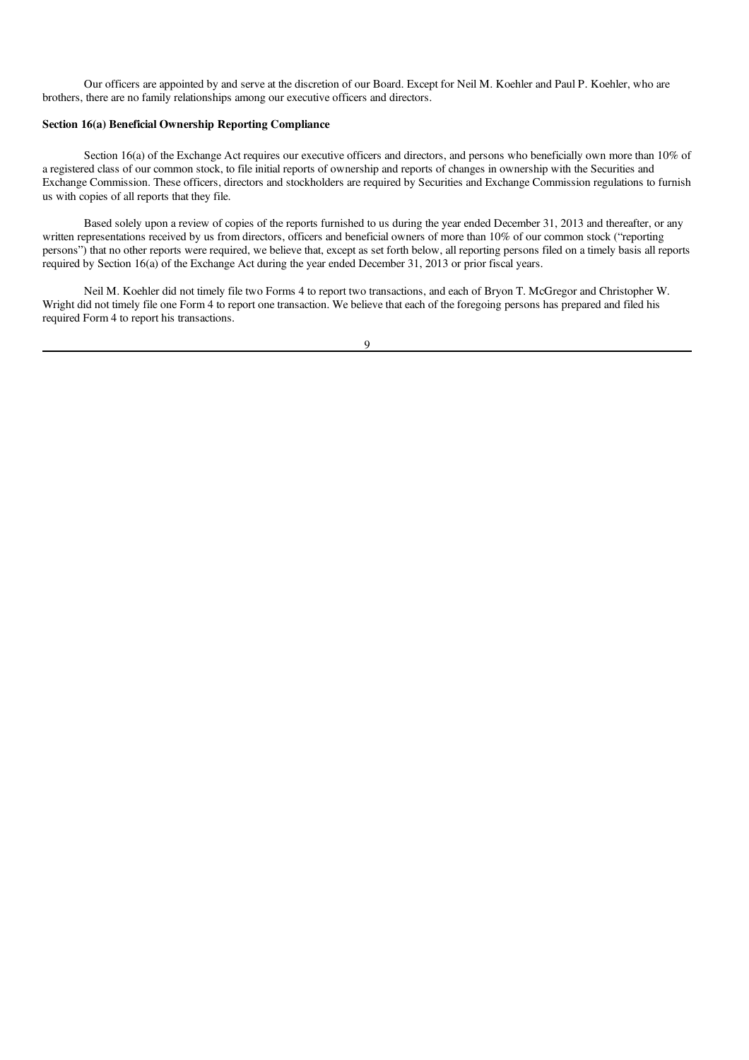Our officers are appointed by and serve at the discretion of our Board. Except for Neil M. Koehler and Paul P. Koehler, who are brothers, there are no family relationships among our executive officers and directors.

**Section 16(a) Beneficial Ownership Reporting Compliance**

Section 16(a) of the Exchange Act requires our executive officers and directors, and persons who beneficially own more than 10% of a registered class of our common stock, to file initial reports of ownership and reports of changes in ownership with the Securities and Exchange Commission. These officers, directors and stockholders are required by Securities and Exchange Commission regulations to furnish us with copies of all reports that they file.

Based solely upon a review of copies of the reports furnished to us during the year ended December 31, 2013 and thereafter, or any written representations received by us from directors, officers and beneficial owners of more than 10% of our common stock ("reporting persons") that no other reports were required, we believe that, except as set forth below, all reporting persons filed on a timely basis all reports required by Section 16(a) of the Exchange Act during the year ended December 31, 2013 or prior fiscal years.

Neil M. Koehler did not timely file two Forms 4 to report two transactions, and each of Bryon T. McGregor and Christopher W. Wright did not timely file one Form 4 to report one transaction. We believe that each of the foregoing persons has prepared and filed his required Form 4 to report his transactions.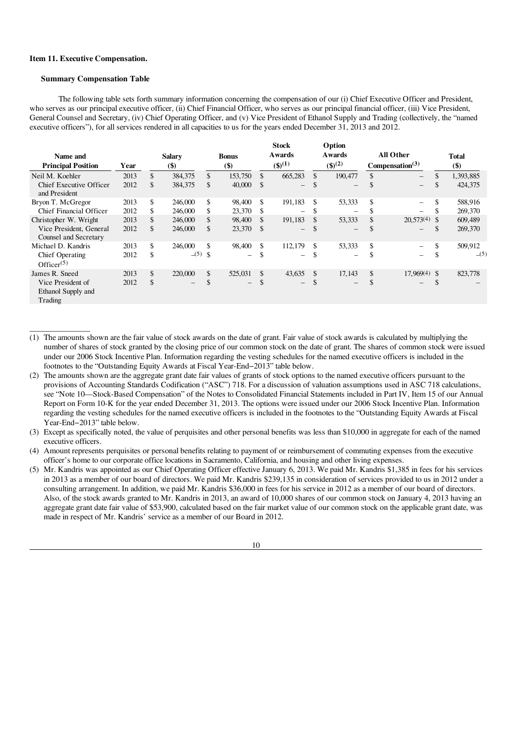### Item 11. Executive Compensation.

#### Summary Compensation Table

The following table sets forth summary information concerning the compensation of our (i) Chief Executive Officer and President, who serves as our principal executive officer, (ii) Chief Financial Officer, who serves as our principal financial officer, (iii) Vice President, General Counsel and Secretary, (iv) Chief Operating Officer, and (v) Vice President of Ethanol Supply and Trading (collectively, the "named executive officers"), for all services rendered in all capacities to us for the years ended December 31, 2013 and 2012.

| Name and Principal Position | Year | Salary ($) | Bonus ($) | Stock Awards ($)(1) | Option Awards ($)(2) | All Other Compensation(3) | Total ($) |
|---|---|---|---|---|---|---|---|
| Neil M. Koehler | 2013 | $ 384,375 | $ 153,750 | $ 665,283 | $ 190,477 | $ – | $ 1,393,885 |
| Chief Executive Officer and President | 2012 | $ 384,375 | $ 40,000 | $ – | $ – | $ – | $ 424,375 |
| Bryon T. McGregor | 2013 | $ 246,000 | $ 98,400 | $ 191,183 | $ 53,333 | $ – | $ 588,916 |
| Chief Financial Officer | 2012 | $ 246,000 | $ 23,370 | $ – | $ – | $ – | $ 269,370 |
| Christopher W. Wright | 2013 | $ 246,000 | $ 98,400 | $ 191,183 | $ 53,333 | $ 20,573(4) | $ 609,489 |
| Vice President, General Counsel and Secretary | 2012 | $ 246,000 | $ 23,370 | $ – | $ – | $ – | $ 269,370 |
| Michael D. Kandris | 2013 | $ 246,000 | $ 98,400 | $ 112,179 | $ 53,333 | $ – | $ 509,912 |
| Chief Operating Officer(5) | 2012 | $ –(5) | $ – | $ – | $ – | $ – | $ –(5) |
| James R. Sneed | 2013 | $ 220,000 | $ 525,031 | $ 43,635 | $ 17,143 | $ 17,969(4) | $ 823,778 |
| Vice President of Ethanol Supply and Trading | 2012 | $ – | $ – | $ – | $ – | $ – | $ – |

(1) The amounts shown are the fair value of stock awards on the date of grant. Fair value of stock awards is calculated by multiplying the number of shares of stock granted by the closing price of our common stock on the date of grant. The shares of common stock were issued under our 2006 Stock Incentive Plan. Information regarding the vesting schedules for the named executive officers is included in the footnotes to the "Outstanding Equity Awards at Fiscal Year-End−2013" table below.

(2) The amounts shown are the aggregate grant date fair values of grants of stock options to the named executive officers pursuant to the provisions of Accounting Standards Codification ("ASC") 718. For a discussion of valuation assumptions used in ASC 718 calculations, see "Note 10—Stock-Based Compensation" of the Notes to Consolidated Financial Statements included in Part IV, Item 15 of our Annual Report on Form 10-K for the year ended December 31, 2013. The options were issued under our 2006 Stock Incentive Plan. Information regarding the vesting schedules for the named executive officers is included in the footnotes to the "Outstanding Equity Awards at Fiscal Year-End−2013" table below.

(3) Except as specifically noted, the value of perquisites and other personal benefits was less than $10,000 in aggregate for each of the named executive officers.

(4) Amount represents perquisites or personal benefits relating to payment of or reimbursement of commuting expenses from the executive officer's home to our corporate office locations in Sacramento, California, and housing and other living expenses.

(5) Mr. Kandris was appointed as our Chief Operating Officer effective January 6, 2013. We paid Mr. Kandris $1,385 in fees for his services in 2013 as a member of our board of directors. We paid Mr. Kandris $239,135 in consideration of services provided to us in 2012 under a consulting arrangement. In addition, we paid Mr. Kandris $36,000 in fees for his service in 2012 as a member of our board of directors. Also, of the stock awards granted to Mr. Kandris in 2013, an award of 10,000 shares of our common stock on January 4, 2013 having an aggregate grant date fair value of $53,900, calculated based on the fair market value of our common stock on the applicable grant date, was made in respect of Mr. Kandris' service as a member of our Board in 2012.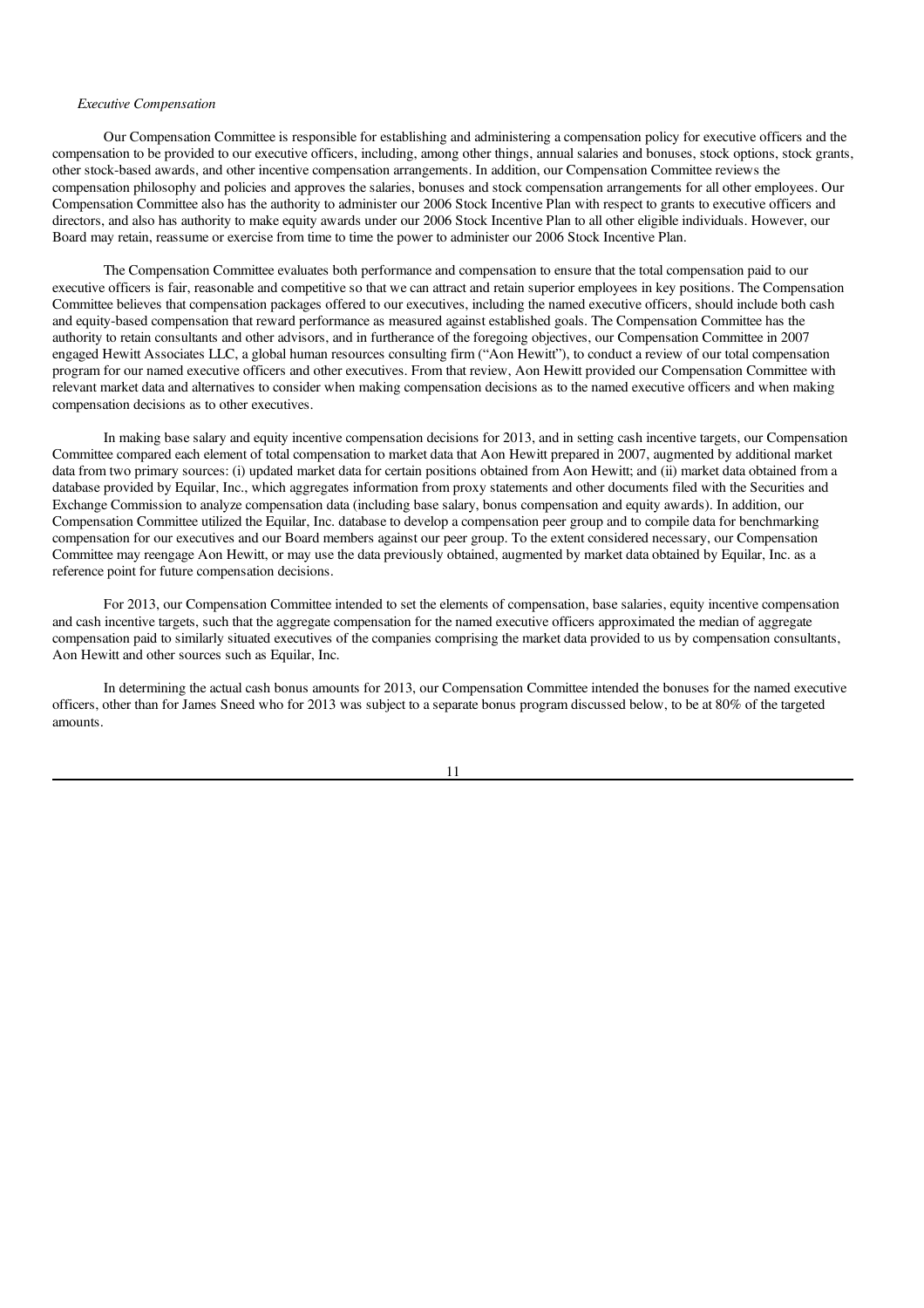*Executive Compensation*

Our Compensation Committee is responsible for establishing and administering a compensation policy for executive officers and the compensation to be provided to our executive officers, including, among other things, annual salaries and bonuses, stock options, stock grants, other stock-based awards, and other incentive compensation arrangements. In addition, our Compensation Committee reviews the compensation philosophy and policies and approves the salaries, bonuses and stock compensation arrangements for all other employees. Our Compensation Committee also has the authority to administer our 2006 Stock Incentive Plan with respect to grants to executive officers and directors, and also has authority to make equity awards under our 2006 Stock Incentive Plan to all other eligible individuals. However, our Board may retain, reassume or exercise from time to time the power to administer our 2006 Stock Incentive Plan.

The Compensation Committee evaluates both performance and compensation to ensure that the total compensation paid to our executive officers is fair, reasonable and competitive so that we can attract and retain superior employees in key positions. The Compensation Committee believes that compensation packages offered to our executives, including the named executive officers, should include both cash and equity-based compensation that reward performance as measured against established goals. The Compensation Committee has the authority to retain consultants and other advisors, and in furtherance of the foregoing objectives, our Compensation Committee in 2007 engaged Hewitt Associates LLC, a global human resources consulting firm ("Aon Hewitt"), to conduct a review of our total compensation program for our named executive officers and other executives. From that review, Aon Hewitt provided our Compensation Committee with relevant market data and alternatives to consider when making compensation decisions as to the named executive officers and when making compensation decisions as to other executives.

In making base salary and equity incentive compensation decisions for 2013, and in setting cash incentive targets, our Compensation Committee compared each element of total compensation to market data that Aon Hewitt prepared in 2007, augmented by additional market data from two primary sources: (i) updated market data for certain positions obtained from Aon Hewitt; and (ii) market data obtained from a database provided by Equilar, Inc., which aggregates information from proxy statements and other documents filed with the Securities and Exchange Commission to analyze compensation data (including base salary, bonus compensation and equity awards). In addition, our Compensation Committee utilized the Equilar, Inc. database to develop a compensation peer group and to compile data for benchmarking compensation for our executives and our Board members against our peer group. To the extent considered necessary, our Compensation Committee may reengage Aon Hewitt, or may use the data previously obtained, augmented by market data obtained by Equilar, Inc. as a reference point for future compensation decisions.

For 2013, our Compensation Committee intended to set the elements of compensation, base salaries, equity incentive compensation and cash incentive targets, such that the aggregate compensation for the named executive officers approximated the median of aggregate compensation paid to similarly situated executives of the companies comprising the market data provided to us by compensation consultants, Aon Hewitt and other sources such as Equilar, Inc.

In determining the actual cash bonus amounts for 2013, our Compensation Committee intended the bonuses for the named executive officers, other than for James Sneed who for 2013 was subject to a separate bonus program discussed below, to be at 80% of the targeted amounts.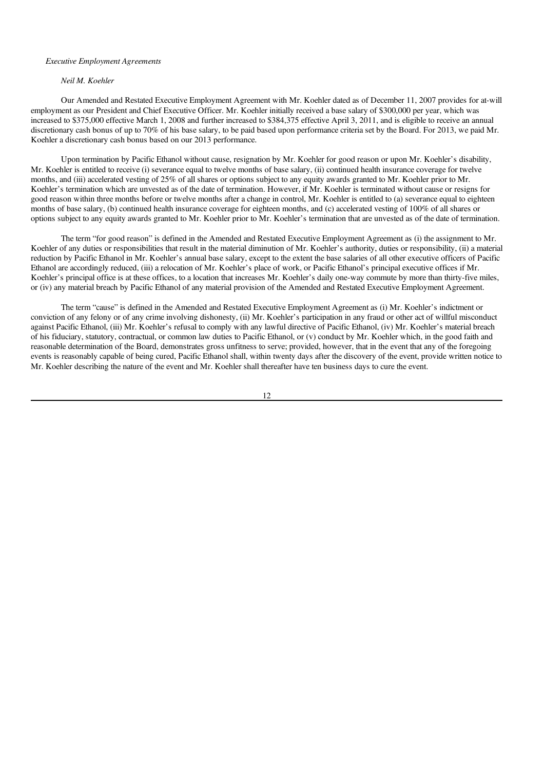*Executive Employment Agreements*

*Neil M. Koehler*

Our Amended and Restated Executive Employment Agreement with Mr. Koehler dated as of December 11, 2007 provides for at-will employment as our President and Chief Executive Officer. Mr. Koehler initially received a base salary of $300,000 per year, which was increased to $375,000 effective March 1, 2008 and further increased to $384,375 effective April 3, 2011, and is eligible to receive an annual discretionary cash bonus of up to 70% of his base salary, to be paid based upon performance criteria set by the Board. For 2013, we paid Mr. Koehler a discretionary cash bonus based on our 2013 performance.

Upon termination by Pacific Ethanol without cause, resignation by Mr. Koehler for good reason or upon Mr. Koehler's disability, Mr. Koehler is entitled to receive (i) severance equal to twelve months of base salary, (ii) continued health insurance coverage for twelve months, and (iii) accelerated vesting of 25% of all shares or options subject to any equity awards granted to Mr. Koehler prior to Mr. Koehler's termination which are unvested as of the date of termination. However, if Mr. Koehler is terminated without cause or resigns for good reason within three months before or twelve months after a change in control, Mr. Koehler is entitled to (a) severance equal to eighteen months of base salary, (b) continued health insurance coverage for eighteen months, and (c) accelerated vesting of 100% of all shares or options subject to any equity awards granted to Mr. Koehler prior to Mr. Koehler's termination that are unvested as of the date of termination.

The term "for good reason" is defined in the Amended and Restated Executive Employment Agreement as (i) the assignment to Mr. Koehler of any duties or responsibilities that result in the material diminution of Mr. Koehler's authority, duties or responsibility, (ii) a material reduction by Pacific Ethanol in Mr. Koehler's annual base salary, except to the extent the base salaries of all other executive officers of Pacific Ethanol are accordingly reduced, (iii) a relocation of Mr. Koehler's place of work, or Pacific Ethanol's principal executive offices if Mr. Koehler's principal office is at these offices, to a location that increases Mr. Koehler's daily one-way commute by more than thirty-five miles, or (iv) any material breach by Pacific Ethanol of any material provision of the Amended and Restated Executive Employment Agreement.

The term "cause" is defined in the Amended and Restated Executive Employment Agreement as (i) Mr. Koehler's indictment or conviction of any felony or of any crime involving dishonesty, (ii) Mr. Koehler's participation in any fraud or other act of willful misconduct against Pacific Ethanol, (iii) Mr. Koehler's refusal to comply with any lawful directive of Pacific Ethanol, (iv) Mr. Koehler's material breach of his fiduciary, statutory, contractual, or common law duties to Pacific Ethanol, or (v) conduct by Mr. Koehler which, in the good faith and reasonable determination of the Board, demonstrates gross unfitness to serve; provided, however, that in the event that any of the foregoing events is reasonably capable of being cured, Pacific Ethanol shall, within twenty days after the discovery of the event, provide written notice to Mr. Koehler describing the nature of the event and Mr. Koehler shall thereafter have ten business days to cure the event.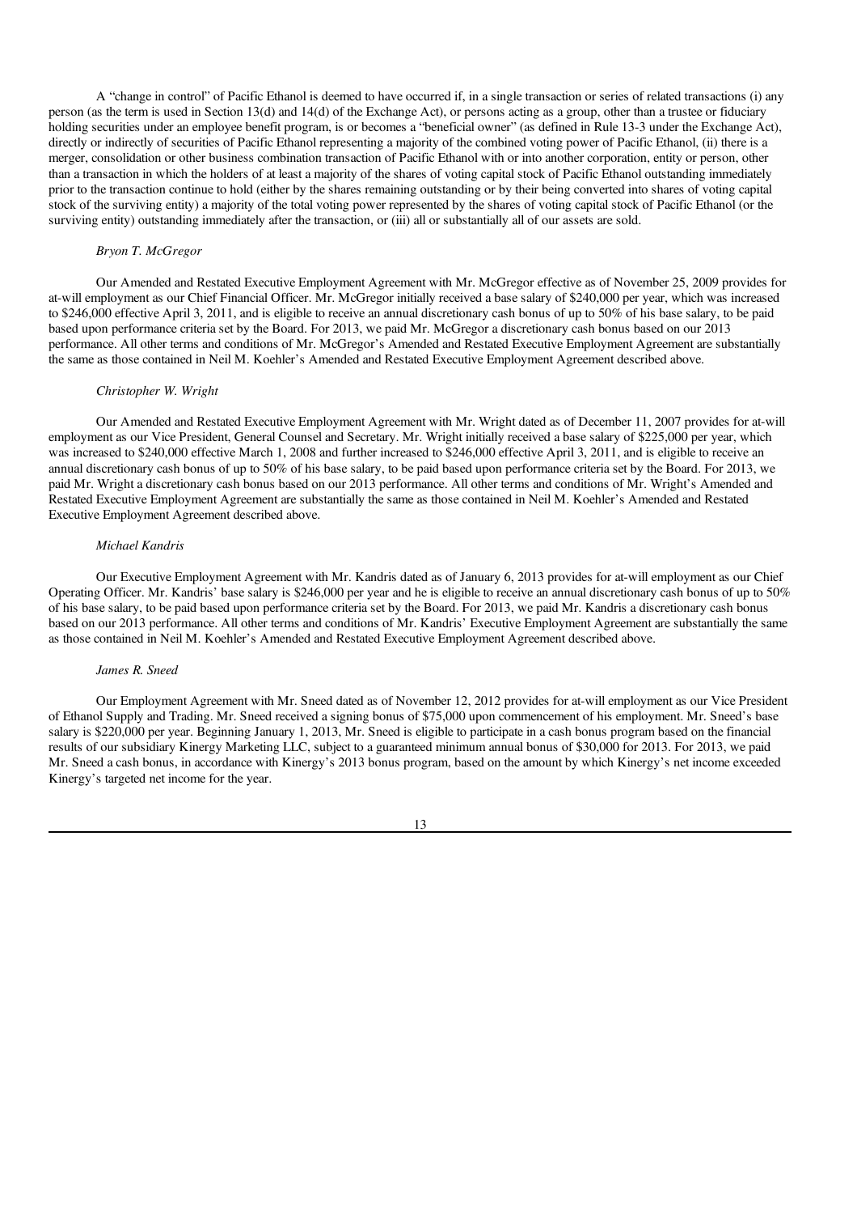A "change in control" of Pacific Ethanol is deemed to have occurred if, in a single transaction or series of related transactions (i) any person (as the term is used in Section 13(d) and 14(d) of the Exchange Act), or persons acting as a group, other than a trustee or fiduciary holding securities under an employee benefit program, is or becomes a "beneficial owner" (as defined in Rule 13-3 under the Exchange Act), directly or indirectly of securities of Pacific Ethanol representing a majority of the combined voting power of Pacific Ethanol, (ii) there is a merger, consolidation or other business combination transaction of Pacific Ethanol with or into another corporation, entity or person, other than a transaction in which the holders of at least a majority of the shares of voting capital stock of Pacific Ethanol outstanding immediately prior to the transaction continue to hold (either by the shares remaining outstanding or by their being converted into shares of voting capital stock of the surviving entity) a majority of the total voting power represented by the shares of voting capital stock of Pacific Ethanol (or the surviving entity) outstanding immediately after the transaction, or (iii) all or substantially all of our assets are sold.

*Bryon T. McGregor*

Our Amended and Restated Executive Employment Agreement with Mr. McGregor effective as of November 25, 2009 provides for at-will employment as our Chief Financial Officer. Mr. McGregor initially received a base salary of $240,000 per year, which was increased to $246,000 effective April 3, 2011, and is eligible to receive an annual discretionary cash bonus of up to 50% of his base salary, to be paid based upon performance criteria set by the Board. For 2013, we paid Mr. McGregor a discretionary cash bonus based on our 2013 performance. All other terms and conditions of Mr. McGregor's Amended and Restated Executive Employment Agreement are substantially the same as those contained in Neil M. Koehler's Amended and Restated Executive Employment Agreement described above.

*Christopher W. Wright*

Our Amended and Restated Executive Employment Agreement with Mr. Wright dated as of December 11, 2007 provides for at-will employment as our Vice President, General Counsel and Secretary. Mr. Wright initially received a base salary of $225,000 per year, which was increased to $240,000 effective March 1, 2008 and further increased to $246,000 effective April 3, 2011, and is eligible to receive an annual discretionary cash bonus of up to 50% of his base salary, to be paid based upon performance criteria set by the Board. For 2013, we paid Mr. Wright a discretionary cash bonus based on our 2013 performance. All other terms and conditions of Mr. Wright's Amended and Restated Executive Employment Agreement are substantially the same as those contained in Neil M. Koehler's Amended and Restated Executive Employment Agreement described above.

*Michael Kandris*

Our Executive Employment Agreement with Mr. Kandris dated as of January 6, 2013 provides for at-will employment as our Chief Operating Officer. Mr. Kandris' base salary is $246,000 per year and he is eligible to receive an annual discretionary cash bonus of up to 50% of his base salary, to be paid based upon performance criteria set by the Board. For 2013, we paid Mr. Kandris a discretionary cash bonus based on our 2013 performance. All other terms and conditions of Mr. Kandris' Executive Employment Agreement are substantially the same as those contained in Neil M. Koehler's Amended and Restated Executive Employment Agreement described above.

*James R. Sneed*

Our Employment Agreement with Mr. Sneed dated as of November 12, 2012 provides for at-will employment as our Vice President of Ethanol Supply and Trading. Mr. Sneed received a signing bonus of $75,000 upon commencement of his employment. Mr. Sneed's base salary is $220,000 per year. Beginning January 1, 2013, Mr. Sneed is eligible to participate in a cash bonus program based on the financial results of our subsidiary Kinergy Marketing LLC, subject to a guaranteed minimum annual bonus of $30,000 for 2013. For 2013, we paid Mr. Sneed a cash bonus, in accordance with Kinergy's 2013 bonus program, based on the amount by which Kinergy's net income exceeded Kinergy's targeted net income for the year.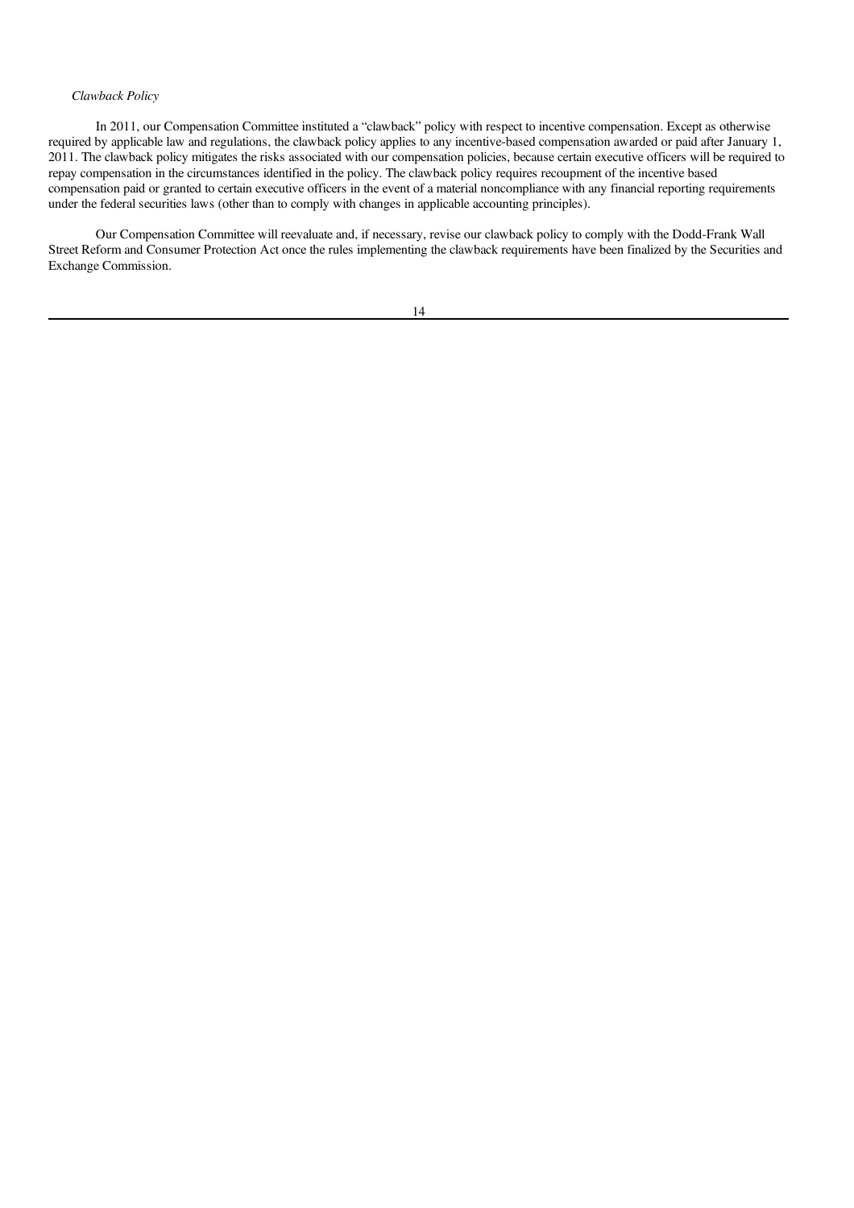*Clawback Policy*

In 2011, our Compensation Committee instituted a "clawback" policy with respect to incentive compensation. Except as otherwise required by applicable law and regulations, the clawback policy applies to any incentive-based compensation awarded or paid after January 1, 2011. The clawback policy mitigates the risks associated with our compensation policies, because certain executive officers will be required to repay compensation in the circumstances identified in the policy. The clawback policy requires recoupment of the incentive based compensation paid or granted to certain executive officers in the event of a material noncompliance with any financial reporting requirements under the federal securities laws (other than to comply with changes in applicable accounting principles).

Our Compensation Committee will reevaluate and, if necessary, revise our clawback policy to comply with the Dodd-Frank Wall Street Reform and Consumer Protection Act once the rules implementing the clawback requirements have been finalized by the Securities and Exchange Commission.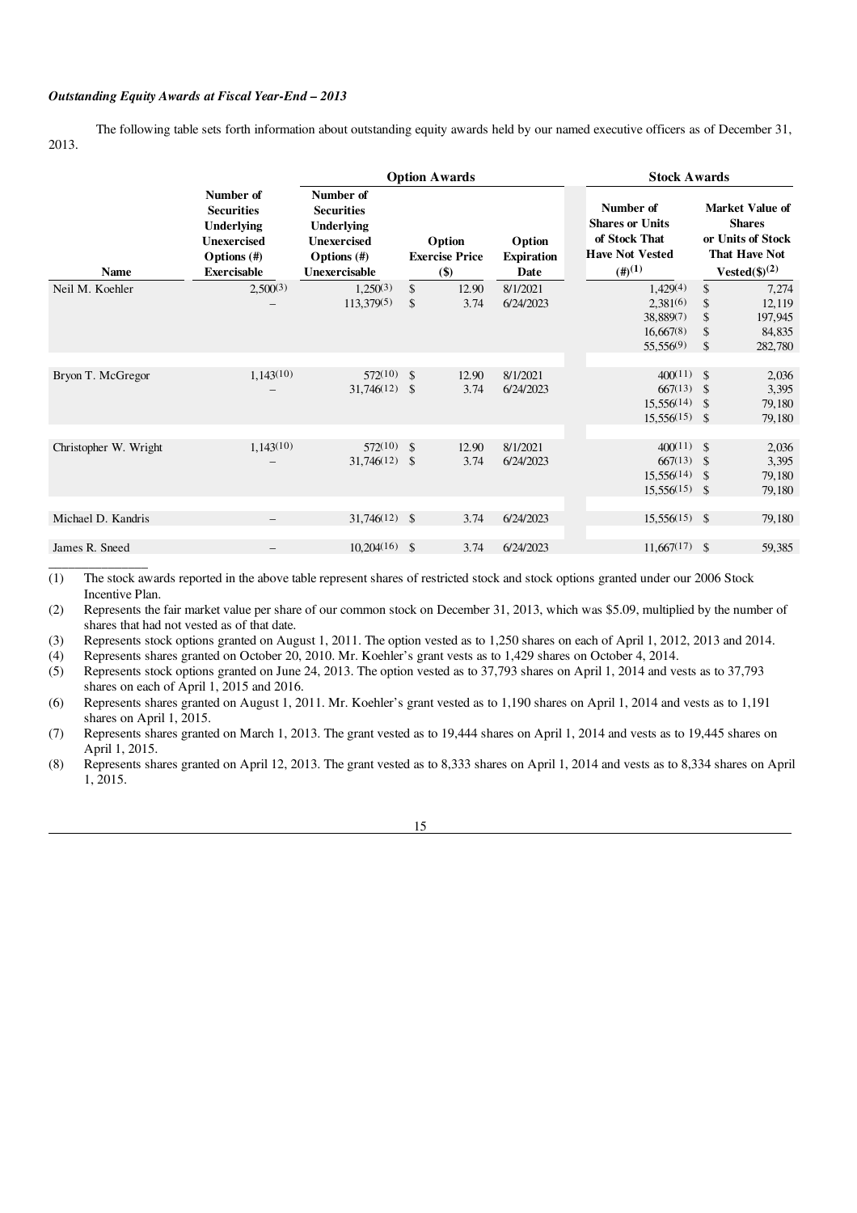*Outstanding Equity Awards at Fiscal Year-End – 2013*

The following table sets forth information about outstanding equity awards held by our named executive officers as of December 31, 2013.

| | Option Awards | | | | Stock Awards | |
|---|---|---|---|---|---|---|
| **Name** | **Number of Securities Underlying Unexercised Options (#) Exercisable** | **Number of Securities Underlying Unexercised Options (#) Unexercisable** | **Option Exercise Price ($)** | **Option Expiration Date** | **Number of Shares or Units of Stock That Have Not Vested (#)(1)** | **Market Value of Shares or Units of Stock That Have Not Vested($)(2)** |
| Neil M. Koehler | 2,500(3) | 1,250(3) | $ 12.90 | 8/1/2021 | 1,429(4) | $ 7,274 |
| | – | 113,379(5) | $ 3.74 | 6/24/2023 | 2,381(6) | $ 12,119 |
| | | | | | 38,889(7) | $ 197,945 |
| | | | | | 16,667(8) | $ 84,835 |
| | | | | | 55,556(9) | $ 282,780 |
| Bryon T. McGregor | 1,143(10) | 572(10) | $ 12.90 | 8/1/2021 | 400(11) | $ 2,036 |
| | – | 31,746(12) | $ 3.74 | 6/24/2023 | 667(13) | $ 3,395 |
| | | | | | 15,556(14) | $ 79,180 |
| | | | | | 15,556(15) | $ 79,180 |
| Christopher W. Wright | 1,143(10) | 572(10) | $ 12.90 | 8/1/2021 | 400(11) | $ 2,036 |
| | – | 31,746(12) | $ 3.74 | 6/24/2023 | 667(13) | $ 3,395 |
| | | | | | 15,556(14) | $ 79,180 |
| | | | | | 15,556(15) | $ 79,180 |
| Michael D. Kandris | – | 31,746(12) | $ 3.74 | 6/24/2023 | 15,556(15) | $ 79,180 |
| James R. Sneed | – | 10,204(16) | $ 3.74 | 6/24/2023 | 11,667(17) | $ 59,385 |

(1) The stock awards reported in the above table represent shares of restricted stock and stock options granted under our 2006 Stock Incentive Plan.

(2) Represents the fair market value per share of our common stock on December 31, 2013, which was $5.09, multiplied by the number of shares that had not vested as of that date.

(3) Represents stock options granted on August 1, 2011. The option vested as to 1,250 shares on each of April 1, 2012, 2013 and 2014.

(4) Represents shares granted on October 20, 2010. Mr. Koehler's grant vests as to 1,429 shares on October 4, 2014.

(5) Represents stock options granted on June 24, 2013. The option vested as to 37,793 shares on April 1, 2014 and vests as to 37,793 shares on each of April 1, 2015 and 2016.

(6) Represents shares granted on August 1, 2011. Mr. Koehler's grant vested as to 1,190 shares on April 1, 2014 and vests as to 1,191 shares on April 1, 2015.

(7) Represents shares granted on March 1, 2013. The grant vested as to 19,444 shares on April 1, 2014 and vests as to 19,445 shares on April 1, 2015.

(8) Represents shares granted on April 12, 2013. The grant vested as to 8,333 shares on April 1, 2014 and vests as to 8,334 shares on April 1, 2015.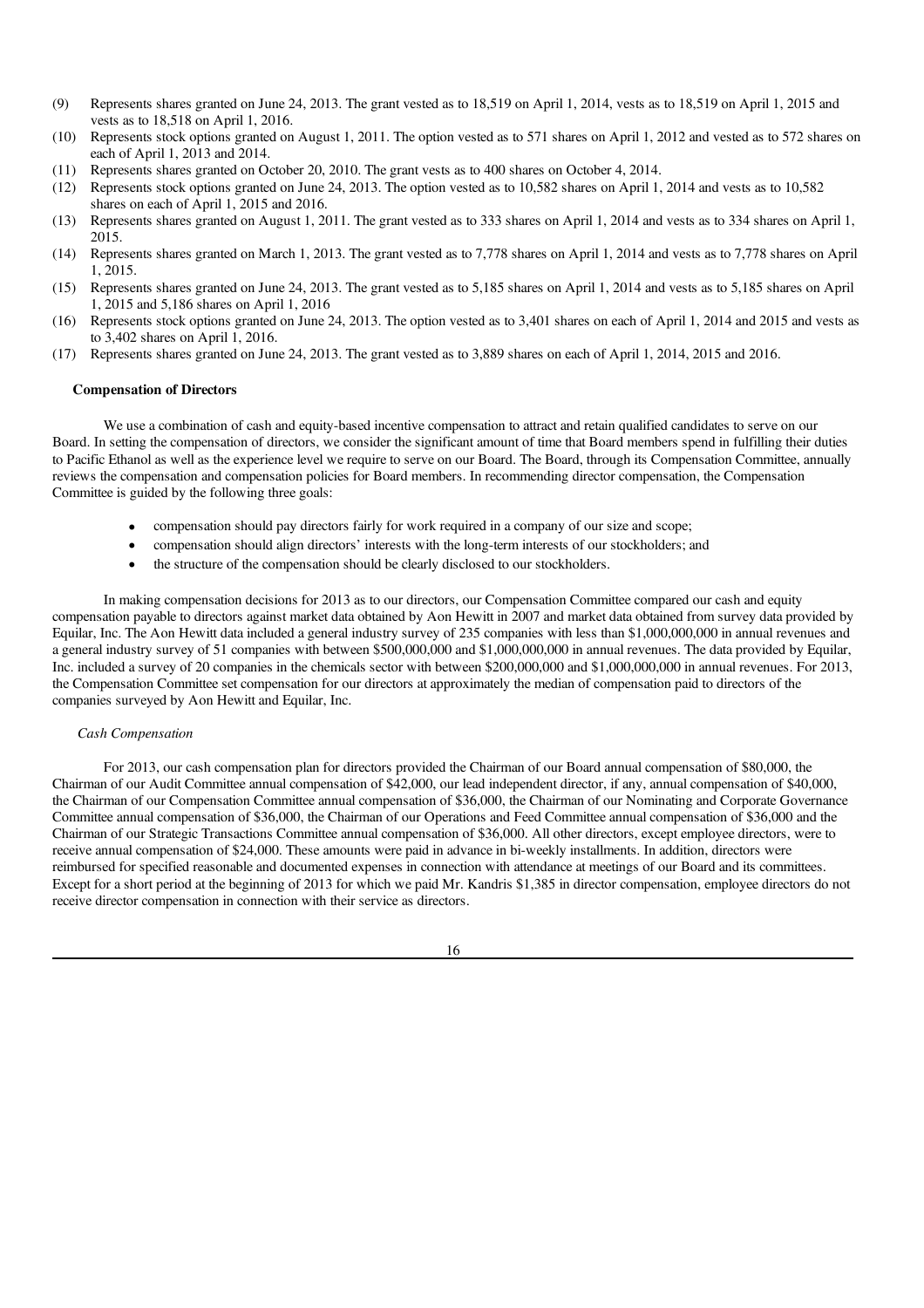(9) Represents shares granted on June 24, 2013. The grant vested as to 18,519 on April 1, 2014, vests as to 18,519 on April 1, 2015 and vests as to 18,518 on April 1, 2016.

(10) Represents stock options granted on August 1, 2011. The option vested as to 571 shares on April 1, 2012 and vested as to 572 shares on each of April 1, 2013 and 2014.

(11) Represents shares granted on October 20, 2010. The grant vests as to 400 shares on October 4, 2014.

(12) Represents stock options granted on June 24, 2013. The option vested as to 10,582 shares on April 1, 2014 and vests as to 10,582 shares on each of April 1, 2015 and 2016.

(13) Represents shares granted on August 1, 2011. The grant vested as to 333 shares on April 1, 2014 and vests as to 334 shares on April 1, 2015.

(14) Represents shares granted on March 1, 2013. The grant vested as to 7,778 shares on April 1, 2014 and vests as to 7,778 shares on April 1, 2015.

(15) Represents shares granted on June 24, 2013. The grant vested as to 5,185 shares on April 1, 2014 and vests as to 5,185 shares on April 1, 2015 and 5,186 shares on April 1, 2016

(16) Represents stock options granted on June 24, 2013. The option vested as to 3,401 shares on each of April 1, 2014 and 2015 and vests as to 3,402 shares on April 1, 2016.

(17) Represents shares granted on June 24, 2013. The grant vested as to 3,889 shares on each of April 1, 2014, 2015 and 2016.

**Compensation of Directors**

We use a combination of cash and equity-based incentive compensation to attract and retain qualified candidates to serve on our Board. In setting the compensation of directors, we consider the significant amount of time that Board members spend in fulfilling their duties to Pacific Ethanol as well as the experience level we require to serve on our Board. The Board, through its Compensation Committee, annually reviews the compensation and compensation policies for Board members. In recommending director compensation, the Compensation Committee is guided by the following three goals:

- compensation should pay directors fairly for work required in a company of our size and scope;
- compensation should align directors' interests with the long-term interests of our stockholders; and
- the structure of the compensation should be clearly disclosed to our stockholders.

In making compensation decisions for 2013 as to our directors, our Compensation Committee compared our cash and equity compensation payable to directors against market data obtained by Aon Hewitt in 2007 and market data obtained from survey data provided by Equilar, Inc. The Aon Hewitt data included a general industry survey of 235 companies with less than $1,000,000,000 in annual revenues and a general industry survey of 51 companies with between $500,000,000 and $1,000,000,000 in annual revenues. The data provided by Equilar, Inc. included a survey of 20 companies in the chemicals sector with between $200,000,000 and $1,000,000,000 in annual revenues. For 2013, the Compensation Committee set compensation for our directors at approximately the median of compensation paid to directors of the companies surveyed by Aon Hewitt and Equilar, Inc.

*Cash Compensation*

For 2013, our cash compensation plan for directors provided the Chairman of our Board annual compensation of $80,000, the Chairman of our Audit Committee annual compensation of $42,000, our lead independent director, if any, annual compensation of $40,000, the Chairman of our Compensation Committee annual compensation of $36,000, the Chairman of our Nominating and Corporate Governance Committee annual compensation of $36,000, the Chairman of our Operations and Feed Committee annual compensation of $36,000 and the Chairman of our Strategic Transactions Committee annual compensation of $36,000. All other directors, except employee directors, were to receive annual compensation of $24,000. These amounts were paid in advance in bi-weekly installments. In addition, directors were reimbursed for specified reasonable and documented expenses in connection with attendance at meetings of our Board and its committees. Except for a short period at the beginning of 2013 for which we paid Mr. Kandris $1,385 in director compensation, employee directors do not receive director compensation in connection with their service as directors.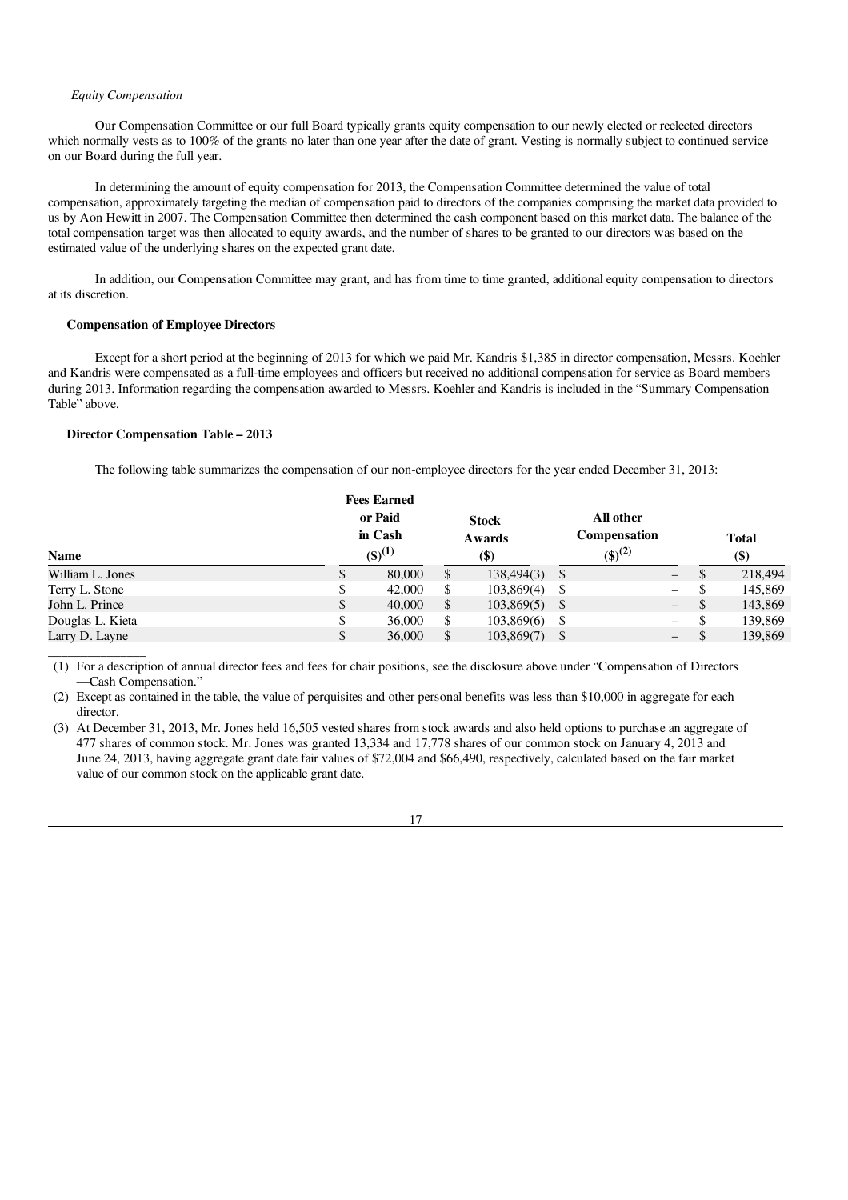*Equity Compensation*

Our Compensation Committee or our full Board typically grants equity compensation to our newly elected or reelected directors which normally vests as to 100% of the grants no later than one year after the date of grant. Vesting is normally subject to continued service on our Board during the full year.

In determining the amount of equity compensation for 2013, the Compensation Committee determined the value of total compensation, approximately targeting the median of compensation paid to directors of the companies comprising the market data provided to us by Aon Hewitt in 2007. The Compensation Committee then determined the cash component based on this market data. The balance of the total compensation target was then allocated to equity awards, and the number of shares to be granted to our directors was based on the estimated value of the underlying shares on the expected grant date.

In addition, our Compensation Committee may grant, and has from time to time granted, additional equity compensation to directors at its discretion.

**Compensation of Employee Directors**

Except for a short period at the beginning of 2013 for which we paid Mr. Kandris $1,385 in director compensation, Messrs. Koehler and Kandris were compensated as a full-time employees and officers but received no additional compensation for service as Board members during 2013. Information regarding the compensation awarded to Messrs. Koehler and Kandris is included in the "Summary Compensation Table" above.

**Director Compensation Table – 2013**

The following table summarizes the compensation of our non-employee directors for the year ended December 31, 2013:

| Name | Fees Earned or Paid in Cash ($)(1) | Stock Awards ($) | All other Compensation ($)(2) | Total ($) |
|---|---|---|---|---|
| William L. Jones | $ 80,000 | $ 138,494(3) | $ – | $ 218,494 |
| Terry L. Stone | $ 42,000 | $ 103,869(4) | $ – | $ 145,869 |
| John L. Prince | $ 40,000 | $ 103,869(5) | $ – | $ 143,869 |
| Douglas L. Kieta | $ 36,000 | $ 103,869(6) | $ – | $ 139,869 |
| Larry D. Layne | $ 36,000 | $ 103,869(7) | $ – | $ 139,869 |

(1) For a description of annual director fees and fees for chair positions, see the disclosure above under "Compensation of Directors —Cash Compensation."

(2) Except as contained in the table, the value of perquisites and other personal benefits was less than $10,000 in aggregate for each director.

(3) At December 31, 2013, Mr. Jones held 16,505 vested shares from stock awards and also held options to purchase an aggregate of 477 shares of common stock. Mr. Jones was granted 13,334 and 17,778 shares of our common stock on January 4, 2013 and June 24, 2013, having aggregate grant date fair values of $72,004 and $66,490, respectively, calculated based on the fair market value of our common stock on the applicable grant date.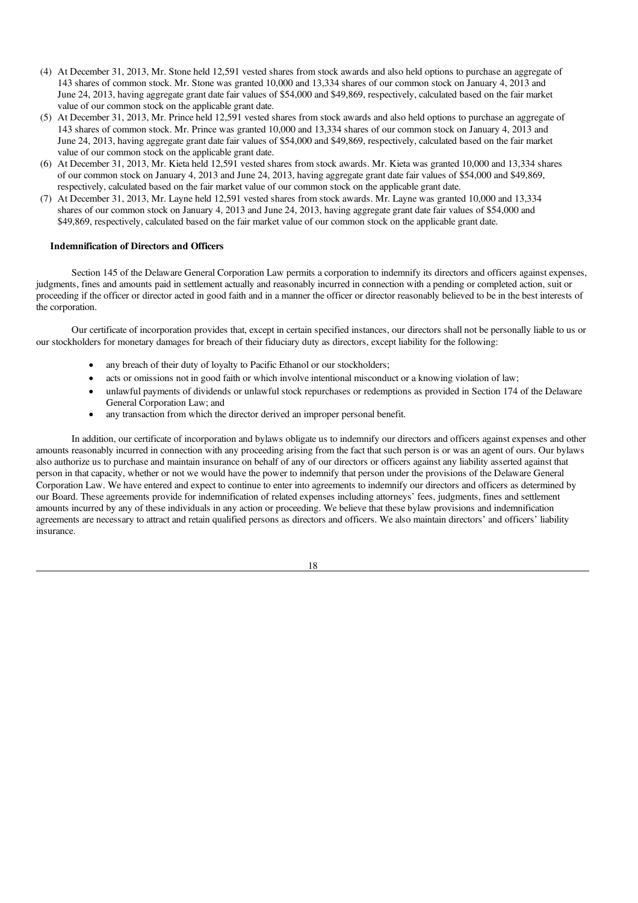(4) At December 31, 2013, Mr. Stone held 12,591 vested shares from stock awards and also held options to purchase an aggregate of 143 shares of common stock. Mr. Stone was granted 10,000 and 13,334 shares of our common stock on January 4, 2013 and June 24, 2013, having aggregate grant date fair values of $54,000 and $49,869, respectively, calculated based on the fair market value of our common stock on the applicable grant date.

(5) At December 31, 2013, Mr. Prince held 12,591 vested shares from stock awards and also held options to purchase an aggregate of 143 shares of common stock. Mr. Prince was granted 10,000 and 13,334 shares of our common stock on January 4, 2013 and June 24, 2013, having aggregate grant date fair values of $54,000 and $49,869, respectively, calculated based on the fair market value of our common stock on the applicable grant date.

(6) At December 31, 2013, Mr. Kieta held 12,591 vested shares from stock awards. Mr. Kieta was granted 10,000 and 13,334 shares of our common stock on January 4, 2013 and June 24, 2013, having aggregate grant date fair values of $54,000 and $49,869, respectively, calculated based on the fair market value of our common stock on the applicable grant date.

(7) At December 31, 2013, Mr. Layne held 12,591 vested shares from stock awards. Mr. Layne was granted 10,000 and 13,334 shares of our common stock on January 4, 2013 and June 24, 2013, having aggregate grant date fair values of $54,000 and $49,869, respectively, calculated based on the fair market value of our common stock on the applicable grant date.

**Indemnification of Directors and Officers**

Section 145 of the Delaware General Corporation Law permits a corporation to indemnify its directors and officers against expenses, judgments, fines and amounts paid in settlement actually and reasonably incurred in connection with a pending or completed action, suit or proceeding if the officer or director acted in good faith and in a manner the officer or director reasonably believed to be in the best interests of the corporation.

Our certificate of incorporation provides that, except in certain specified instances, our directors shall not be personally liable to us or our stockholders for monetary damages for breach of their fiduciary duty as directors, except liability for the following:

- any breach of their duty of loyalty to Pacific Ethanol or our stockholders;
- acts or omissions not in good faith or which involve intentional misconduct or a knowing violation of law;
- unlawful payments of dividends or unlawful stock repurchases or redemptions as provided in Section 174 of the Delaware General Corporation Law; and
- any transaction from which the director derived an improper personal benefit.

In addition, our certificate of incorporation and bylaws obligate us to indemnify our directors and officers against expenses and other amounts reasonably incurred in connection with any proceeding arising from the fact that such person is or was an agent of ours. Our bylaws also authorize us to purchase and maintain insurance on behalf of any of our directors or officers against any liability asserted against that person in that capacity, whether or not we would have the power to indemnify that person under the provisions of the Delaware General Corporation Law. We have entered and expect to continue to enter into agreements to indemnify our directors and officers as determined by our Board. These agreements provide for indemnification of related expenses including attorneys' fees, judgments, fines and settlement amounts incurred by any of these individuals in any action or proceeding. We believe that these bylaw provisions and indemnification agreements are necessary to attract and retain qualified persons as directors and officers. We also maintain directors' and officers' liability insurance.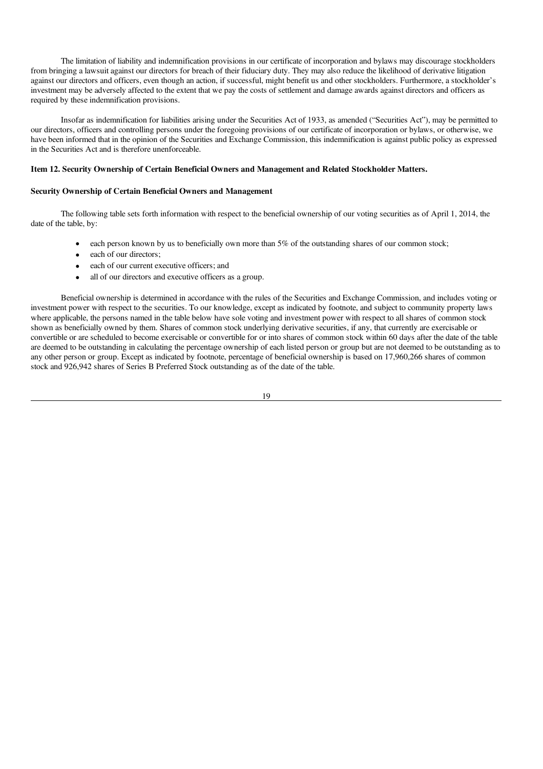The limitation of liability and indemnification provisions in our certificate of incorporation and bylaws may discourage stockholders from bringing a lawsuit against our directors for breach of their fiduciary duty. They may also reduce the likelihood of derivative litigation against our directors and officers, even though an action, if successful, might benefit us and other stockholders. Furthermore, a stockholder's investment may be adversely affected to the extent that we pay the costs of settlement and damage awards against directors and officers as required by these indemnification provisions.

Insofar as indemnification for liabilities arising under the Securities Act of 1933, as amended ("Securities Act"), may be permitted to our directors, officers and controlling persons under the foregoing provisions of our certificate of incorporation or bylaws, or otherwise, we have been informed that in the opinion of the Securities and Exchange Commission, this indemnification is against public policy as expressed in the Securities Act and is therefore unenforceable.

### Item 12. Security Ownership of Certain Beneficial Owners and Management and Related Stockholder Matters.

#### Security Ownership of Certain Beneficial Owners and Management

The following table sets forth information with respect to the beneficial ownership of our voting securities as of April 1, 2014, the date of the table, by:

- each person known by us to beneficially own more than 5% of the outstanding shares of our common stock;
- each of our directors;
- each of our current executive officers; and
- all of our directors and executive officers as a group.

Beneficial ownership is determined in accordance with the rules of the Securities and Exchange Commission, and includes voting or investment power with respect to the securities. To our knowledge, except as indicated by footnote, and subject to community property laws where applicable, the persons named in the table below have sole voting and investment power with respect to all shares of common stock shown as beneficially owned by them. Shares of common stock underlying derivative securities, if any, that currently are exercisable or convertible or are scheduled to become exercisable or convertible for or into shares of common stock within 60 days after the date of the table are deemed to be outstanding in calculating the percentage ownership of each listed person or group but are not deemed to be outstanding as to any other person or group. Except as indicated by footnote, percentage of beneficial ownership is based on 17,960,266 shares of common stock and 926,942 shares of Series B Preferred Stock outstanding as of the date of the table.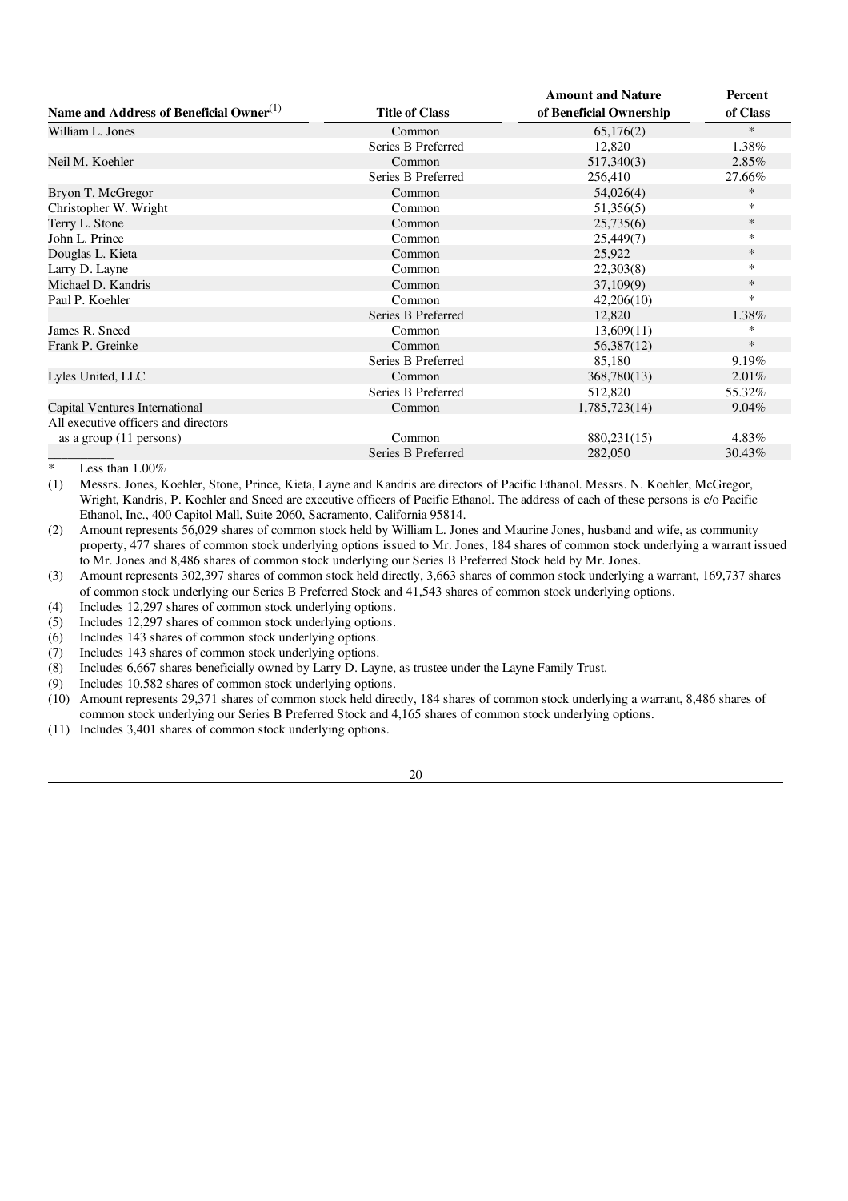| Name and Address of Beneficial Owner[(1)] | Title of Class | Amount and Nature of Beneficial Ownership | Percent of Class |
|---|---|---|---|
| William L. Jones | Common | 65,176(2) | * |
| | Series B Preferred | 12,820 | 1.38% |
| Neil M. Koehler | Common | 517,340(3) | 2.85% |
| | Series B Preferred | 256,410 | 27.66% |
| Bryon T. McGregor | Common | 54,026(4) | * |
| Christopher W. Wright | Common | 51,356(5) | * |
| Terry L. Stone | Common | 25,735(6) | * |
| John L. Prince | Common | 25,449(7) | * |
| Douglas L. Kieta | Common | 25,922 | * |
| Larry D. Layne | Common | 22,303(8) | * |
| Michael D. Kandris | Common | 37,109(9) | * |
| Paul P. Koehler | Common | 42,206(10) | * |
| | Series B Preferred | 12,820 | 1.38% |
| James R. Sneed | Common | 13,609(11) | * |
| Frank P. Greinke | Common | 56,387(12) | * |
| | Series B Preferred | 85,180 | 9.19% |
| Lyles United, LLC | Common | 368,780(13) | 2.01% |
| | Series B Preferred | 512,820 | 55.32% |
| Capital Ventures International | Common | 1,785,723(14) | 9.04% |
| All executive officers and directors as a group (11 persons) | Common | 880,231(15) | 4.83% |
| | Series B Preferred | 282,050 | 30.43% |

\* Less than 1.00%

(1) Messrs. Jones, Koehler, Stone, Prince, Kieta, Layne and Kandris are directors of Pacific Ethanol. Messrs. N. Koehler, McGregor, Wright, Kandris, P. Koehler and Sneed are executive officers of Pacific Ethanol. The address of each of these persons is c/o Pacific Ethanol, Inc., 400 Capitol Mall, Suite 2060, Sacramento, California 95814.

(2) Amount represents 56,029 shares of common stock held by William L. Jones and Maurine Jones, husband and wife, as community property, 477 shares of common stock underlying options issued to Mr. Jones, 184 shares of common stock underlying a warrant issued to Mr. Jones and 8,486 shares of common stock underlying our Series B Preferred Stock held by Mr. Jones.

(3) Amount represents 302,397 shares of common stock held directly, 3,663 shares of common stock underlying a warrant, 169,737 shares of common stock underlying our Series B Preferred Stock and 41,543 shares of common stock underlying options.

(4) Includes 12,297 shares of common stock underlying options.

(5) Includes 12,297 shares of common stock underlying options.

(6) Includes 143 shares of common stock underlying options.

(7) Includes 143 shares of common stock underlying options.

(8) Includes 6,667 shares beneficially owned by Larry D. Layne, as trustee under the Layne Family Trust.

(9) Includes 10,582 shares of common stock underlying options.

(10) Amount represents 29,371 shares of common stock held directly, 184 shares of common stock underlying a warrant, 8,486 shares of common stock underlying our Series B Preferred Stock and 4,165 shares of common stock underlying options.

(11) Includes 3,401 shares of common stock underlying options.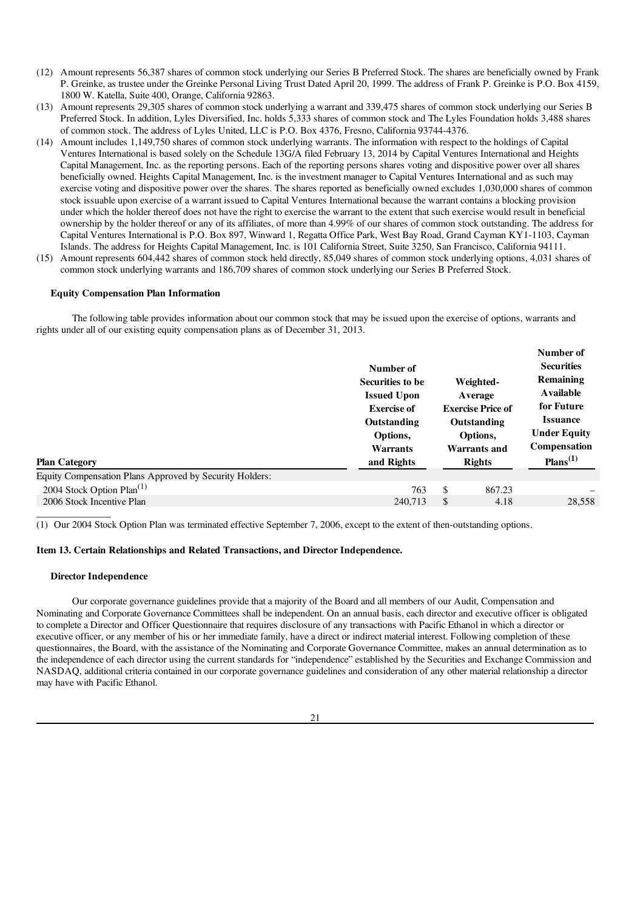(12) Amount represents 56,387 shares of common stock underlying our Series B Preferred Stock. The shares are beneficially owned by Frank P. Greinke, as trustee under the Greinke Personal Living Trust Dated April 20, 1999. The address of Frank P. Greinke is P.O. Box 4159, 1800 W. Katella, Suite 400, Orange, California 92863.

(13) Amount represents 29,305 shares of common stock underlying a warrant and 339,475 shares of common stock underlying our Series B Preferred Stock. In addition, Lyles Diversified, Inc. holds 5,333 shares of common stock and The Lyles Foundation holds 3,488 shares of common stock. The address of Lyles United, LLC is P.O. Box 4376, Fresno, California 93744-4376.

(14) Amount includes 1,149,750 shares of common stock underlying warrants. The information with respect to the holdings of Capital Ventures International is based solely on the Schedule 13G/A filed February 13, 2014 by Capital Ventures International and Heights Capital Management, Inc. as the reporting persons. Each of the reporting persons shares voting and dispositive power over all shares beneficially owned. Heights Capital Management, Inc. is the investment manager to Capital Ventures International and as such may exercise voting and dispositive power over the shares. The shares reported as beneficially owned excludes 1,030,000 shares of common stock issuable upon exercise of a warrant issued to Capital Ventures International because the warrant contains a blocking provision under which the holder thereof does not have the right to exercise the warrant to the extent that such exercise would result in beneficial ownership by the holder thereof or any of its affiliates, of more than 4.99% of our shares of common stock outstanding. The address for Capital Ventures International is P.O. Box 897, Winward 1, Regatta Office Park, West Bay Road, Grand Cayman KY1-1103, Cayman Islands. The address for Heights Capital Management, Inc. is 101 California Street, Suite 3250, San Francisco, California 94111.

(15) Amount represents 604,442 shares of common stock held directly, 85,049 shares of common stock underlying options, 4,031 shares of common stock underlying warrants and 186,709 shares of common stock underlying our Series B Preferred Stock.

**Equity Compensation Plan Information**

The following table provides information about our common stock that may be issued upon the exercise of options, warrants and rights under all of our existing equity compensation plans as of December 31, 2013.

| Plan Category | Number of Securities to be Issued Upon Exercise of Outstanding Options, Warrants and Rights | Weighted-Average Exercise Price of Outstanding Options, Warrants and Rights | Number of Securities Remaining Available for Future Issuance Under Equity Compensation Plans[(1)] |
|---|---|---|---|
| Equity Compensation Plans Approved by Security Holders: | | | |
| 2004 Stock Option Plan[(1)] | 763 | $ 867.23 | – |
| 2006 Stock Incentive Plan | 240,713 | $ 4.18 | 28,558 |

(1) Our 2004 Stock Option Plan was terminated effective September 7, 2006, except to the extent of then-outstanding options.

### Item 13. Certain Relationships and Related Transactions, and Director Independence.

**Director Independence**

Our corporate governance guidelines provide that a majority of the Board and all members of our Audit, Compensation and Nominating and Corporate Governance Committees shall be independent. On an annual basis, each director and executive officer is obligated to complete a Director and Officer Questionnaire that requires disclosure of any transactions with Pacific Ethanol in which a director or executive officer, or any member of his or her immediate family, have a direct or indirect material interest. Following completion of these questionnaires, the Board, with the assistance of the Nominating and Corporate Governance Committee, makes an annual determination as to the independence of each director using the current standards for "independence" established by the Securities and Exchange Commission and NASDAQ, additional criteria contained in our corporate governance guidelines and consideration of any other material relationship a director may have with Pacific Ethanol.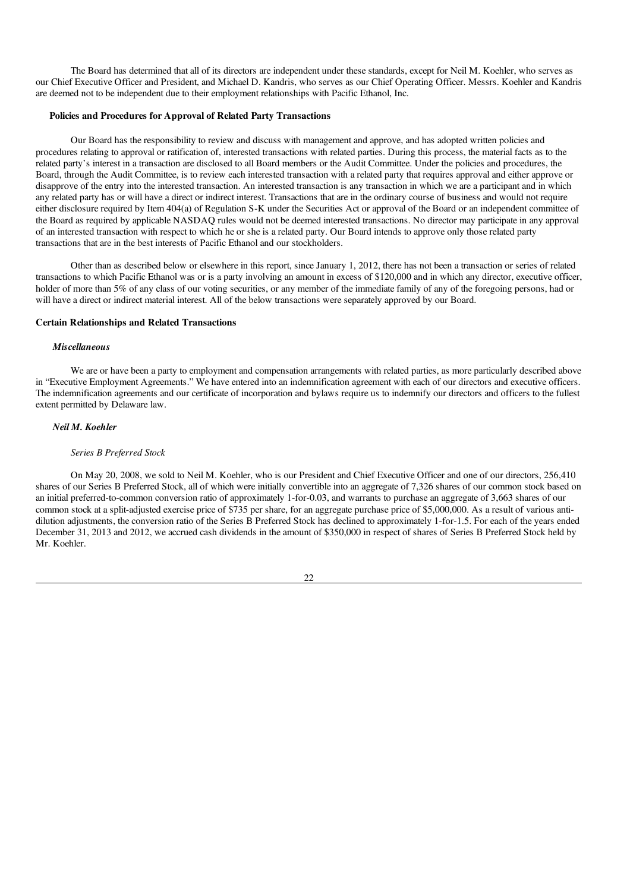The Board has determined that all of its directors are independent under these standards, except for Neil M. Koehler, who serves as our Chief Executive Officer and President, and Michael D. Kandris, who serves as our Chief Operating Officer. Messrs. Koehler and Kandris are deemed not to be independent due to their employment relationships with Pacific Ethanol, Inc.

### Policies and Procedures for Approval of Related Party Transactions

Our Board has the responsibility to review and discuss with management and approve, and has adopted written policies and procedures relating to approval or ratification of, interested transactions with related parties. During this process, the material facts as to the related party's interest in a transaction are disclosed to all Board members or the Audit Committee. Under the policies and procedures, the Board, through the Audit Committee, is to review each interested transaction with a related party that requires approval and either approve or disapprove of the entry into the interested transaction. An interested transaction is any transaction in which we are a participant and in which any related party has or will have a direct or indirect interest. Transactions that are in the ordinary course of business and would not require either disclosure required by Item 404(a) of Regulation S-K under the Securities Act or approval of the Board or an independent committee of the Board as required by applicable NASDAQ rules would not be deemed interested transactions. No director may participate in any approval of an interested transaction with respect to which he or she is a related party. Our Board intends to approve only those related party transactions that are in the best interests of Pacific Ethanol and our stockholders.

Other than as described below or elsewhere in this report, since January 1, 2012, there has not been a transaction or series of related transactions to which Pacific Ethanol was or is a party involving an amount in excess of $120,000 and in which any director, executive officer, holder of more than 5% of any class of our voting securities, or any member of the immediate family of any of the foregoing persons, had or will have a direct or indirect material interest. All of the below transactions were separately approved by our Board.

### Certain Relationships and Related Transactions

#### *Miscellaneous*

We are or have been a party to employment and compensation arrangements with related parties, as more particularly described above in "Executive Employment Agreements." We have entered into an indemnification agreement with each of our directors and executive officers. The indemnification agreements and our certificate of incorporation and bylaws require us to indemnify our directors and officers to the fullest extent permitted by Delaware law.

#### *Neil M. Koehler*

*Series B Preferred Stock*

On May 20, 2008, we sold to Neil M. Koehler, who is our President and Chief Executive Officer and one of our directors, 256,410 shares of our Series B Preferred Stock, all of which were initially convertible into an aggregate of 7,326 shares of our common stock based on an initial preferred-to-common conversion ratio of approximately 1-for-0.03, and warrants to purchase an aggregate of 3,663 shares of our common stock at a split-adjusted exercise price of $735 per share, for an aggregate purchase price of $5,000,000. As a result of various anti-dilution adjustments, the conversion ratio of the Series B Preferred Stock has declined to approximately 1-for-1.5. For each of the years ended December 31, 2013 and 2012, we accrued cash dividends in the amount of $350,000 in respect of shares of Series B Preferred Stock held by Mr. Koehler.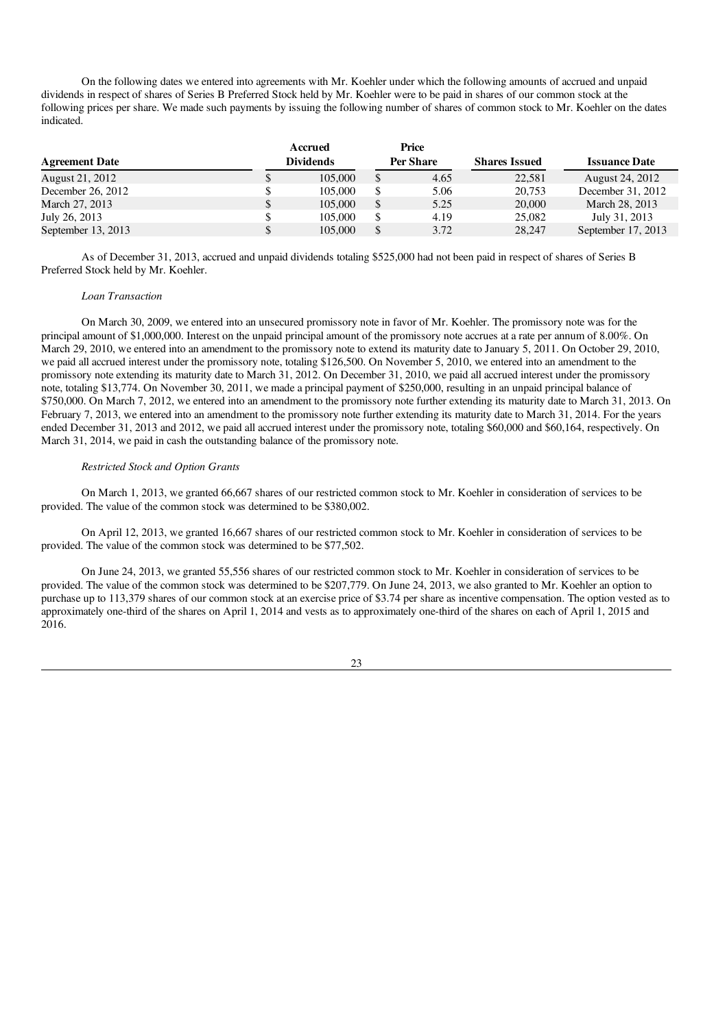On the following dates we entered into agreements with Mr. Koehler under which the following amounts of accrued and unpaid dividends in respect of shares of Series B Preferred Stock held by Mr. Koehler were to be paid in shares of our common stock at the following prices per share. We made such payments by issuing the following number of shares of common stock to Mr. Koehler on the dates indicated.

| Agreement Date | Accrued Dividends | Price Per Share | Shares Issued | Issuance Date |
|---|---|---|---|---|
| August 21, 2012 | $ 105,000 | $ 4.65 | 22,581 | August 24, 2012 |
| December 26, 2012 | $ 105,000 | $ 5.06 | 20,753 | December 31, 2012 |
| March 27, 2013 | $ 105,000 | $ 5.25 | 20,000 | March 28, 2013 |
| July 26, 2013 | $ 105,000 | $ 4.19 | 25,082 | July 31, 2013 |
| September 13, 2013 | $ 105,000 | $ 3.72 | 28,247 | September 17, 2013 |

As of December 31, 2013, accrued and unpaid dividends totaling $525,000 had not been paid in respect of shares of Series B Preferred Stock held by Mr. Koehler.

*Loan Transaction*

On March 30, 2009, we entered into an unsecured promissory note in favor of Mr. Koehler. The promissory note was for the principal amount of $1,000,000. Interest on the unpaid principal amount of the promissory note accrues at a rate per annum of 8.00%. On March 29, 2010, we entered into an amendment to the promissory note to extend its maturity date to January 5, 2011. On October 29, 2010, we paid all accrued interest under the promissory note, totaling $126,500. On November 5, 2010, we entered into an amendment to the promissory note extending its maturity date to March 31, 2012. On December 31, 2010, we paid all accrued interest under the promissory note, totaling $13,774. On November 30, 2011, we made a principal payment of $250,000, resulting in an unpaid principal balance of $750,000. On March 7, 2012, we entered into an amendment to the promissory note further extending its maturity date to March 31, 2013. On February 7, 2013, we entered into an amendment to the promissory note further extending its maturity date to March 31, 2014. For the years ended December 31, 2013 and 2012, we paid all accrued interest under the promissory note, totaling $60,000 and $60,164, respectively. On March 31, 2014, we paid in cash the outstanding balance of the promissory note.

*Restricted Stock and Option Grants*

On March 1, 2013, we granted 66,667 shares of our restricted common stock to Mr. Koehler in consideration of services to be provided. The value of the common stock was determined to be $380,002.

On April 12, 2013, we granted 16,667 shares of our restricted common stock to Mr. Koehler in consideration of services to be provided. The value of the common stock was determined to be $77,502.

On June 24, 2013, we granted 55,556 shares of our restricted common stock to Mr. Koehler in consideration of services to be provided. The value of the common stock was determined to be $207,779. On June 24, 2013, we also granted to Mr. Koehler an option to purchase up to 113,379 shares of our common stock at an exercise price of $3.74 per share as incentive compensation. The option vested as to approximately one-third of the shares on April 1, 2014 and vests as to approximately one-third of the shares on each of April 1, 2015 and 2016.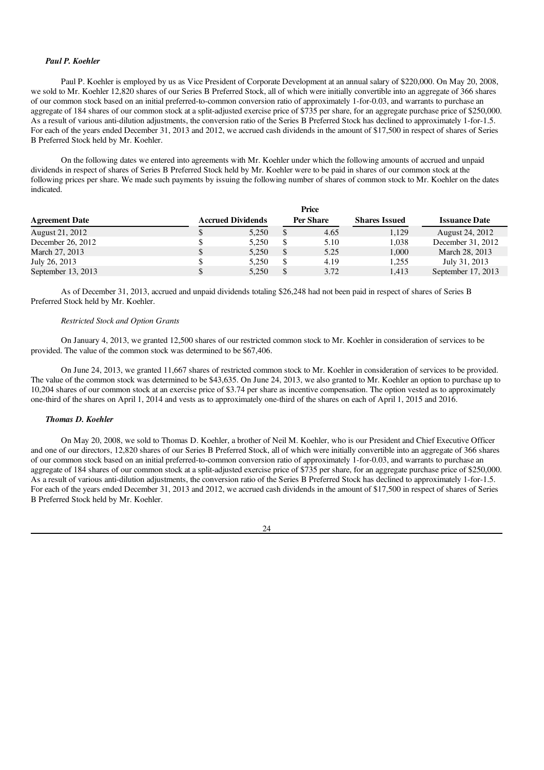### *Paul P. Koehler*

Paul P. Koehler is employed by us as Vice President of Corporate Development at an annual salary of $220,000. On May 20, 2008, we sold to Mr. Koehler 12,820 shares of our Series B Preferred Stock, all of which were initially convertible into an aggregate of 366 shares of our common stock based on an initial preferred-to-common conversion ratio of approximately 1-for-0.03, and warrants to purchase an aggregate of 184 shares of our common stock at a split-adjusted exercise price of $735 per share, for an aggregate purchase price of $250,000. As a result of various anti-dilution adjustments, the conversion ratio of the Series B Preferred Stock has declined to approximately 1-for-1.5. For each of the years ended December 31, 2013 and 2012, we accrued cash dividends in the amount of $17,500 in respect of shares of Series B Preferred Stock held by Mr. Koehler.

On the following dates we entered into agreements with Mr. Koehler under which the following amounts of accrued and unpaid dividends in respect of shares of Series B Preferred Stock held by Mr. Koehler were to be paid in shares of our common stock at the following prices per share. We made such payments by issuing the following number of shares of common stock to Mr. Koehler on the dates indicated.

| Agreement Date | Accrued Dividends | Price Per Share | Shares Issued | Issuance Date |
|---|---|---|---|---|
| August 21, 2012 | $ 5,250 | $ 4.65 | 1,129 | August 24, 2012 |
| December 26, 2012 | $ 5,250 | $ 5.10 | 1,038 | December 31, 2012 |
| March 27, 2013 | $ 5,250 | $ 5.25 | 1,000 | March 28, 2013 |
| July 26, 2013 | $ 5,250 | $ 4.19 | 1,255 | July 31, 2013 |
| September 13, 2013 | $ 5,250 | $ 3.72 | 1,413 | September 17, 2013 |

As of December 31, 2013, accrued and unpaid dividends totaling $26,248 had not been paid in respect of shares of Series B Preferred Stock held by Mr. Koehler.

*Restricted Stock and Option Grants*

On January 4, 2013, we granted 12,500 shares of our restricted common stock to Mr. Koehler in consideration of services to be provided. The value of the common stock was determined to be $67,406.

On June 24, 2013, we granted 11,667 shares of restricted common stock to Mr. Koehler in consideration of services to be provided. The value of the common stock was determined to be $43,635. On June 24, 2013, we also granted to Mr. Koehler an option to purchase up to 10,204 shares of our common stock at an exercise price of $3.74 per share as incentive compensation. The option vested as to approximately one-third of the shares on April 1, 2014 and vests as to approximately one-third of the shares on each of April 1, 2015 and 2016.

### *Thomas D. Koehler*

On May 20, 2008, we sold to Thomas D. Koehler, a brother of Neil M. Koehler, who is our President and Chief Executive Officer and one of our directors, 12,820 shares of our Series B Preferred Stock, all of which were initially convertible into an aggregate of 366 shares of our common stock based on an initial preferred-to-common conversion ratio of approximately 1-for-0.03, and warrants to purchase an aggregate of 184 shares of our common stock at a split-adjusted exercise price of $735 per share, for an aggregate purchase price of $250,000. As a result of various anti-dilution adjustments, the conversion ratio of the Series B Preferred Stock has declined to approximately 1-for-1.5. For each of the years ended December 31, 2013 and 2012, we accrued cash dividends in the amount of $17,500 in respect of shares of Series B Preferred Stock held by Mr. Koehler.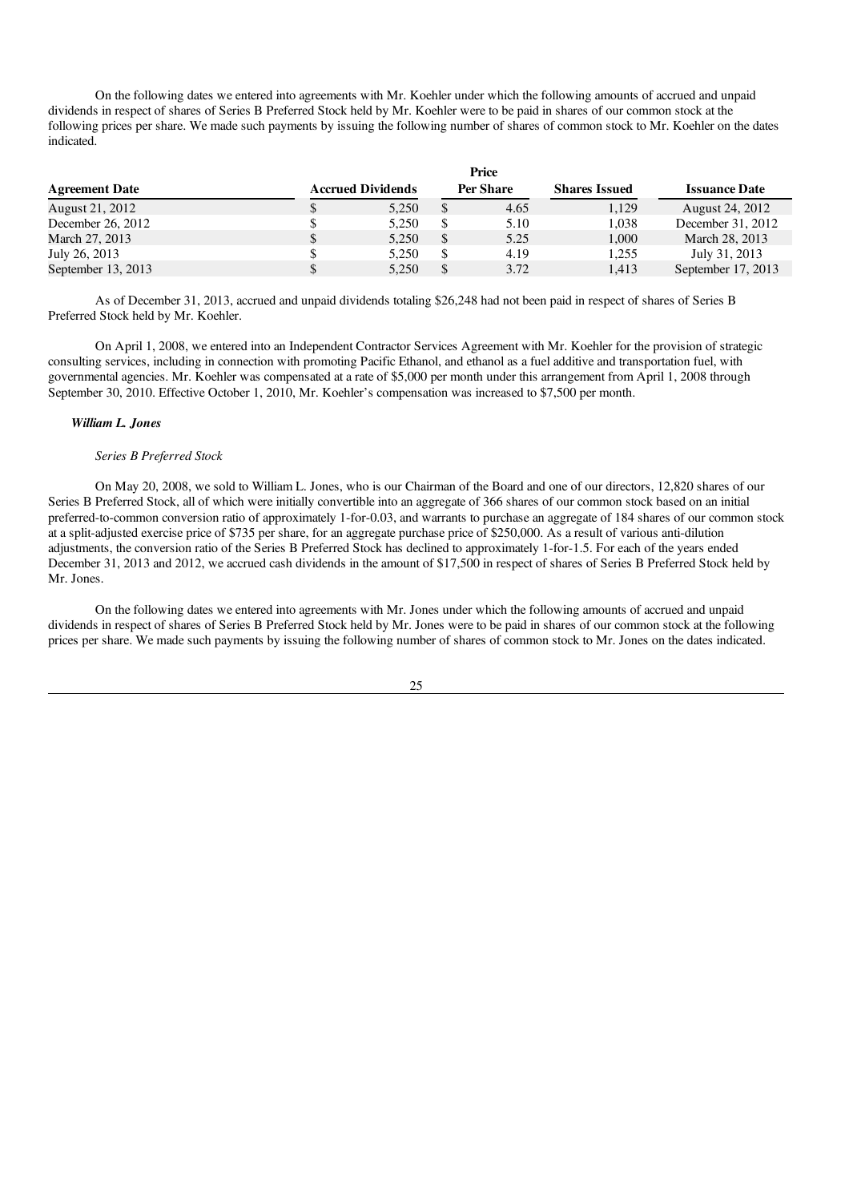On the following dates we entered into agreements with Mr. Koehler under which the following amounts of accrued and unpaid dividends in respect of shares of Series B Preferred Stock held by Mr. Koehler were to be paid in shares of our common stock at the following prices per share. We made such payments by issuing the following number of shares of common stock to Mr. Koehler on the dates indicated.

| Agreement Date | Accrued Dividends | Price Per Share | Shares Issued | Issuance Date |
|---|---|---|---|---|
| August 21, 2012 | $ 5,250 | $ 4.65 | 1,129 | August 24, 2012 |
| December 26, 2012 | $ 5,250 | $ 5.10 | 1,038 | December 31, 2012 |
| March 27, 2013 | $ 5,250 | $ 5.25 | 1,000 | March 28, 2013 |
| July 26, 2013 | $ 5,250 | $ 4.19 | 1,255 | July 31, 2013 |
| September 13, 2013 | $ 5,250 | $ 3.72 | 1,413 | September 17, 2013 |

As of December 31, 2013, accrued and unpaid dividends totaling $26,248 had not been paid in respect of shares of Series B Preferred Stock held by Mr. Koehler.

On April 1, 2008, we entered into an Independent Contractor Services Agreement with Mr. Koehler for the provision of strategic consulting services, including in connection with promoting Pacific Ethanol, and ethanol as a fuel additive and transportation fuel, with governmental agencies. Mr. Koehler was compensated at a rate of $5,000 per month under this arrangement from April 1, 2008 through September 30, 2010. Effective October 1, 2010, Mr. Koehler's compensation was increased to $7,500 per month.

***William L. Jones***

*Series B Preferred Stock*

On May 20, 2008, we sold to William L. Jones, who is our Chairman of the Board and one of our directors, 12,820 shares of our Series B Preferred Stock, all of which were initially convertible into an aggregate of 366 shares of our common stock based on an initial preferred-to-common conversion ratio of approximately 1-for-0.03, and warrants to purchase an aggregate of 184 shares of our common stock at a split-adjusted exercise price of $735 per share, for an aggregate purchase price of $250,000. As a result of various anti-dilution adjustments, the conversion ratio of the Series B Preferred Stock has declined to approximately 1-for-1.5. For each of the years ended December 31, 2013 and 2012, we accrued cash dividends in the amount of $17,500 in respect of shares of Series B Preferred Stock held by Mr. Jones.

On the following dates we entered into agreements with Mr. Jones under which the following amounts of accrued and unpaid dividends in respect of shares of Series B Preferred Stock held by Mr. Jones were to be paid in shares of our common stock at the following prices per share. We made such payments by issuing the following number of shares of common stock to Mr. Jones on the dates indicated.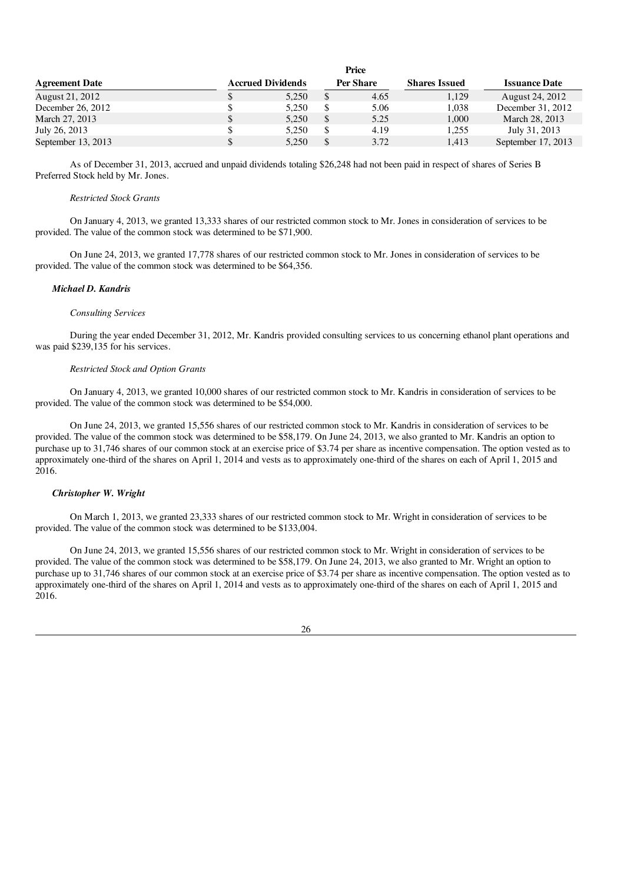| Agreement Date | Accrued Dividends | Price Per Share | Shares Issued | Issuance Date |
|---|---|---|---|---|
| August 21, 2012 | $ 5,250 | $ 4.65 | 1,129 | August 24, 2012 |
| December 26, 2012 | $ 5,250 | $ 5.06 | 1,038 | December 31, 2012 |
| March 27, 2013 | $ 5,250 | $ 5.25 | 1,000 | March 28, 2013 |
| July 26, 2013 | $ 5,250 | $ 4.19 | 1,255 | July 31, 2013 |
| September 13, 2013 | $ 5,250 | $ 3.72 | 1,413 | September 17, 2013 |

As of December 31, 2013, accrued and unpaid dividends totaling $26,248 had not been paid in respect of shares of Series B Preferred Stock held by Mr. Jones.

*Restricted Stock Grants*

On January 4, 2013, we granted 13,333 shares of our restricted common stock to Mr. Jones in consideration of services to be provided. The value of the common stock was determined to be $71,900.

On June 24, 2013, we granted 17,778 shares of our restricted common stock to Mr. Jones in consideration of services to be provided. The value of the common stock was determined to be $64,356.

***Michael D. Kandris***

*Consulting Services*

During the year ended December 31, 2012, Mr. Kandris provided consulting services to us concerning ethanol plant operations and was paid $239,135 for his services.

*Restricted Stock and Option Grants*

On January 4, 2013, we granted 10,000 shares of our restricted common stock to Mr. Kandris in consideration of services to be provided. The value of the common stock was determined to be $54,000.

On June 24, 2013, we granted 15,556 shares of our restricted common stock to Mr. Kandris in consideration of services to be provided. The value of the common stock was determined to be $58,179. On June 24, 2013, we also granted to Mr. Kandris an option to purchase up to 31,746 shares of our common stock at an exercise price of $3.74 per share as incentive compensation. The option vested as to approximately one-third of the shares on April 1, 2014 and vests as to approximately one-third of the shares on each of April 1, 2015 and 2016.

***Christopher W. Wright***

On March 1, 2013, we granted 23,333 shares of our restricted common stock to Mr. Wright in consideration of services to be provided. The value of the common stock was determined to be $133,004.

On June 24, 2013, we granted 15,556 shares of our restricted common stock to Mr. Wright in consideration of services to be provided. The value of the common stock was determined to be $58,179. On June 24, 2013, we also granted to Mr. Wright an option to purchase up to 31,746 shares of our common stock at an exercise price of $3.74 per share as incentive compensation. The option vested as to approximately one-third of the shares on April 1, 2014 and vests as to approximately one-third of the shares on each of April 1, 2015 and 2016.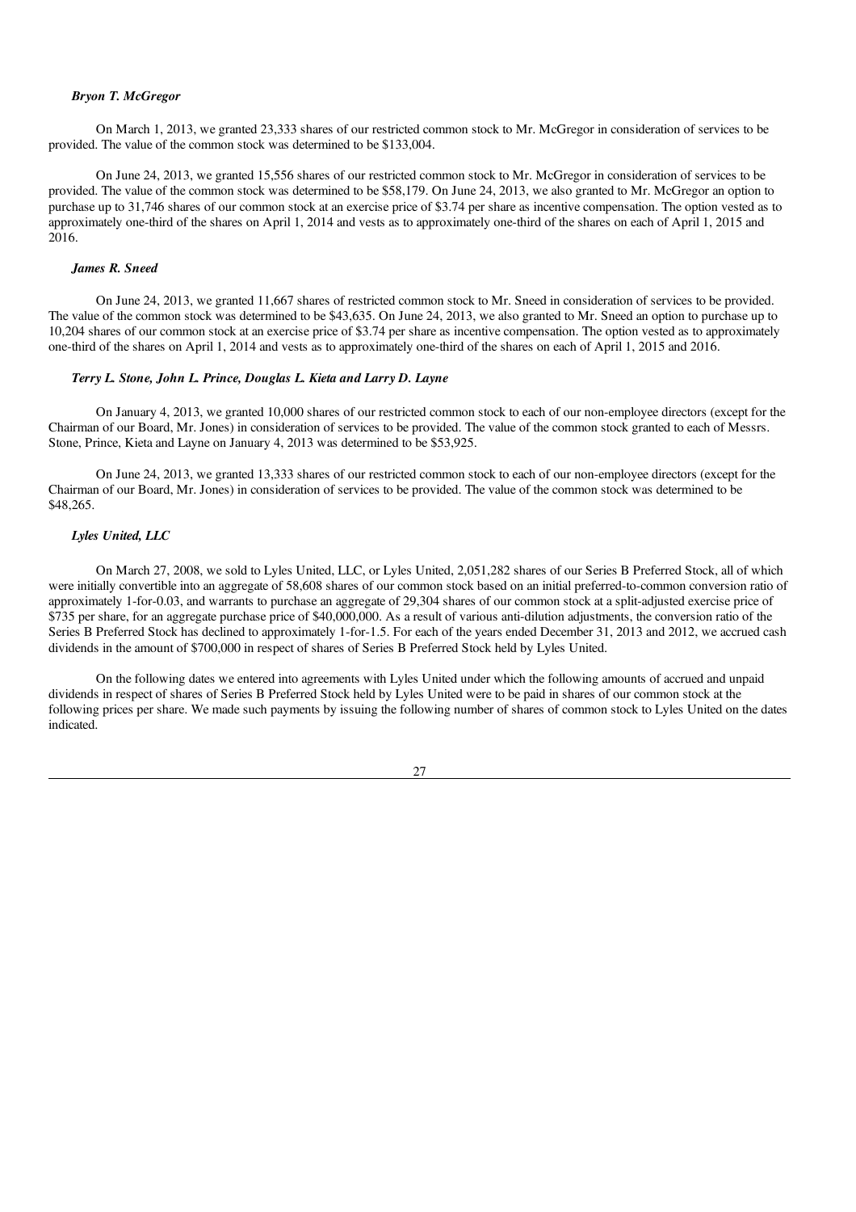*Bryon T. McGregor*

On March 1, 2013, we granted 23,333 shares of our restricted common stock to Mr. McGregor in consideration of services to be provided. The value of the common stock was determined to be $133,004.

On June 24, 2013, we granted 15,556 shares of our restricted common stock to Mr. McGregor in consideration of services to be provided. The value of the common stock was determined to be $58,179. On June 24, 2013, we also granted to Mr. McGregor an option to purchase up to 31,746 shares of our common stock at an exercise price of $3.74 per share as incentive compensation. The option vested as to approximately one-third of the shares on April 1, 2014 and vests as to approximately one-third of the shares on each of April 1, 2015 and 2016.

*James R. Sneed*

On June 24, 2013, we granted 11,667 shares of restricted common stock to Mr. Sneed in consideration of services to be provided. The value of the common stock was determined to be $43,635. On June 24, 2013, we also granted to Mr. Sneed an option to purchase up to 10,204 shares of our common stock at an exercise price of $3.74 per share as incentive compensation. The option vested as to approximately one-third of the shares on April 1, 2014 and vests as to approximately one-third of the shares on each of April 1, 2015 and 2016.

*Terry L. Stone, John L. Prince, Douglas L. Kieta and Larry D. Layne*

On January 4, 2013, we granted 10,000 shares of our restricted common stock to each of our non-employee directors (except for the Chairman of our Board, Mr. Jones) in consideration of services to be provided. The value of the common stock granted to each of Messrs. Stone, Prince, Kieta and Layne on January 4, 2013 was determined to be $53,925.

On June 24, 2013, we granted 13,333 shares of our restricted common stock to each of our non-employee directors (except for the Chairman of our Board, Mr. Jones) in consideration of services to be provided. The value of the common stock was determined to be $48,265.

*Lyles United, LLC*

On March 27, 2008, we sold to Lyles United, LLC, or Lyles United, 2,051,282 shares of our Series B Preferred Stock, all of which were initially convertible into an aggregate of 58,608 shares of our common stock based on an initial preferred-to-common conversion ratio of approximately 1-for-0.03, and warrants to purchase an aggregate of 29,304 shares of our common stock at a split-adjusted exercise price of $735 per share, for an aggregate purchase price of $40,000,000. As a result of various anti-dilution adjustments, the conversion ratio of the Series B Preferred Stock has declined to approximately 1-for-1.5. For each of the years ended December 31, 2013 and 2012, we accrued cash dividends in the amount of $700,000 in respect of shares of Series B Preferred Stock held by Lyles United.

On the following dates we entered into agreements with Lyles United under which the following amounts of accrued and unpaid dividends in respect of shares of Series B Preferred Stock held by Lyles United were to be paid in shares of our common stock at the following prices per share. We made such payments by issuing the following number of shares of common stock to Lyles United on the dates indicated.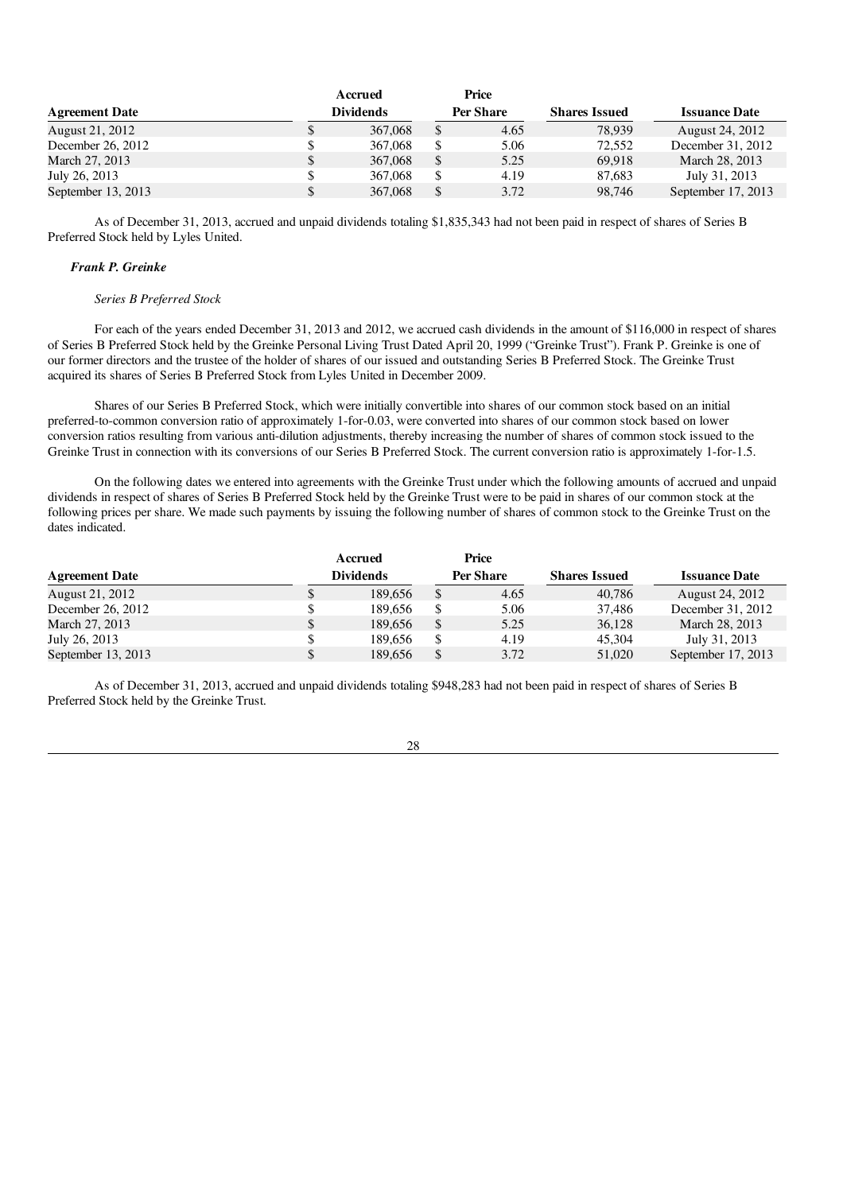| Agreement Date | Accrued Dividends | Price Per Share | Shares Issued | Issuance Date |
| --- | --- | --- | --- | --- |
| August 21, 2012 | $ 367,068 | $ 4.65 | 78,939 | August 24, 2012 |
| December 26, 2012 | $ 367,068 | $ 5.06 | 72,552 | December 31, 2012 |
| March 27, 2013 | $ 367,068 | $ 5.25 | 69,918 | March 28, 2013 |
| July 26, 2013 | $ 367,068 | $ 4.19 | 87,683 | July 31, 2013 |
| September 13, 2013 | $ 367,068 | $ 3.72 | 98,746 | September 17, 2013 |

As of December 31, 2013, accrued and unpaid dividends totaling $1,835,343 had not been paid in respect of shares of Series B Preferred Stock held by Lyles United.

***Frank P. Greinke***

*Series B Preferred Stock*

For each of the years ended December 31, 2013 and 2012, we accrued cash dividends in the amount of $116,000 in respect of shares of Series B Preferred Stock held by the Greinke Personal Living Trust Dated April 20, 1999 ("Greinke Trust"). Frank P. Greinke is one of our former directors and the trustee of the holder of shares of our issued and outstanding Series B Preferred Stock. The Greinke Trust acquired its shares of Series B Preferred Stock from Lyles United in December 2009.

Shares of our Series B Preferred Stock, which were initially convertible into shares of our common stock based on an initial preferred-to-common conversion ratio of approximately 1-for-0.03, were converted into shares of our common stock based on lower conversion ratios resulting from various anti-dilution adjustments, thereby increasing the number of shares of common stock issued to the Greinke Trust in connection with its conversions of our Series B Preferred Stock. The current conversion ratio is approximately 1-for-1.5.

On the following dates we entered into agreements with the Greinke Trust under which the following amounts of accrued and unpaid dividends in respect of shares of Series B Preferred Stock held by the Greinke Trust were to be paid in shares of our common stock at the following prices per share. We made such payments by issuing the following number of shares of common stock to the Greinke Trust on the dates indicated.

| Agreement Date | Accrued Dividends | Price Per Share | Shares Issued | Issuance Date |
| --- | --- | --- | --- | --- |
| August 21, 2012 | $ 189,656 | $ 4.65 | 40,786 | August 24, 2012 |
| December 26, 2012 | $ 189,656 | $ 5.06 | 37,486 | December 31, 2012 |
| March 27, 2013 | $ 189,656 | $ 5.25 | 36,128 | March 28, 2013 |
| July 26, 2013 | $ 189,656 | $ 4.19 | 45,304 | July 31, 2013 |
| September 13, 2013 | $ 189,656 | $ 3.72 | 51,020 | September 17, 2013 |

As of December 31, 2013, accrued and unpaid dividends totaling $948,283 had not been paid in respect of shares of Series B Preferred Stock held by the Greinke Trust.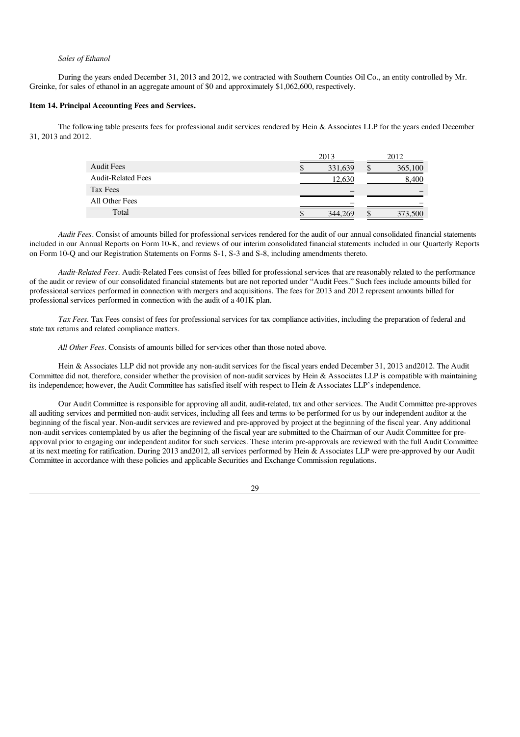*Sales of Ethanol*

During the years ended December 31, 2013 and 2012, we contracted with Southern Counties Oil Co., an entity controlled by Mr. Greinke, for sales of ethanol in an aggregate amount of $0 and approximately $1,062,600, respectively.

**Item 14. Principal Accounting Fees and Services.**

The following table presents fees for professional audit services rendered by Hein & Associates LLP for the years ended December 31, 2013 and 2012.

| | 2013 | 2012 |
|---|---|---|
| Audit Fees | $ 331,639 | $ 365,100 |
| Audit-Related Fees | 12,630 | 8,400 |
| Tax Fees | – | – |
| All Other Fees | – | – |
| Total | $ 344,269 | $ 373,500 |

*Audit Fees*. Consist of amounts billed for professional services rendered for the audit of our annual consolidated financial statements included in our Annual Reports on Form 10-K, and reviews of our interim consolidated financial statements included in our Quarterly Reports on Form 10-Q and our Registration Statements on Forms S-1, S-3 and S-8, including amendments thereto.

*Audit-Related Fees*. Audit-Related Fees consist of fees billed for professional services that are reasonably related to the performance of the audit or review of our consolidated financial statements but are not reported under "Audit Fees." Such fees include amounts billed for professional services performed in connection with mergers and acquisitions. The fees for 2013 and 2012 represent amounts billed for professional services performed in connection with the audit of a 401K plan.

*Tax Fees*. Tax Fees consist of fees for professional services for tax compliance activities, including the preparation of federal and state tax returns and related compliance matters.

*All Other Fees*. Consists of amounts billed for services other than those noted above.

Hein & Associates LLP did not provide any non-audit services for the fiscal years ended December 31, 2013 and2012. The Audit Committee did not, therefore, consider whether the provision of non-audit services by Hein & Associates LLP is compatible with maintaining its independence; however, the Audit Committee has satisfied itself with respect to Hein & Associates LLP's independence.

Our Audit Committee is responsible for approving all audit, audit-related, tax and other services. The Audit Committee pre-approves all auditing services and permitted non-audit services, including all fees and terms to be performed for us by our independent auditor at the beginning of the fiscal year. Non-audit services are reviewed and pre-approved by project at the beginning of the fiscal year. Any additional non-audit services contemplated by us after the beginning of the fiscal year are submitted to the Chairman of our Audit Committee for pre-approval prior to engaging our independent auditor for such services. These interim pre-approvals are reviewed with the full Audit Committee at its next meeting for ratification. During 2013 and2012, all services performed by Hein & Associates LLP were pre-approved by our Audit Committee in accordance with these policies and applicable Securities and Exchange Commission regulations.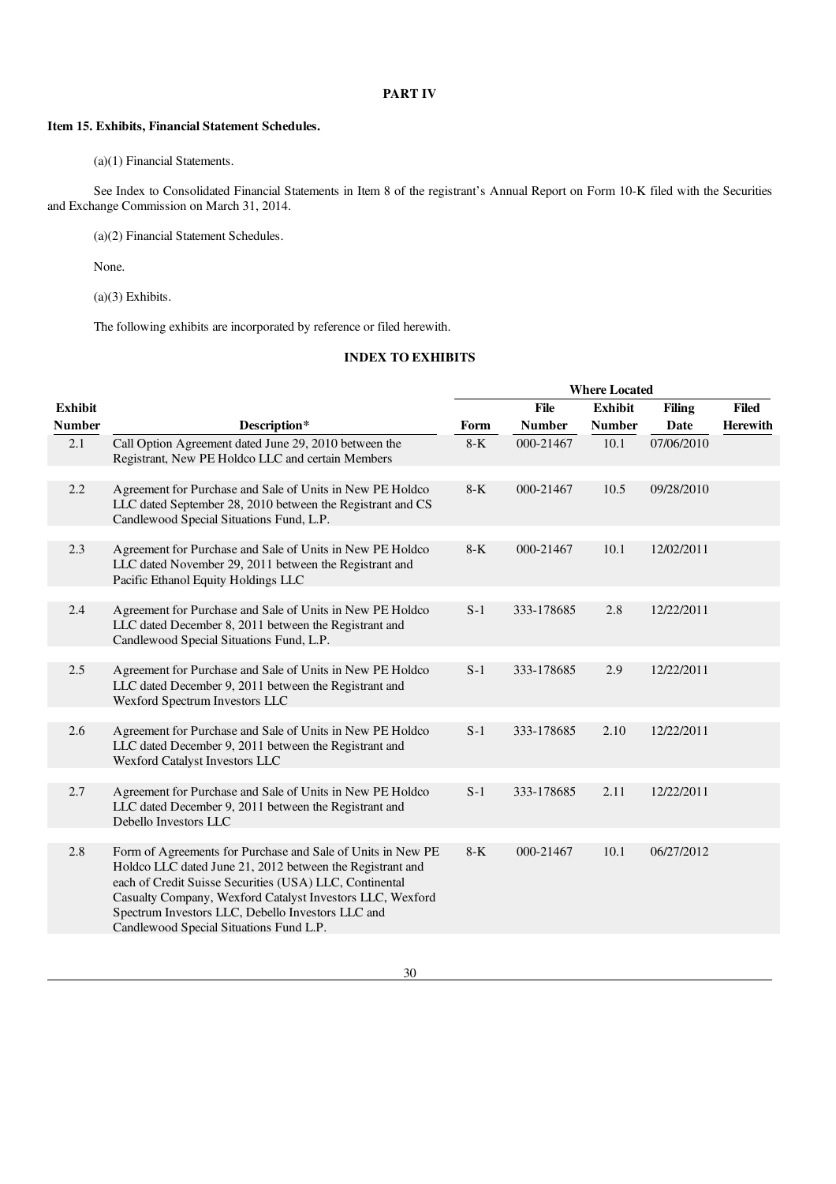# PART IV

## Item 15. Exhibits, Financial Statement Schedules.

(a)(1) Financial Statements.

See Index to Consolidated Financial Statements in Item 8 of the registrant's Annual Report on Form 10-K filed with the Securities and Exchange Commission on March 31, 2014.

(a)(2) Financial Statement Schedules.

None.

(a)(3) Exhibits.

The following exhibits are incorporated by reference or filed herewith.

### INDEX TO EXHIBITS

| | | Where Located | | | | |
|---|---|---|---|---|---|---|
| Exhibit Number | Description* | Form | File Number | Exhibit Number | Filing Date | Filed Herewith |
| 2.1 | Call Option Agreement dated June 29, 2010 between the Registrant, New PE Holdco LLC and certain Members | 8-K | 000-21467 | 10.1 | 07/06/2010 | |
| 2.2 | Agreement for Purchase and Sale of Units in New PE Holdco LLC dated September 28, 2010 between the Registrant and CS Candlewood Special Situations Fund, L.P. | 8-K | 000-21467 | 10.5 | 09/28/2010 | |
| 2.3 | Agreement for Purchase and Sale of Units in New PE Holdco LLC dated November 29, 2011 between the Registrant and Pacific Ethanol Equity Holdings LLC | 8-K | 000-21467 | 10.1 | 12/02/2011 | |
| 2.4 | Agreement for Purchase and Sale of Units in New PE Holdco LLC dated December 8, 2011 between the Registrant and Candlewood Special Situations Fund, L.P. | S-1 | 333-178685 | 2.8 | 12/22/2011 | |
| 2.5 | Agreement for Purchase and Sale of Units in New PE Holdco LLC dated December 9, 2011 between the Registrant and Wexford Spectrum Investors LLC | S-1 | 333-178685 | 2.9 | 12/22/2011 | |
| 2.6 | Agreement for Purchase and Sale of Units in New PE Holdco LLC dated December 9, 2011 between the Registrant and Wexford Catalyst Investors LLC | S-1 | 333-178685 | 2.10 | 12/22/2011 | |
| 2.7 | Agreement for Purchase and Sale of Units in New PE Holdco LLC dated December 9, 2011 between the Registrant and Debello Investors LLC | S-1 | 333-178685 | 2.11 | 12/22/2011 | |
| 2.8 | Form of Agreements for Purchase and Sale of Units in New PE Holdco LLC dated June 21, 2012 between the Registrant and each of Credit Suisse Securities (USA) LLC, Continental Casualty Company, Wexford Catalyst Investors LLC, Wexford Spectrum Investors LLC, Debello Investors LLC and Candlewood Special Situations Fund L.P. | 8-K | 000-21467 | 10.1 | 06/27/2012 | |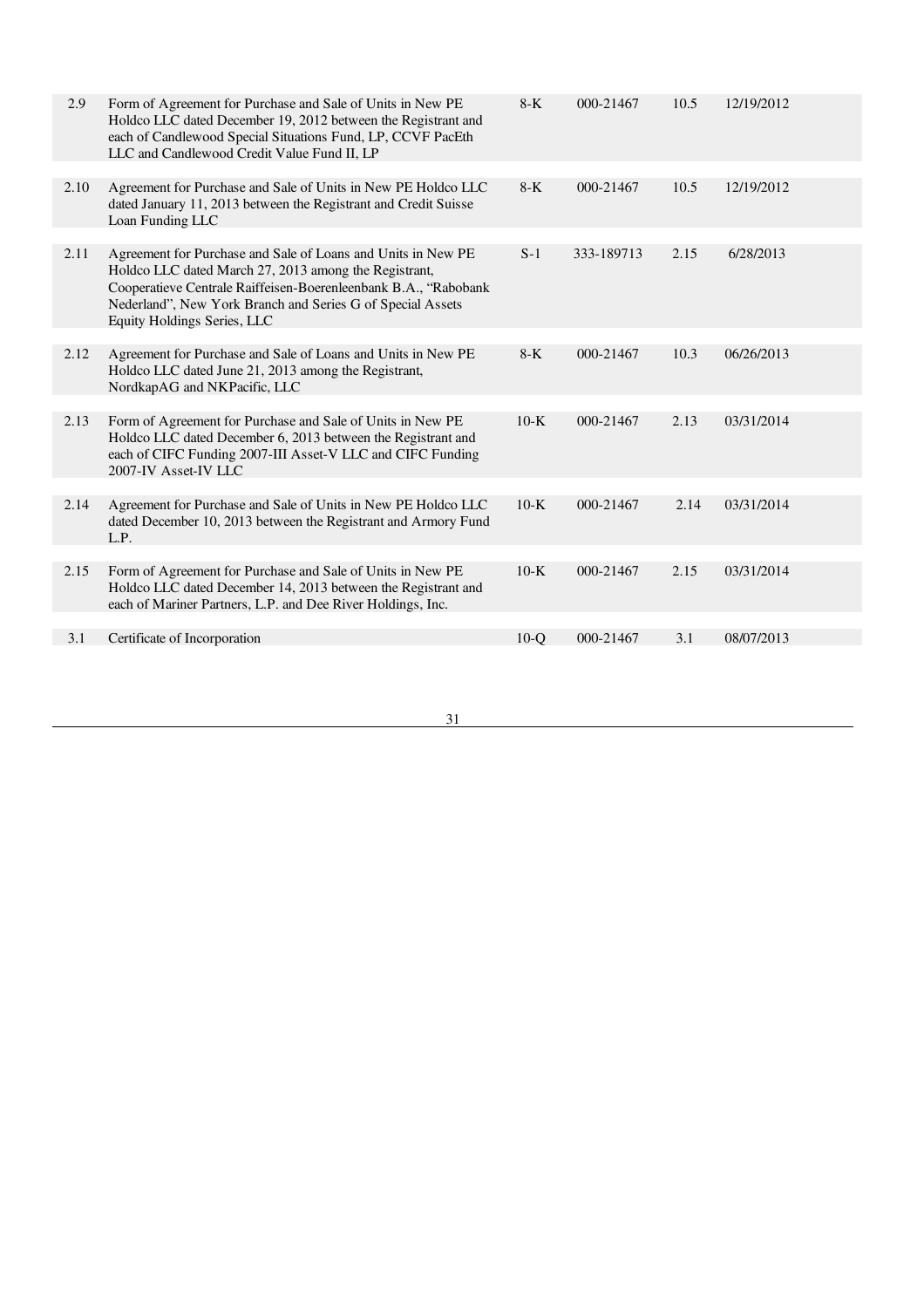| | | | | | |
|---|---|---|---|---|---|
| 2.9 | Form of Agreement for Purchase and Sale of Units in New PE Holdco LLC dated December 19, 2012 between the Registrant and each of Candlewood Special Situations Fund, LP, CCVF PacEth LLC and Candlewood Credit Value Fund II, LP | 8-K | 000-21467 | 10.5 | 12/19/2012 |
| 2.10 | Agreement for Purchase and Sale of Units in New PE Holdco LLC dated January 11, 2013 between the Registrant and Credit Suisse Loan Funding LLC | 8-K | 000-21467 | 10.5 | 12/19/2012 |
| 2.11 | Agreement for Purchase and Sale of Loans and Units in New PE Holdco LLC dated March 27, 2013 among the Registrant, Cooperatieve Centrale Raiffeisen-Boerenleenbank B.A., "Rabobank Nederland", New York Branch and Series G of Special Assets Equity Holdings Series, LLC | S-1 | 333-189713 | 2.15 | 6/28/2013 |
| 2.12 | Agreement for Purchase and Sale of Loans and Units in New PE Holdco LLC dated June 21, 2013 among the Registrant, NordkapAG and NKPacific, LLC | 8-K | 000-21467 | 10.3 | 06/26/2013 |
| 2.13 | Form of Agreement for Purchase and Sale of Units in New PE Holdco LLC dated December 6, 2013 between the Registrant and each of CIFC Funding 2007-III Asset-V LLC and CIFC Funding 2007-IV Asset-IV LLC | 10-K | 000-21467 | 2.13 | 03/31/2014 |
| 2.14 | Agreement for Purchase and Sale of Units in New PE Holdco LLC dated December 10, 2013 between the Registrant and Armory Fund L.P. | 10-K | 000-21467 | 2.14 | 03/31/2014 |
| 2.15 | Form of Agreement for Purchase and Sale of Units in New PE Holdco LLC dated December 14, 2013 between the Registrant and each of Mariner Partners, L.P. and Dee River Holdings, Inc. | 10-K | 000-21467 | 2.15 | 03/31/2014 |
| 3.1 | Certificate of Incorporation | 10-Q | 000-21467 | 3.1 | 08/07/2013 |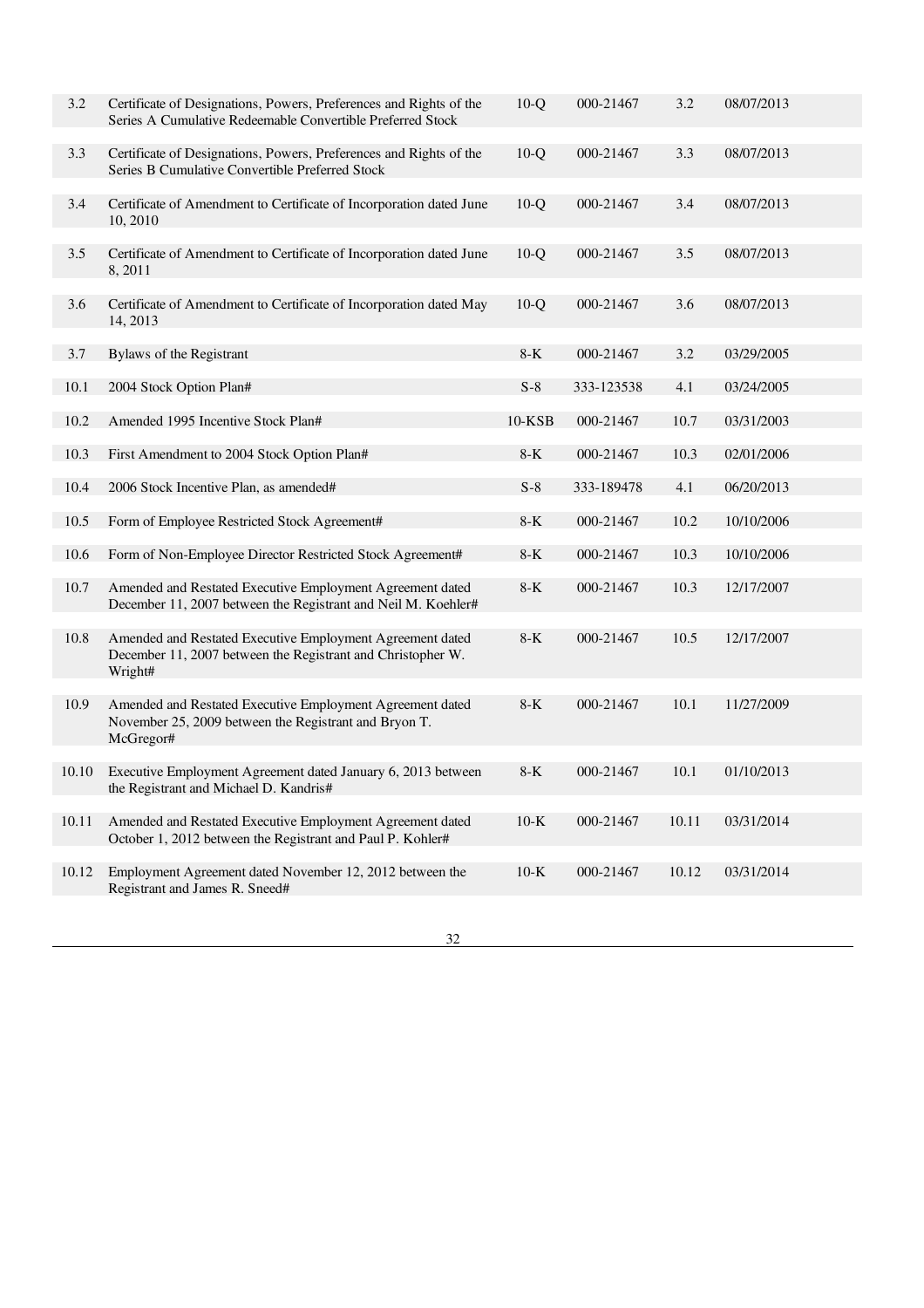| | | | | | |
|---|---|---|---|---|---|
| 3.2 | Certificate of Designations, Powers, Preferences and Rights of the Series A Cumulative Redeemable Convertible Preferred Stock | 10-Q | 000-21467 | 3.2 | 08/07/2013 |
| 3.3 | Certificate of Designations, Powers, Preferences and Rights of the Series B Cumulative Convertible Preferred Stock | 10-Q | 000-21467 | 3.3 | 08/07/2013 |
| 3.4 | Certificate of Amendment to Certificate of Incorporation dated June 10, 2010 | 10-Q | 000-21467 | 3.4 | 08/07/2013 |
| 3.5 | Certificate of Amendment to Certificate of Incorporation dated June 8, 2011 | 10-Q | 000-21467 | 3.5 | 08/07/2013 |
| 3.6 | Certificate of Amendment to Certificate of Incorporation dated May 14, 2013 | 10-Q | 000-21467 | 3.6 | 08/07/2013 |
| 3.7 | Bylaws of the Registrant | 8-K | 000-21467 | 3.2 | 03/29/2005 |
| 10.1 | 2004 Stock Option Plan# | S-8 | 333-123538 | 4.1 | 03/24/2005 |
| 10.2 | Amended 1995 Incentive Stock Plan# | 10-KSB | 000-21467 | 10.7 | 03/31/2003 |
| 10.3 | First Amendment to 2004 Stock Option Plan# | 8-K | 000-21467 | 10.3 | 02/01/2006 |
| 10.4 | 2006 Stock Incentive Plan, as amended# | S-8 | 333-189478 | 4.1 | 06/20/2013 |
| 10.5 | Form of Employee Restricted Stock Agreement# | 8-K | 000-21467 | 10.2 | 10/10/2006 |
| 10.6 | Form of Non-Employee Director Restricted Stock Agreement# | 8-K | 000-21467 | 10.3 | 10/10/2006 |
| 10.7 | Amended and Restated Executive Employment Agreement dated December 11, 2007 between the Registrant and Neil M. Koehler# | 8-K | 000-21467 | 10.3 | 12/17/2007 |
| 10.8 | Amended and Restated Executive Employment Agreement dated December 11, 2007 between the Registrant and Christopher W. Wright# | 8-K | 000-21467 | 10.5 | 12/17/2007 |
| 10.9 | Amended and Restated Executive Employment Agreement dated November 25, 2009 between the Registrant and Bryon T. McGregor# | 8-K | 000-21467 | 10.1 | 11/27/2009 |
| 10.10 | Executive Employment Agreement dated January 6, 2013 between the Registrant and Michael D. Kandris# | 8-K | 000-21467 | 10.1 | 01/10/2013 |
| 10.11 | Amended and Restated Executive Employment Agreement dated October 1, 2012 between the Registrant and Paul P. Kohler# | 10-K | 000-21467 | 10.11 | 03/31/2014 |
| 10.12 | Employment Agreement dated November 12, 2012 between the Registrant and James R. Sneed# | 10-K | 000-21467 | 10.12 | 03/31/2014 |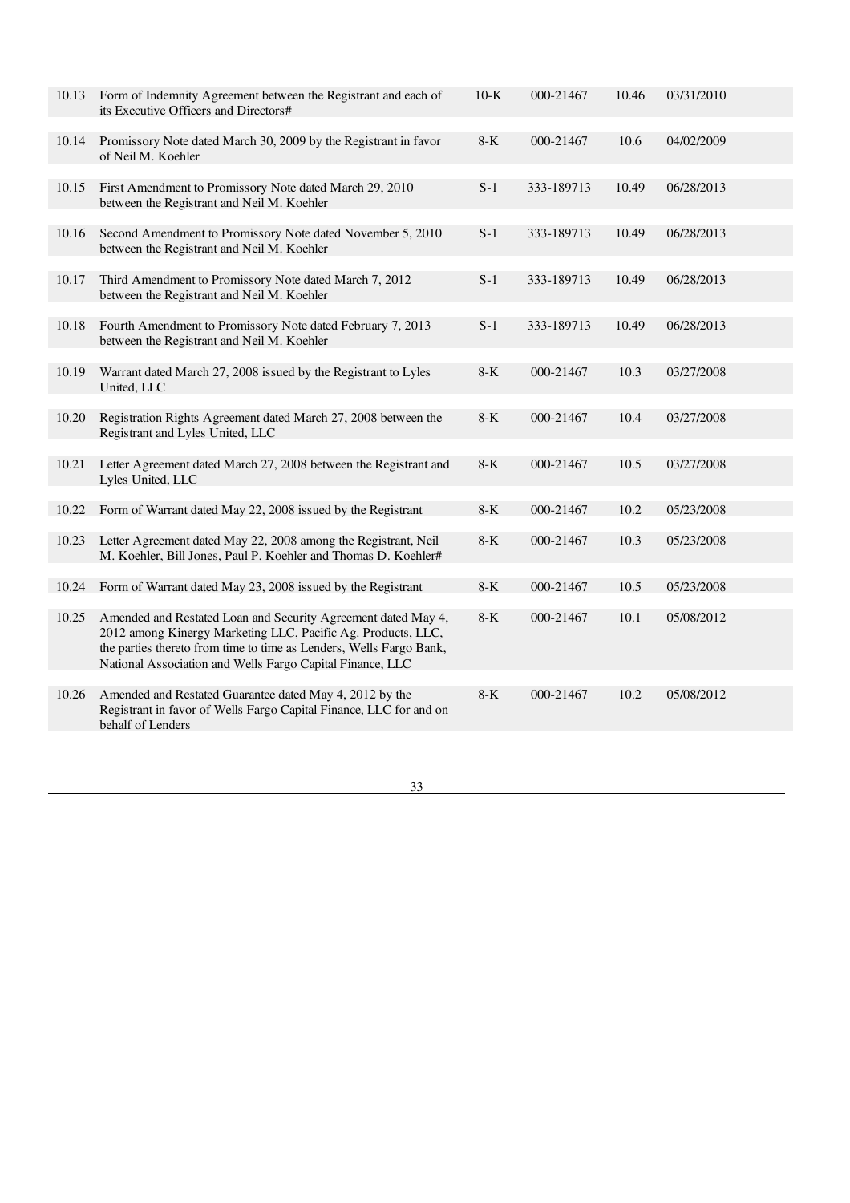| | | | | | |
|---|---|---|---|---|---|
| 10.13 | Form of Indemnity Agreement between the Registrant and each of its Executive Officers and Directors# | 10-K | 000-21467 | 10.46 | 03/31/2010 |
| 10.14 | Promissory Note dated March 30, 2009 by the Registrant in favor of Neil M. Koehler | 8-K | 000-21467 | 10.6 | 04/02/2009 |
| 10.15 | First Amendment to Promissory Note dated March 29, 2010 between the Registrant and Neil M. Koehler | S-1 | 333-189713 | 10.49 | 06/28/2013 |
| 10.16 | Second Amendment to Promissory Note dated November 5, 2010 between the Registrant and Neil M. Koehler | S-1 | 333-189713 | 10.49 | 06/28/2013 |
| 10.17 | Third Amendment to Promissory Note dated March 7, 2012 between the Registrant and Neil M. Koehler | S-1 | 333-189713 | 10.49 | 06/28/2013 |
| 10.18 | Fourth Amendment to Promissory Note dated February 7, 2013 between the Registrant and Neil M. Koehler | S-1 | 333-189713 | 10.49 | 06/28/2013 |
| 10.19 | Warrant dated March 27, 2008 issued by the Registrant to Lyles United, LLC | 8-K | 000-21467 | 10.3 | 03/27/2008 |
| 10.20 | Registration Rights Agreement dated March 27, 2008 between the Registrant and Lyles United, LLC | 8-K | 000-21467 | 10.4 | 03/27/2008 |
| 10.21 | Letter Agreement dated March 27, 2008 between the Registrant and Lyles United, LLC | 8-K | 000-21467 | 10.5 | 03/27/2008 |
| 10.22 | Form of Warrant dated May 22, 2008 issued by the Registrant | 8-K | 000-21467 | 10.2 | 05/23/2008 |
| 10.23 | Letter Agreement dated May 22, 2008 among the Registrant, Neil M. Koehler, Bill Jones, Paul P. Koehler and Thomas D. Koehler# | 8-K | 000-21467 | 10.3 | 05/23/2008 |
| 10.24 | Form of Warrant dated May 23, 2008 issued by the Registrant | 8-K | 000-21467 | 10.5 | 05/23/2008 |
| 10.25 | Amended and Restated Loan and Security Agreement dated May 4, 2012 among Kinergy Marketing LLC, Pacific Ag. Products, LLC, the parties thereto from time to time as Lenders, Wells Fargo Bank, National Association and Wells Fargo Capital Finance, LLC | 8-K | 000-21467 | 10.1 | 05/08/2012 |
| 10.26 | Amended and Restated Guarantee dated May 4, 2012 by the Registrant in favor of Wells Fargo Capital Finance, LLC for and on behalf of Lenders | 8-K | 000-21467 | 10.2 | 05/08/2012 |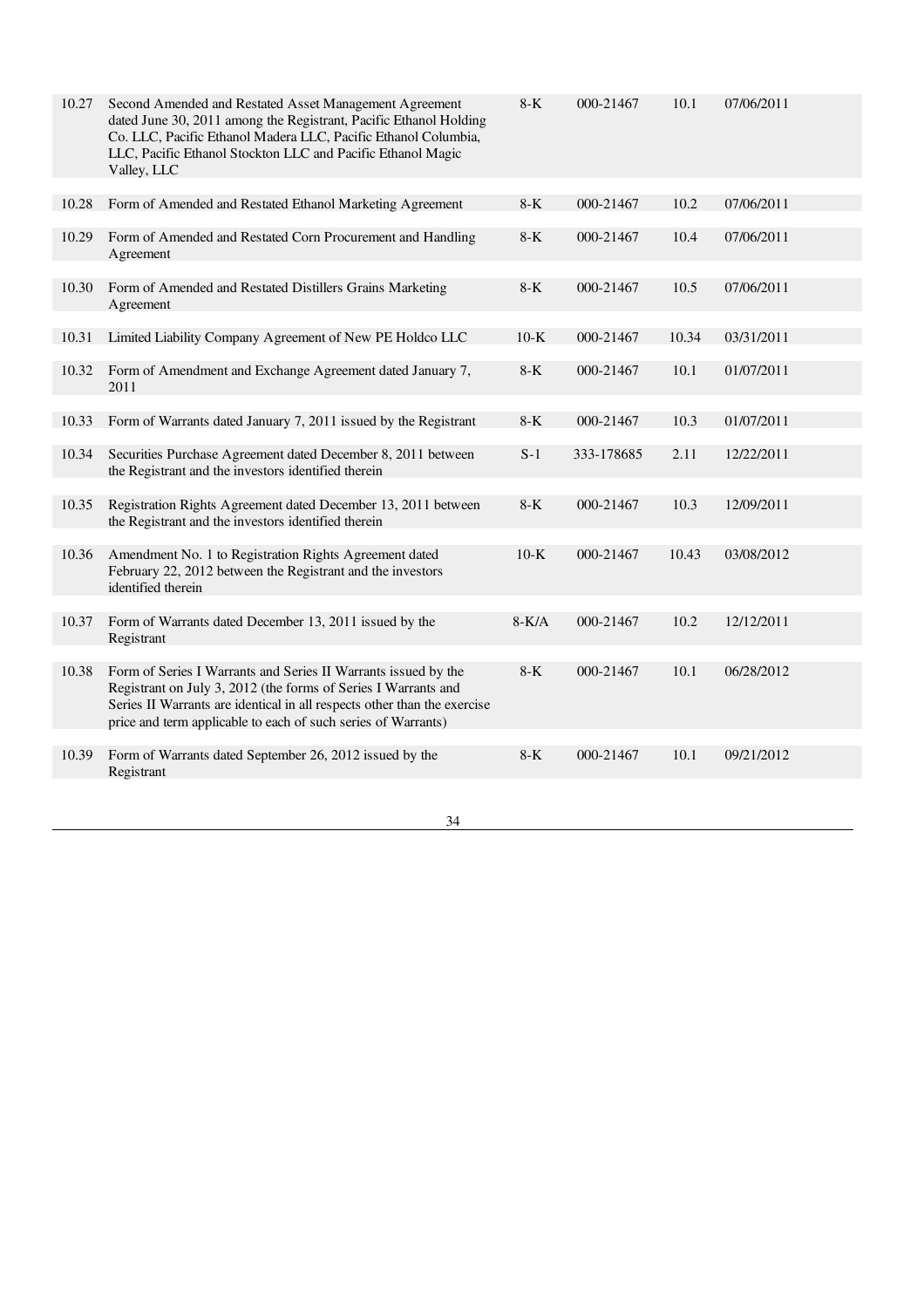| | | | | | |
|---|---|---|---|---|---|
| 10.27 | Second Amended and Restated Asset Management Agreement dated June 30, 2011 among the Registrant, Pacific Ethanol Holding Co. LLC, Pacific Ethanol Madera LLC, Pacific Ethanol Columbia, LLC, Pacific Ethanol Stockton LLC and Pacific Ethanol Magic Valley, LLC | 8-K | 000-21467 | 10.1 | 07/06/2011 |
| 10.28 | Form of Amended and Restated Ethanol Marketing Agreement | 8-K | 000-21467 | 10.2 | 07/06/2011 |
| 10.29 | Form of Amended and Restated Corn Procurement and Handling Agreement | 8-K | 000-21467 | 10.4 | 07/06/2011 |
| 10.30 | Form of Amended and Restated Distillers Grains Marketing Agreement | 8-K | 000-21467 | 10.5 | 07/06/2011 |
| 10.31 | Limited Liability Company Agreement of New PE Holdco LLC | 10-K | 000-21467 | 10.34 | 03/31/2011 |
| 10.32 | Form of Amendment and Exchange Agreement dated January 7, 2011 | 8-K | 000-21467 | 10.1 | 01/07/2011 |
| 10.33 | Form of Warrants dated January 7, 2011 issued by the Registrant | 8-K | 000-21467 | 10.3 | 01/07/2011 |
| 10.34 | Securities Purchase Agreement dated December 8, 2011 between the Registrant and the investors identified therein | S-1 | 333-178685 | 2.11 | 12/22/2011 |
| 10.35 | Registration Rights Agreement dated December 13, 2011 between the Registrant and the investors identified therein | 8-K | 000-21467 | 10.3 | 12/09/2011 |
| 10.36 | Amendment No. 1 to Registration Rights Agreement dated February 22, 2012 between the Registrant and the investors identified therein | 10-K | 000-21467 | 10.43 | 03/08/2012 |
| 10.37 | Form of Warrants dated December 13, 2011 issued by the Registrant | 8-K/A | 000-21467 | 10.2 | 12/12/2011 |
| 10.38 | Form of Series I Warrants and Series II Warrants issued by the Registrant on July 3, 2012 (the forms of Series I Warrants and Series II Warrants are identical in all respects other than the exercise price and term applicable to each of such series of Warrants) | 8-K | 000-21467 | 10.1 | 06/28/2012 |
| 10.39 | Form of Warrants dated September 26, 2012 issued by the Registrant | 8-K | 000-21467 | 10.1 | 09/21/2012 |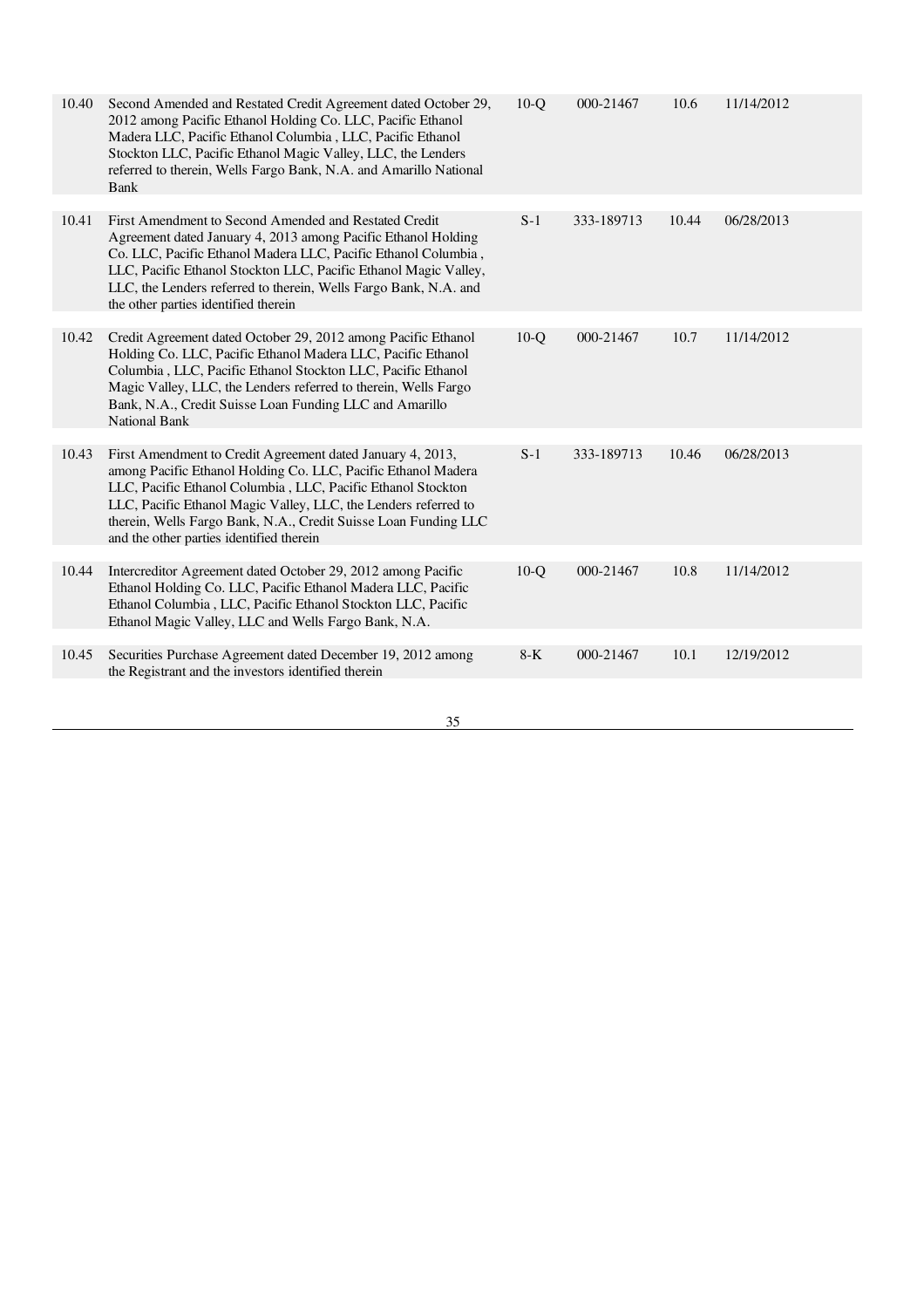| | | | | | |
|---|---|---|---|---|---|
| 10.40 | Second Amended and Restated Credit Agreement dated October 29, 2012 among Pacific Ethanol Holding Co. LLC, Pacific Ethanol Madera LLC, Pacific Ethanol Columbia , LLC, Pacific Ethanol Stockton LLC, Pacific Ethanol Magic Valley, LLC, the Lenders referred to therein, Wells Fargo Bank, N.A. and Amarillo National Bank | 10-Q | 000-21467 | 10.6 | 11/14/2012 |
| 10.41 | First Amendment to Second Amended and Restated Credit Agreement dated January 4, 2013 among Pacific Ethanol Holding Co. LLC, Pacific Ethanol Madera LLC, Pacific Ethanol Columbia , LLC, Pacific Ethanol Stockton LLC, Pacific Ethanol Magic Valley, LLC, the Lenders referred to therein, Wells Fargo Bank, N.A. and the other parties identified therein | S-1 | 333-189713 | 10.44 | 06/28/2013 |
| 10.42 | Credit Agreement dated October 29, 2012 among Pacific Ethanol Holding Co. LLC, Pacific Ethanol Madera LLC, Pacific Ethanol Columbia , LLC, Pacific Ethanol Stockton LLC, Pacific Ethanol Magic Valley, LLC, the Lenders referred to therein, Wells Fargo Bank, N.A., Credit Suisse Loan Funding LLC and Amarillo National Bank | 10-Q | 000-21467 | 10.7 | 11/14/2012 |
| 10.43 | First Amendment to Credit Agreement dated January 4, 2013, among Pacific Ethanol Holding Co. LLC, Pacific Ethanol Madera LLC, Pacific Ethanol Columbia , LLC, Pacific Ethanol Stockton LLC, Pacific Ethanol Magic Valley, LLC, the Lenders referred to therein, Wells Fargo Bank, N.A., Credit Suisse Loan Funding LLC and the other parties identified therein | S-1 | 333-189713 | 10.46 | 06/28/2013 |
| 10.44 | Intercreditor Agreement dated October 29, 2012 among Pacific Ethanol Holding Co. LLC, Pacific Ethanol Madera LLC, Pacific Ethanol Columbia , LLC, Pacific Ethanol Stockton LLC, Pacific Ethanol Magic Valley, LLC and Wells Fargo Bank, N.A. | 10-Q | 000-21467 | 10.8 | 11/14/2012 |
| 10.45 | Securities Purchase Agreement dated December 19, 2012 among the Registrant and the investors identified therein | 8-K | 000-21467 | 10.1 | 12/19/2012 |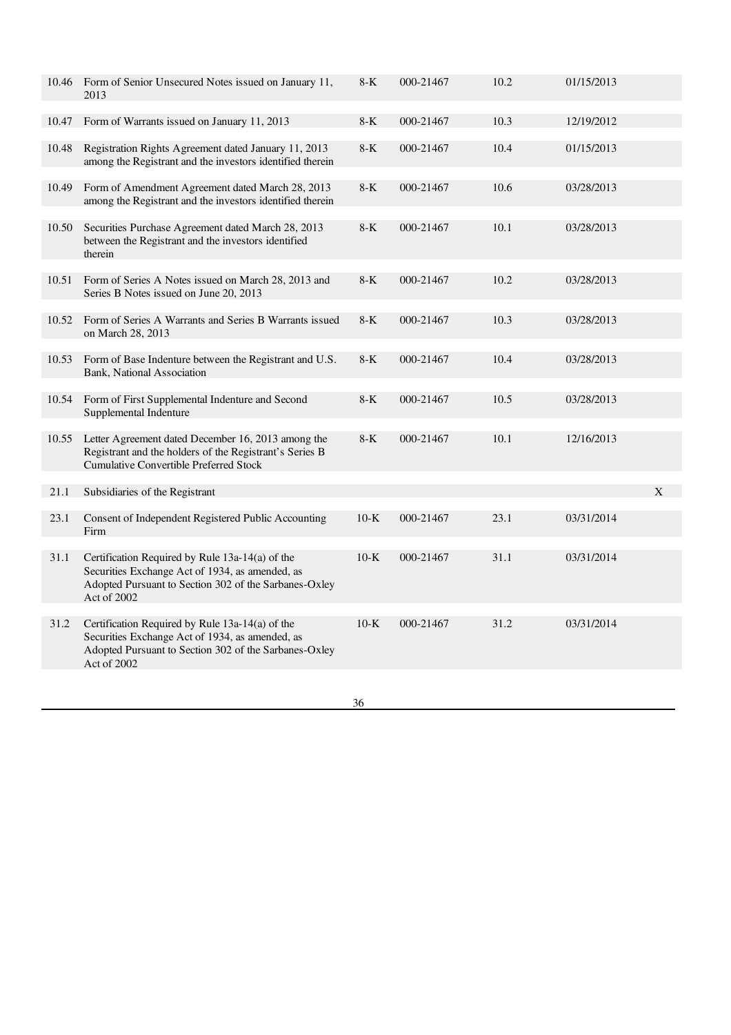| | | | | | | |
|---|---|---|---|---|---|---|
| 10.46 | Form of Senior Unsecured Notes issued on January 11, 2013 | 8-K | 000-21467 | 10.2 | 01/15/2013 | |
| 10.47 | Form of Warrants issued on January 11, 2013 | 8-K | 000-21467 | 10.3 | 12/19/2012 | |
| 10.48 | Registration Rights Agreement dated January 11, 2013 among the Registrant and the investors identified therein | 8-K | 000-21467 | 10.4 | 01/15/2013 | |
| 10.49 | Form of Amendment Agreement dated March 28, 2013 among the Registrant and the investors identified therein | 8-K | 000-21467 | 10.6 | 03/28/2013 | |
| 10.50 | Securities Purchase Agreement dated March 28, 2013 between the Registrant and the investors identified therein | 8-K | 000-21467 | 10.1 | 03/28/2013 | |
| 10.51 | Form of Series A Notes issued on March 28, 2013 and Series B Notes issued on June 20, 2013 | 8-K | 000-21467 | 10.2 | 03/28/2013 | |
| 10.52 | Form of Series A Warrants and Series B Warrants issued on March 28, 2013 | 8-K | 000-21467 | 10.3 | 03/28/2013 | |
| 10.53 | Form of Base Indenture between the Registrant and U.S. Bank, National Association | 8-K | 000-21467 | 10.4 | 03/28/2013 | |
| 10.54 | Form of First Supplemental Indenture and Second Supplemental Indenture | 8-K | 000-21467 | 10.5 | 03/28/2013 | |
| 10.55 | Letter Agreement dated December 16, 2013 among the Registrant and the holders of the Registrant's Series B Cumulative Convertible Preferred Stock | 8-K | 000-21467 | 10.1 | 12/16/2013 | |
| 21.1 | Subsidiaries of the Registrant | | | | | X |
| 23.1 | Consent of Independent Registered Public Accounting Firm | 10-K | 000-21467 | 23.1 | 03/31/2014 | |
| 31.1 | Certification Required by Rule 13a-14(a) of the Securities Exchange Act of 1934, as amended, as Adopted Pursuant to Section 302 of the Sarbanes-Oxley Act of 2002 | 10-K | 000-21467 | 31.1 | 03/31/2014 | |
| 31.2 | Certification Required by Rule 13a-14(a) of the Securities Exchange Act of 1934, as amended, as Adopted Pursuant to Section 302 of the Sarbanes-Oxley Act of 2002 | 10-K | 000-21467 | 31.2 | 03/31/2014 | |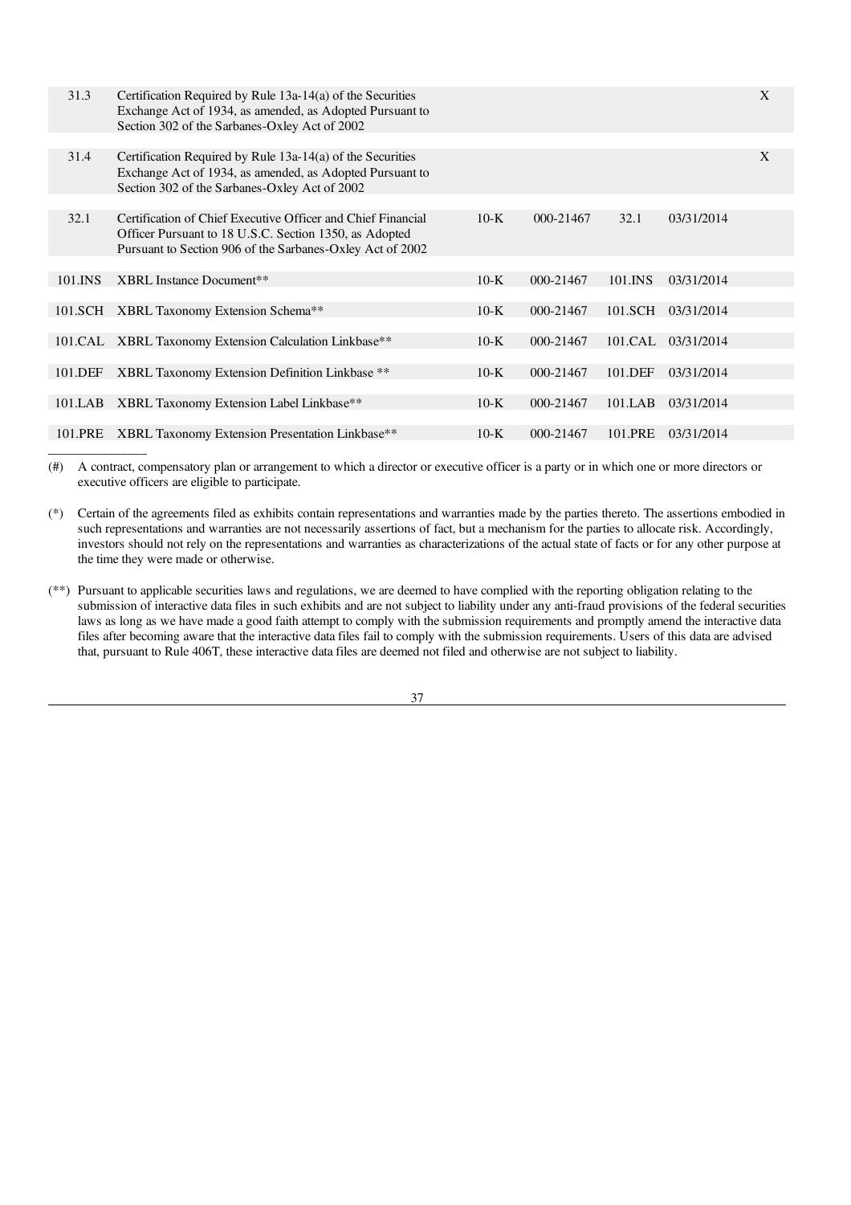| | | | | | | |
|---|---|---|---|---|---|---|
| 31.3 | Certification Required by Rule 13a-14(a) of the Securities Exchange Act of 1934, as amended, as Adopted Pursuant to Section 302 of the Sarbanes-Oxley Act of 2002 | | | | | X |
| 31.4 | Certification Required by Rule 13a-14(a) of the Securities Exchange Act of 1934, as amended, as Adopted Pursuant to Section 302 of the Sarbanes-Oxley Act of 2002 | | | | | X |
| 32.1 | Certification of Chief Executive Officer and Chief Financial Officer Pursuant to 18 U.S.C. Section 1350, as Adopted Pursuant to Section 906 of the Sarbanes-Oxley Act of 2002 | 10-K | 000-21467 | 32.1 | 03/31/2014 | |
| 101.INS | XBRL Instance Document** | 10-K | 000-21467 | 101.INS | 03/31/2014 | |
| 101.SCH | XBRL Taxonomy Extension Schema** | 10-K | 000-21467 | 101.SCH | 03/31/2014 | |
| 101.CAL | XBRL Taxonomy Extension Calculation Linkbase** | 10-K | 000-21467 | 101.CAL | 03/31/2014 | |
| 101.DEF | XBRL Taxonomy Extension Definition Linkbase ** | 10-K | 000-21467 | 101.DEF | 03/31/2014 | |
| 101.LAB | XBRL Taxonomy Extension Label Linkbase** | 10-K | 000-21467 | 101.LAB | 03/31/2014 | |
| 101.PRE | XBRL Taxonomy Extension Presentation Linkbase** | 10-K | 000-21467 | 101.PRE | 03/31/2014 | |

(#) A contract, compensatory plan or arrangement to which a director or executive officer is a party or in which one or more directors or executive officers are eligible to participate.

(*) Certain of the agreements filed as exhibits contain representations and warranties made by the parties thereto. The assertions embodied in such representations and warranties are not necessarily assertions of fact, but a mechanism for the parties to allocate risk. Accordingly, investors should not rely on the representations and warranties as characterizations of the actual state of facts or for any other purpose at the time they were made or otherwise.

(**) Pursuant to applicable securities laws and regulations, we are deemed to have complied with the reporting obligation relating to the submission of interactive data files in such exhibits and are not subject to liability under any anti-fraud provisions of the federal securities laws as long as we have made a good faith attempt to comply with the submission requirements and promptly amend the interactive data files after becoming aware that the interactive data files fail to comply with the submission requirements. Users of this data are advised that, pursuant to Rule 406T, these interactive data files are deemed not filed and otherwise are not subject to liability.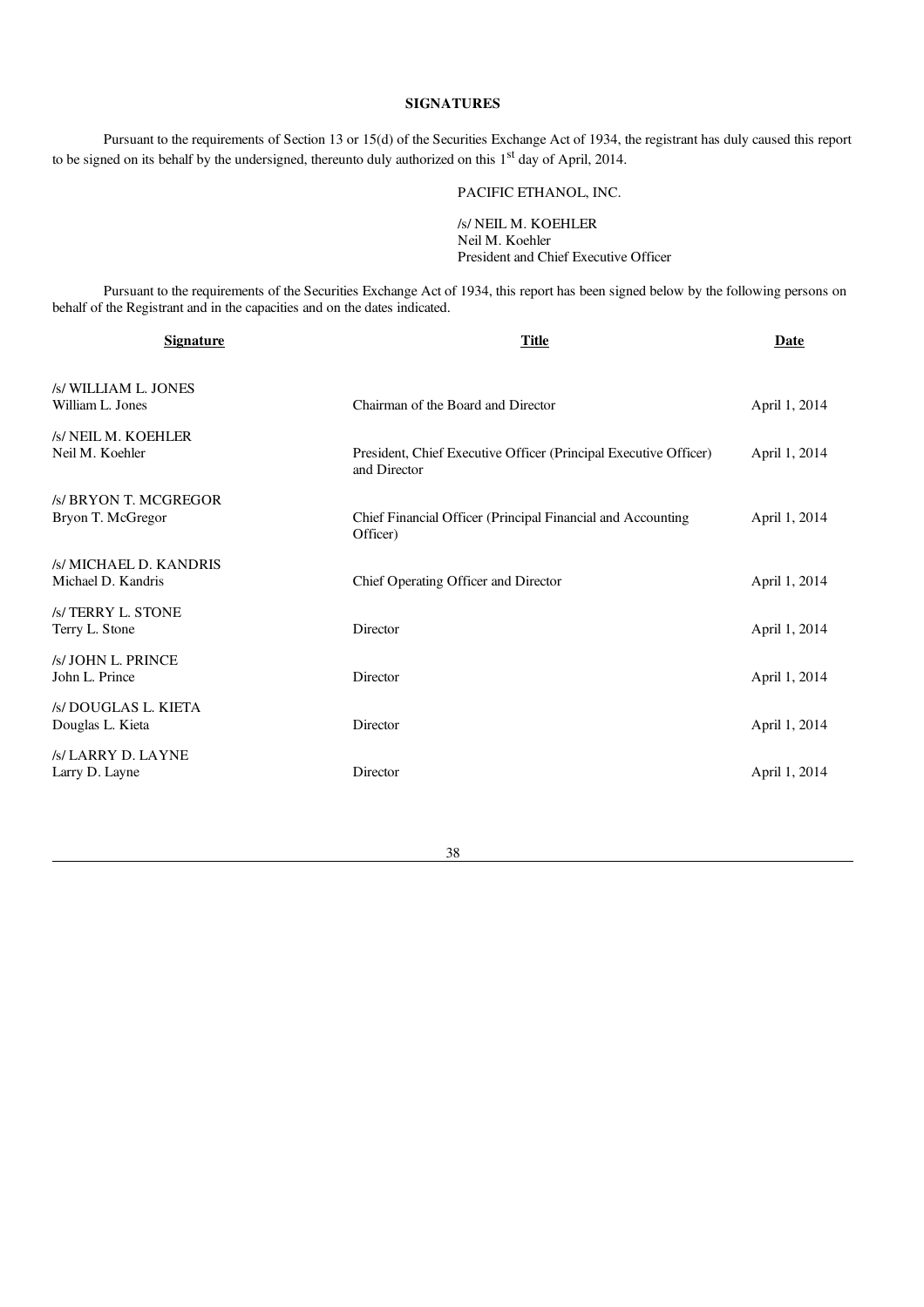**SIGNATURES**

Pursuant to the requirements of Section 13 or 15(d) of the Securities Exchange Act of 1934, the registrant has duly caused this report to be signed on its behalf by the undersigned, thereunto duly authorized on this 1st day of April, 2014.

PACIFIC ETHANOL, INC.

/s/ NEIL M. KOEHLER
Neil M. Koehler
President and Chief Executive Officer

Pursuant to the requirements of the Securities Exchange Act of 1934, this report has been signed below by the following persons on behalf of the Registrant and in the capacities and on the dates indicated.

| Signature | Title | Date |
|---|---|---|
| /s/ WILLIAM L. JONES<br>William L. Jones | Chairman of the Board and Director | April 1, 2014 |
| /s/ NEIL M. KOEHLER<br>Neil M. Koehler | President, Chief Executive Officer (Principal Executive Officer) and Director | April 1, 2014 |
| /s/ BRYON T. MCGREGOR<br>Bryon T. McGregor | Chief Financial Officer (Principal Financial and Accounting Officer) | April 1, 2014 |
| /s/ MICHAEL D. KANDRIS<br>Michael D. Kandris | Chief Operating Officer and Director | April 1, 2014 |
| /s/ TERRY L. STONE<br>Terry L. Stone | Director | April 1, 2014 |
| /s/ JOHN L. PRINCE<br>John L. Prince | Director | April 1, 2014 |
| /s/ DOUGLAS L. KIETA<br>Douglas L. Kieta | Director | April 1, 2014 |
| /s/ LARRY D. LAYNE<br>Larry D. Layne | Director | April 1, 2014 |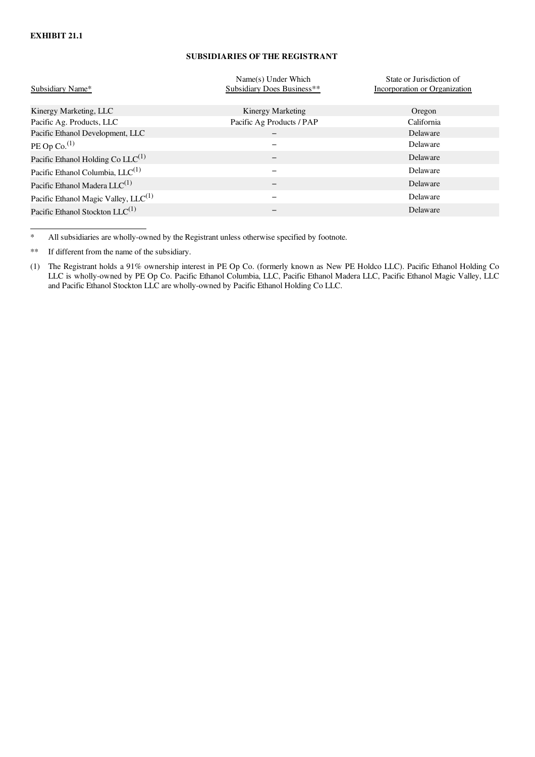**EXHIBIT 21.1**

**SUBSIDIARIES OF THE REGISTRANT**

| Subsidiary Name* | Name(s) Under Which Subsidiary Does Business** | State or Jurisdiction of Incorporation or Organization |
|---|---|---|
| Kinergy Marketing, LLC | Kinergy Marketing | Oregon |
| Pacific Ag. Products, LLC | Pacific Ag Products / PAP | California |
| Pacific Ethanol Development, LLC | – | Delaware |
| PE Op Co.[(1)] | – | Delaware |
| Pacific Ethanol Holding Co LLC[(1)] | – | Delaware |
| Pacific Ethanol Columbia, LLC[(1)] | – | Delaware |
| Pacific Ethanol Madera LLC[(1)] | – | Delaware |
| Pacific Ethanol Magic Valley, LLC[(1)] | – | Delaware |
| Pacific Ethanol Stockton LLC[(1)] | – | Delaware |

\* All subsidiaries are wholly-owned by the Registrant unless otherwise specified by footnote.

** If different from the name of the subsidiary.

(1) The Registrant holds a 91% ownership interest in PE Op Co. (formerly known as New PE Holdco LLC). Pacific Ethanol Holding Co LLC is wholly-owned by PE Op Co. Pacific Ethanol Columbia, LLC, Pacific Ethanol Madera LLC, Pacific Ethanol Magic Valley, LLC and Pacific Ethanol Stockton LLC are wholly-owned by Pacific Ethanol Holding Co LLC.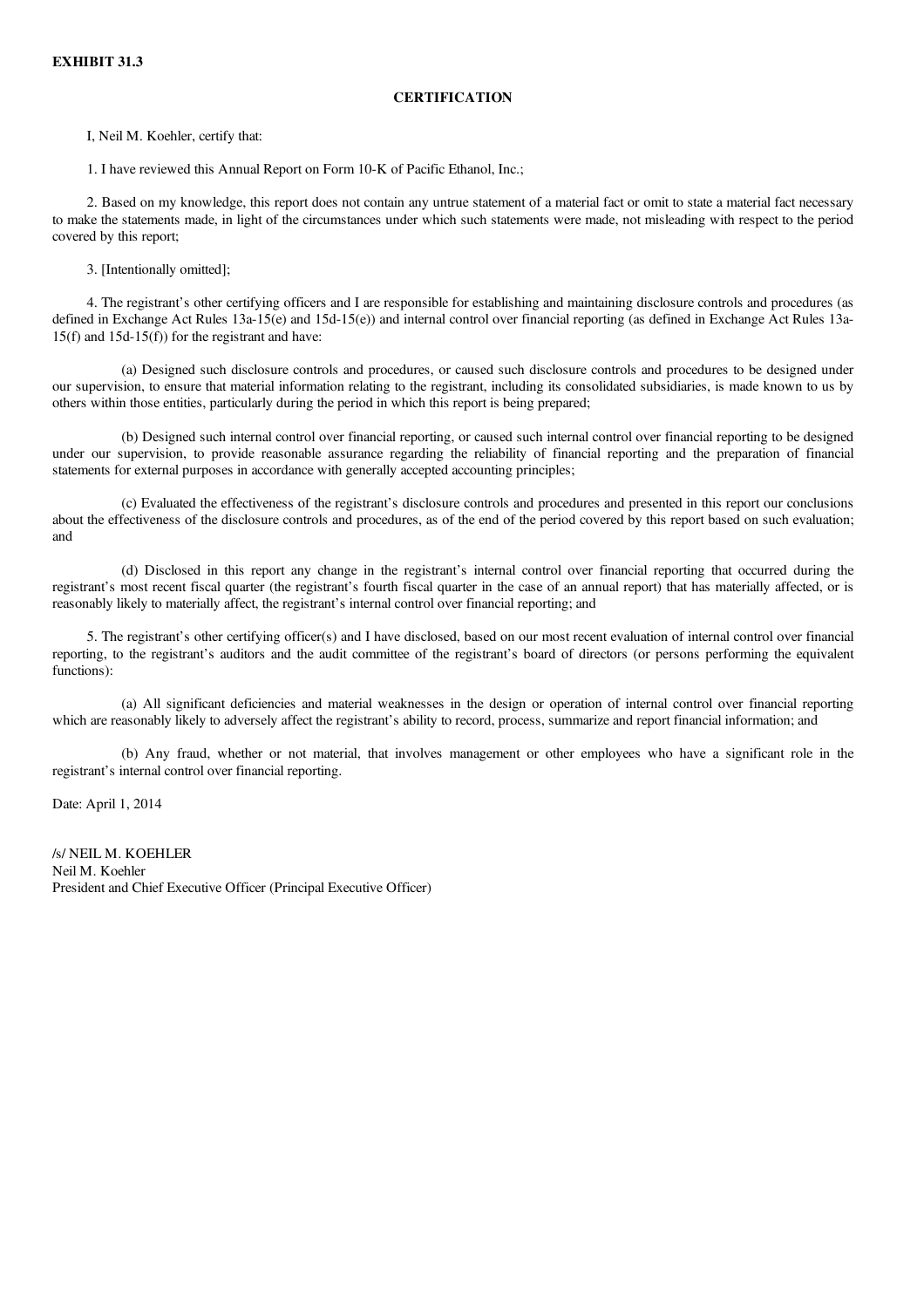**EXHIBIT 31.3**

## CERTIFICATION

I, Neil M. Koehler, certify that:

1. I have reviewed this Annual Report on Form 10-K of Pacific Ethanol, Inc.;

2. Based on my knowledge, this report does not contain any untrue statement of a material fact or omit to state a material fact necessary to make the statements made, in light of the circumstances under which such statements were made, not misleading with respect to the period covered by this report;

3. [Intentionally omitted];

4. The registrant's other certifying officers and I are responsible for establishing and maintaining disclosure controls and procedures (as defined in Exchange Act Rules 13a-15(e) and 15d-15(e)) and internal control over financial reporting (as defined in Exchange Act Rules 13a-15(f) and 15d-15(f)) for the registrant and have:

(a) Designed such disclosure controls and procedures, or caused such disclosure controls and procedures to be designed under our supervision, to ensure that material information relating to the registrant, including its consolidated subsidiaries, is made known to us by others within those entities, particularly during the period in which this report is being prepared;

(b) Designed such internal control over financial reporting, or caused such internal control over financial reporting to be designed under our supervision, to provide reasonable assurance regarding the reliability of financial reporting and the preparation of financial statements for external purposes in accordance with generally accepted accounting principles;

(c) Evaluated the effectiveness of the registrant's disclosure controls and procedures and presented in this report our conclusions about the effectiveness of the disclosure controls and procedures, as of the end of the period covered by this report based on such evaluation; and

(d) Disclosed in this report any change in the registrant's internal control over financial reporting that occurred during the registrant's most recent fiscal quarter (the registrant's fourth fiscal quarter in the case of an annual report) that has materially affected, or is reasonably likely to materially affect, the registrant's internal control over financial reporting; and

5. The registrant's other certifying officer(s) and I have disclosed, based on our most recent evaluation of internal control over financial reporting, to the registrant's auditors and the audit committee of the registrant's board of directors (or persons performing the equivalent functions):

(a) All significant deficiencies and material weaknesses in the design or operation of internal control over financial reporting which are reasonably likely to adversely affect the registrant's ability to record, process, summarize and report financial information; and

(b) Any fraud, whether or not material, that involves management or other employees who have a significant role in the registrant's internal control over financial reporting.

Date: April 1, 2014

/s/ NEIL M. KOEHLER
Neil M. Koehler
President and Chief Executive Officer (Principal Executive Officer)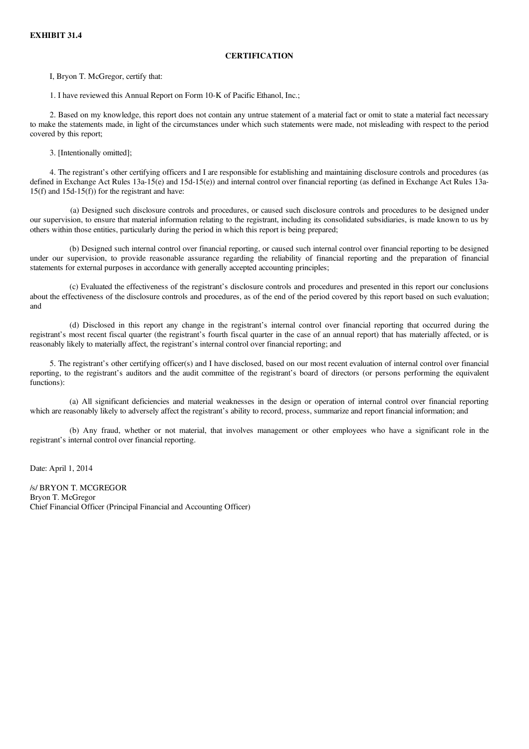**EXHIBIT 31.4**

**CERTIFICATION**

I, Bryon T. McGregor, certify that:

1. I have reviewed this Annual Report on Form 10-K of Pacific Ethanol, Inc.;

2. Based on my knowledge, this report does not contain any untrue statement of a material fact or omit to state a material fact necessary to make the statements made, in light of the circumstances under which such statements were made, not misleading with respect to the period covered by this report;

3. [Intentionally omitted];

4. The registrant's other certifying officers and I are responsible for establishing and maintaining disclosure controls and procedures (as defined in Exchange Act Rules 13a-15(e) and 15d-15(e)) and internal control over financial reporting (as defined in Exchange Act Rules 13a-15(f) and 15d-15(f)) for the registrant and have:

(a) Designed such disclosure controls and procedures, or caused such disclosure controls and procedures to be designed under our supervision, to ensure that material information relating to the registrant, including its consolidated subsidiaries, is made known to us by others within those entities, particularly during the period in which this report is being prepared;

(b) Designed such internal control over financial reporting, or caused such internal control over financial reporting to be designed under our supervision, to provide reasonable assurance regarding the reliability of financial reporting and the preparation of financial statements for external purposes in accordance with generally accepted accounting principles;

(c) Evaluated the effectiveness of the registrant's disclosure controls and procedures and presented in this report our conclusions about the effectiveness of the disclosure controls and procedures, as of the end of the period covered by this report based on such evaluation; and

(d) Disclosed in this report any change in the registrant's internal control over financial reporting that occurred during the registrant's most recent fiscal quarter (the registrant's fourth fiscal quarter in the case of an annual report) that has materially affected, or is reasonably likely to materially affect, the registrant's internal control over financial reporting; and

5. The registrant's other certifying officer(s) and I have disclosed, based on our most recent evaluation of internal control over financial reporting, to the registrant's auditors and the audit committee of the registrant's board of directors (or persons performing the equivalent functions):

(a) All significant deficiencies and material weaknesses in the design or operation of internal control over financial reporting which are reasonably likely to adversely affect the registrant's ability to record, process, summarize and report financial information; and

(b) Any fraud, whether or not material, that involves management or other employees who have a significant role in the registrant's internal control over financial reporting.

Date: April 1, 2014

/s/ BRYON T. MCGREGOR
Bryon T. McGregor
Chief Financial Officer (Principal Financial and Accounting Officer)